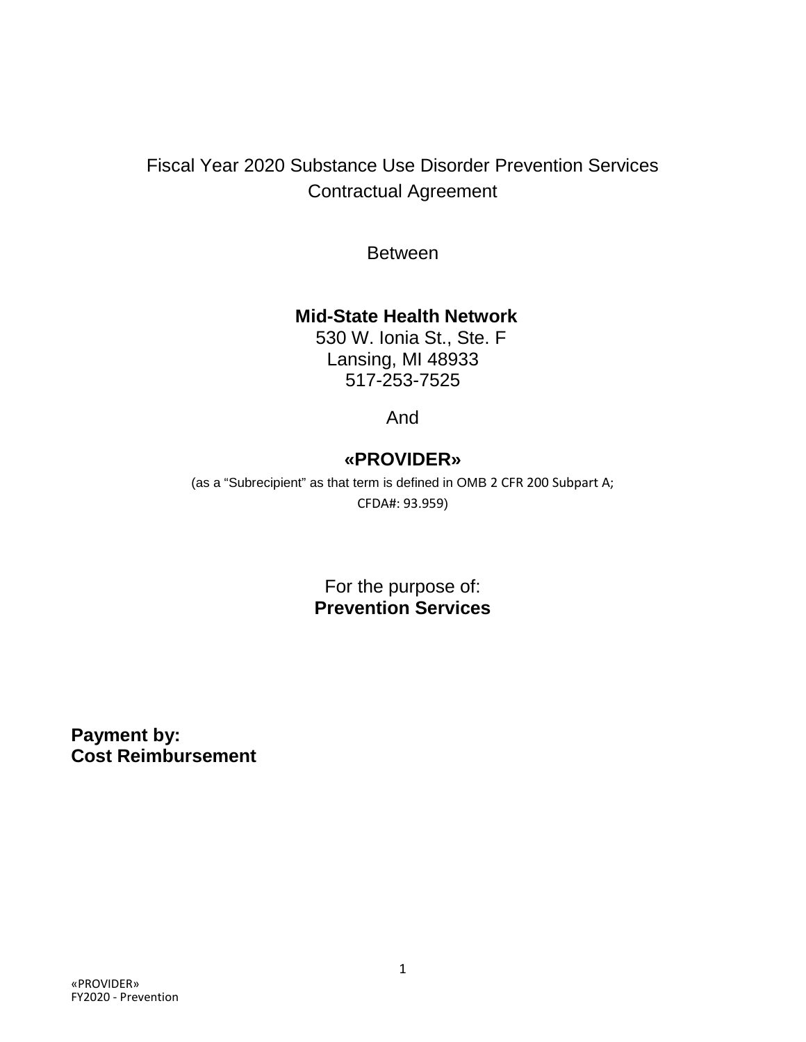# Fiscal Year 2020 Substance Use Disorder Prevention Services Contractual Agreement

Between

**Mid-State Health Network**
530 W. Ionia St., Ste. F
Lansing, MI 48933
517-253-7525

And

**«PROVIDER»**
(as a "Subrecipient" as that term is defined in OMB 2 CFR 200 Subpart A;
CFDA#: 93.959)

For the purpose of:
**Prevention Services**

**Payment by:**
**Cost Reimbursement**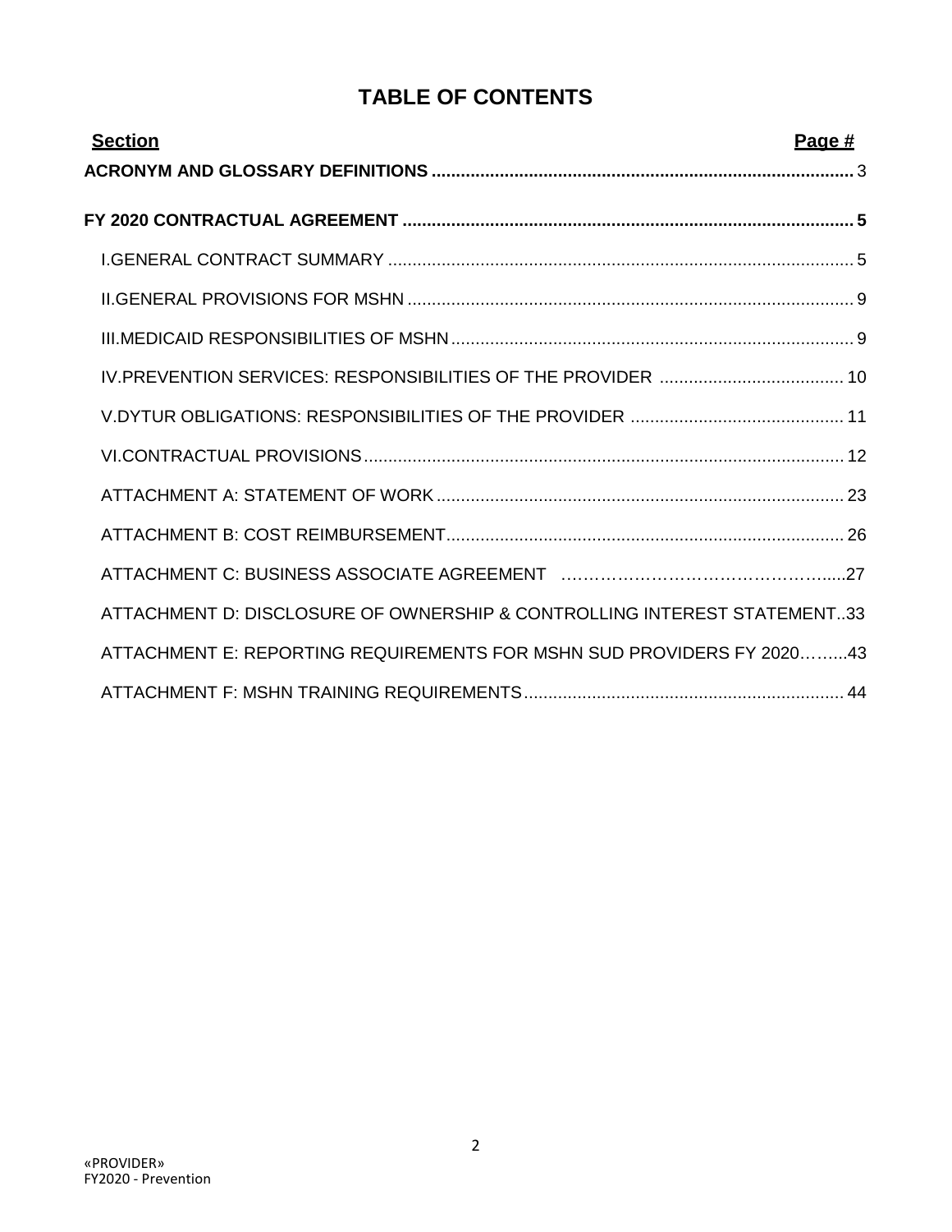# TABLE OF CONTENTS

| Section | Page # |
|---|---|
| **ACRONYM AND GLOSSARY DEFINITIONS** | 3 |
| **FY 2020 CONTRACTUAL AGREEMENT** | **5** |
| I.GENERAL CONTRACT SUMMARY | 5 |
| II.GENERAL PROVISIONS FOR MSHN | 9 |
| III.MEDICAID RESPONSIBILITIES OF MSHN | 9 |
| IV.PREVENTION SERVICES: RESPONSIBILITIES OF THE PROVIDER | 10 |
| V.DYTUR OBLIGATIONS: RESPONSIBILITIES OF THE PROVIDER | 11 |
| VI.CONTRACTUAL PROVISIONS | 12 |
| ATTACHMENT A: STATEMENT OF WORK | 23 |
| ATTACHMENT B: COST REIMBURSEMENT | 26 |
| ATTACHMENT C: BUSINESS ASSOCIATE AGREEMENT | 27 |
| ATTACHMENT D: DISCLOSURE OF OWNERSHIP & CONTROLLING INTEREST STATEMENT | 33 |
| ATTACHMENT E: REPORTING REQUIREMENTS FOR MSHN SUD PROVIDERS FY 2020 | 43 |
| ATTACHMENT F: MSHN TRAINING REQUIREMENTS | 44 |

«PROVIDER»
FY2020 - Prevention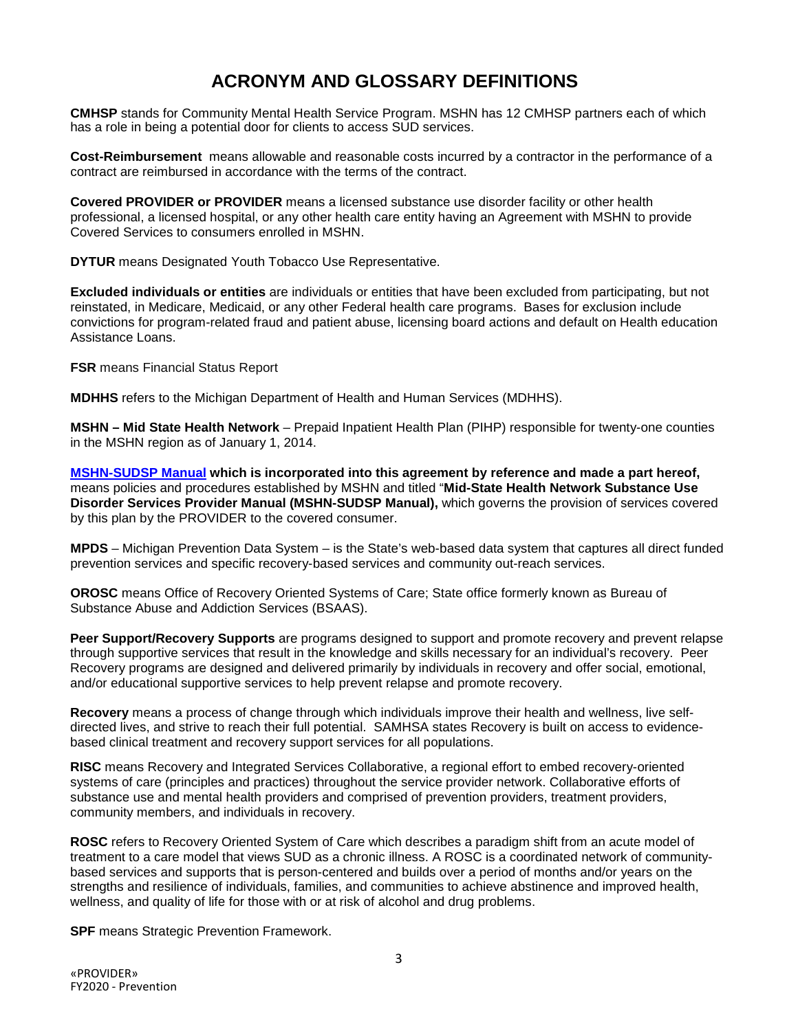# ACRONYM AND GLOSSARY DEFINITIONS

**CMHSP** stands for Community Mental Health Service Program. MSHN has 12 CMHSP partners each of which has a role in being a potential door for clients to access SUD services.

**Cost-Reimbursement** means allowable and reasonable costs incurred by a contractor in the performance of a contract are reimbursed in accordance with the terms of the contract.

**Covered PROVIDER or PROVIDER** means a licensed substance use disorder facility or other health professional, a licensed hospital, or any other health care entity having an Agreement with MSHN to provide Covered Services to consumers enrolled in MSHN.

**DYTUR** means Designated Youth Tobacco Use Representative.

**Excluded individuals or entities** are individuals or entities that have been excluded from participating, but not reinstated, in Medicare, Medicaid, or any other Federal health care programs. Bases for exclusion include convictions for program-related fraud and patient abuse, licensing board actions and default on Health education Assistance Loans.

**FSR** means Financial Status Report

**MDHHS** refers to the Michigan Department of Health and Human Services (MDHHS).

**MSHN – Mid State Health Network** – Prepaid Inpatient Health Plan (PIHP) responsible for twenty-one counties in the MSHN region as of January 1, 2014.

**MSHN-SUDSP Manual which is incorporated into this agreement by reference and made a part hereof,** means policies and procedures established by MSHN and titled "**Mid-State Health Network Substance Use Disorder Services Provider Manual (MSHN-SUDSP Manual),** which governs the provision of services covered by this plan by the PROVIDER to the covered consumer.

**MPDS** – Michigan Prevention Data System – is the State's web-based data system that captures all direct funded prevention services and specific recovery-based services and community out-reach services.

**OROSC** means Office of Recovery Oriented Systems of Care; State office formerly known as Bureau of Substance Abuse and Addiction Services (BSAAS).

**Peer Support/Recovery Supports** are programs designed to support and promote recovery and prevent relapse through supportive services that result in the knowledge and skills necessary for an individual's recovery. Peer Recovery programs are designed and delivered primarily by individuals in recovery and offer social, emotional, and/or educational supportive services to help prevent relapse and promote recovery.

**Recovery** means a process of change through which individuals improve their health and wellness, live self-directed lives, and strive to reach their full potential. SAMHSA states Recovery is built on access to evidence-based clinical treatment and recovery support services for all populations.

**RISC** means Recovery and Integrated Services Collaborative, a regional effort to embed recovery-oriented systems of care (principles and practices) throughout the service provider network. Collaborative efforts of substance use and mental health providers and comprised of prevention providers, treatment providers, community members, and individuals in recovery.

**ROSC** refers to Recovery Oriented System of Care which describes a paradigm shift from an acute model of treatment to a care model that views SUD as a chronic illness. A ROSC is a coordinated network of community-based services and supports that is person-centered and builds over a period of months and/or years on the strengths and resilience of individuals, families, and communities to achieve abstinence and improved health, wellness, and quality of life for those with or at risk of alcohol and drug problems.

**SPF** means Strategic Prevention Framework.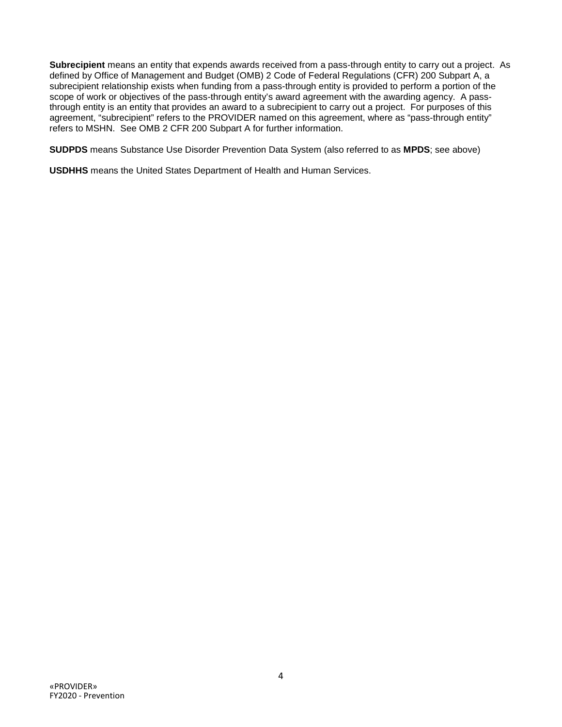**Subrecipient** means an entity that expends awards received from a pass-through entity to carry out a project. As defined by Office of Management and Budget (OMB) 2 Code of Federal Regulations (CFR) 200 Subpart A, a subrecipient relationship exists when funding from a pass-through entity is provided to perform a portion of the scope of work or objectives of the pass-through entity's award agreement with the awarding agency. A pass-through entity is an entity that provides an award to a subrecipient to carry out a project. For purposes of this agreement, "subrecipient" refers to the PROVIDER named on this agreement, where as "pass-through entity" refers to MSHN. See OMB 2 CFR 200 Subpart A for further information.

**SUDPDS** means Substance Use Disorder Prevention Data System (also referred to as **MPDS**; see above)

**USDHHS** means the United States Department of Health and Human Services.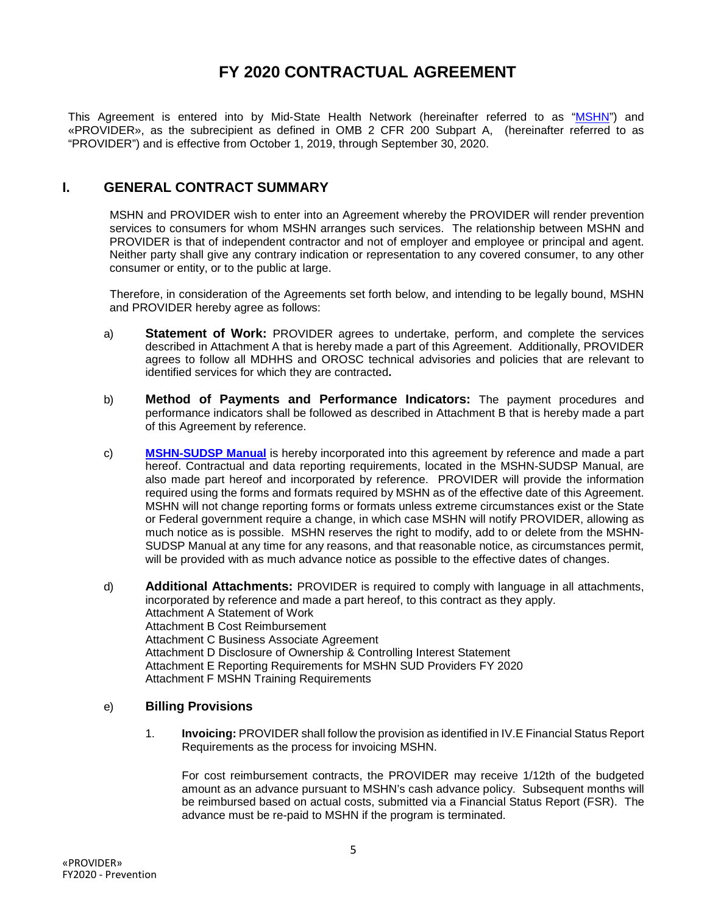# FY 2020 CONTRACTUAL AGREEMENT

This Agreement is entered into by Mid-State Health Network (hereinafter referred to as "MSHN") and «PROVIDER», as the subrecipient as defined in OMB 2 CFR 200 Subpart A, (hereinafter referred to as "PROVIDER") and is effective from October 1, 2019, through September 30, 2020.

## I. GENERAL CONTRACT SUMMARY

MSHN and PROVIDER wish to enter into an Agreement whereby the PROVIDER will render prevention services to consumers for whom MSHN arranges such services. The relationship between MSHN and PROVIDER is that of independent contractor and not of employer and employee or principal and agent. Neither party shall give any contrary indication or representation to any covered consumer, to any other consumer or entity, or to the public at large.

Therefore, in consideration of the Agreements set forth below, and intending to be legally bound, MSHN and PROVIDER hereby agree as follows:

a) **Statement of Work:** PROVIDER agrees to undertake, perform, and complete the services described in Attachment A that is hereby made a part of this Agreement. Additionally, PROVIDER agrees to follow all MDHHS and OROSC technical advisories and policies that are relevant to identified services for which they are contracted**.**

b) **Method of Payments and Performance Indicators:** The payment procedures and performance indicators shall be followed as described in Attachment B that is hereby made a part of this Agreement by reference.

c) **MSHN-SUDSP Manual** is hereby incorporated into this agreement by reference and made a part hereof. Contractual and data reporting requirements, located in the MSHN-SUDSP Manual, are also made part hereof and incorporated by reference. PROVIDER will provide the information required using the forms and formats required by MSHN as of the effective date of this Agreement. MSHN will not change reporting forms or formats unless extreme circumstances exist or the State or Federal government require a change, in which case MSHN will notify PROVIDER, allowing as much notice as is possible. MSHN reserves the right to modify, add to or delete from the MSHN-SUDSP Manual at any time for any reasons, and that reasonable notice, as circumstances permit, will be provided with as much advance notice as possible to the effective dates of changes.

d) **Additional Attachments:** PROVIDER is required to comply with language in all attachments, incorporated by reference and made a part hereof, to this contract as they apply.
Attachment A Statement of Work
Attachment B Cost Reimbursement
Attachment C Business Associate Agreement
Attachment D Disclosure of Ownership & Controlling Interest Statement
Attachment E Reporting Requirements for MSHN SUD Providers FY 2020
Attachment F MSHN Training Requirements

e) **Billing Provisions**

1. **Invoicing:** PROVIDER shall follow the provision as identified in IV.E Financial Status Report Requirements as the process for invoicing MSHN.

   For cost reimbursement contracts, the PROVIDER may receive 1/12th of the budgeted amount as an advance pursuant to MSHN's cash advance policy. Subsequent months will be reimbursed based on actual costs, submitted via a Financial Status Report (FSR). The advance must be re-paid to MSHN if the program is terminated.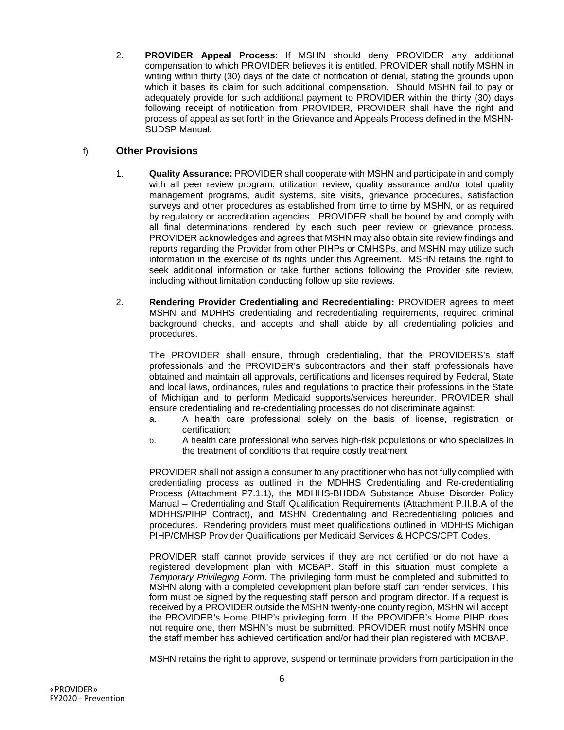2. **PROVIDER Appeal Process**: If MSHN should deny PROVIDER any additional compensation to which PROVIDER believes it is entitled, PROVIDER shall notify MSHN in writing within thirty (30) days of the date of notification of denial, stating the grounds upon which it bases its claim for such additional compensation. Should MSHN fail to pay or adequately provide for such additional payment to PROVIDER within the thirty (30) days following receipt of notification from PROVIDER, PROVIDER shall have the right and process of appeal as set forth in the Grievance and Appeals Process defined in the MSHN-SUDSP Manual.

### f) Other Provisions

1. **Quality Assurance:** PROVIDER shall cooperate with MSHN and participate in and comply with all peer review program, utilization review, quality assurance and/or total quality management programs, audit systems, site visits, grievance procedures, satisfaction surveys and other procedures as established from time to time by MSHN, or as required by regulatory or accreditation agencies. PROVIDER shall be bound by and comply with all final determinations rendered by each such peer review or grievance process. PROVIDER acknowledges and agrees that MSHN may also obtain site review findings and reports regarding the Provider from other PIHPs or CMHSPs, and MSHN may utilize such information in the exercise of its rights under this Agreement. MSHN retains the right to seek additional information or take further actions following the Provider site review, including without limitation conducting follow up site reviews.

2. **Rendering Provider Credentialing and Recredentialing:** PROVIDER agrees to meet MSHN and MDHHS credentialing and recredentialing requirements, required criminal background checks, and accepts and shall abide by all credentialing policies and procedures.

   The PROVIDER shall ensure, through credentialing, that the PROVIDERS's staff professionals and the PROVIDER's subcontractors and their staff professionals have obtained and maintain all approvals, certifications and licenses required by Federal, State and local laws, ordinances, rules and regulations to practice their professions in the State of Michigan and to perform Medicaid supports/services hereunder. PROVIDER shall ensure credentialing and re-credentialing processes do not discriminate against:

   a. A health care professional solely on the basis of license, registration or certification;
   b. A health care professional who serves high-risk populations or who specializes in the treatment of conditions that require costly treatment

   PROVIDER shall not assign a consumer to any practitioner who has not fully complied with credentialing process as outlined in the MDHHS Credentialing and Re-credentialing Process (Attachment P7.1.1), the MDHHS-BHDDA Substance Abuse Disorder Policy Manual – Credentialing and Staff Qualification Requirements (Attachment P.II.B.A of the MDHHS/PIHP Contract), and MSHN Credentialing and Recredentialing policies and procedures. Rendering providers must meet qualifications outlined in MDHHS Michigan PIHP/CMHSP Provider Qualifications per Medicaid Services & HCPCS/CPT Codes.

   PROVIDER staff cannot provide services if they are not certified or do not have a registered development plan with MCBAP. Staff in this situation must complete a *Temporary Privileging Form*. The privileging form must be completed and submitted to MSHN along with a completed development plan before staff can render services. This form must be signed by the requesting staff person and program director. If a request is received by a PROVIDER outside the MSHN twenty-one county region, MSHN will accept the PROVIDER's Home PIHP's privileging form. If the PROVIDER's Home PIHP does not require one, then MSHN's must be submitted. PROVIDER must notify MSHN once the staff member has achieved certification and/or had their plan registered with MCBAP.

   MSHN retains the right to approve, suspend or terminate providers from participation in the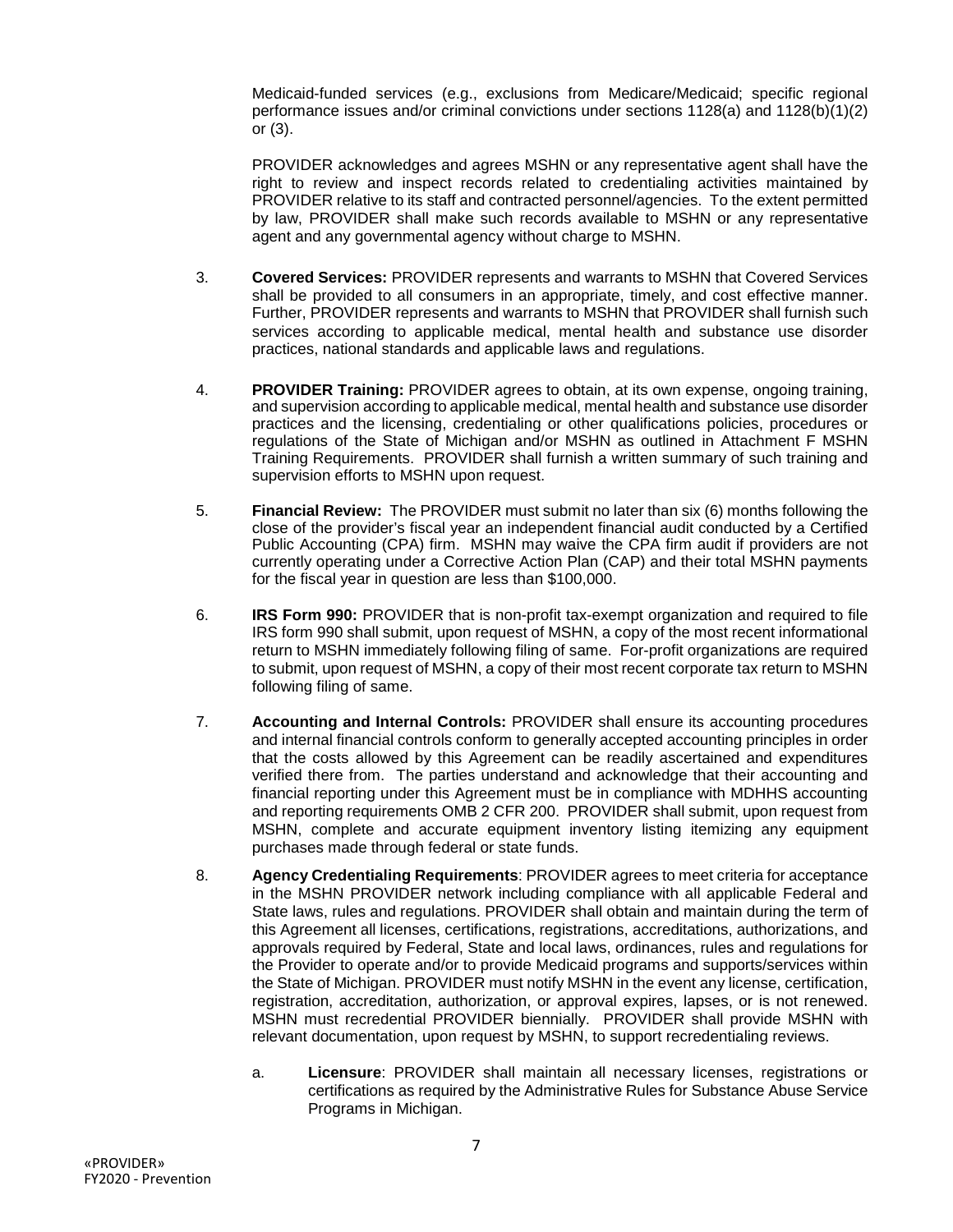Medicaid-funded services (e.g., exclusions from Medicare/Medicaid; specific regional performance issues and/or criminal convictions under sections 1128(a) and 1128(b)(1)(2) or (3).

PROVIDER acknowledges and agrees MSHN or any representative agent shall have the right to review and inspect records related to credentialing activities maintained by PROVIDER relative to its staff and contracted personnel/agencies. To the extent permitted by law, PROVIDER shall make such records available to MSHN or any representative agent and any governmental agency without charge to MSHN.

3. **Covered Services:** PROVIDER represents and warrants to MSHN that Covered Services shall be provided to all consumers in an appropriate, timely, and cost effective manner. Further, PROVIDER represents and warrants to MSHN that PROVIDER shall furnish such services according to applicable medical, mental health and substance use disorder practices, national standards and applicable laws and regulations.

4. **PROVIDER Training:** PROVIDER agrees to obtain, at its own expense, ongoing training, and supervision according to applicable medical, mental health and substance use disorder practices and the licensing, credentialing or other qualifications policies, procedures or regulations of the State of Michigan and/or MSHN as outlined in Attachment F MSHN Training Requirements. PROVIDER shall furnish a written summary of such training and supervision efforts to MSHN upon request.

5. **Financial Review:** The PROVIDER must submit no later than six (6) months following the close of the provider's fiscal year an independent financial audit conducted by a Certified Public Accounting (CPA) firm. MSHN may waive the CPA firm audit if providers are not currently operating under a Corrective Action Plan (CAP) and their total MSHN payments for the fiscal year in question are less than $100,000.

6. **IRS Form 990:** PROVIDER that is non-profit tax-exempt organization and required to file IRS form 990 shall submit, upon request of MSHN, a copy of the most recent informational return to MSHN immediately following filing of same. For-profit organizations are required to submit, upon request of MSHN, a copy of their most recent corporate tax return to MSHN following filing of same.

7. **Accounting and Internal Controls:** PROVIDER shall ensure its accounting procedures and internal financial controls conform to generally accepted accounting principles in order that the costs allowed by this Agreement can be readily ascertained and expenditures verified there from. The parties understand and acknowledge that their accounting and financial reporting under this Agreement must be in compliance with MDHHS accounting and reporting requirements OMB 2 CFR 200. PROVIDER shall submit, upon request from MSHN, complete and accurate equipment inventory listing itemizing any equipment purchases made through federal or state funds.

8. **Agency Credentialing Requirements**: PROVIDER agrees to meet criteria for acceptance in the MSHN PROVIDER network including compliance with all applicable Federal and State laws, rules and regulations. PROVIDER shall obtain and maintain during the term of this Agreement all licenses, certifications, registrations, accreditations, authorizations, and approvals required by Federal, State and local laws, ordinances, rules and regulations for the Provider to operate and/or to provide Medicaid programs and supports/services within the State of Michigan. PROVIDER must notify MSHN in the event any license, certification, registration, accreditation, authorization, or approval expires, lapses, or is not renewed. MSHN must recredential PROVIDER biennially. PROVIDER shall provide MSHN with relevant documentation, upon request by MSHN, to support recredentialing reviews.

   a. **Licensure**: PROVIDER shall maintain all necessary licenses, registrations or certifications as required by the Administrative Rules for Substance Abuse Service Programs in Michigan.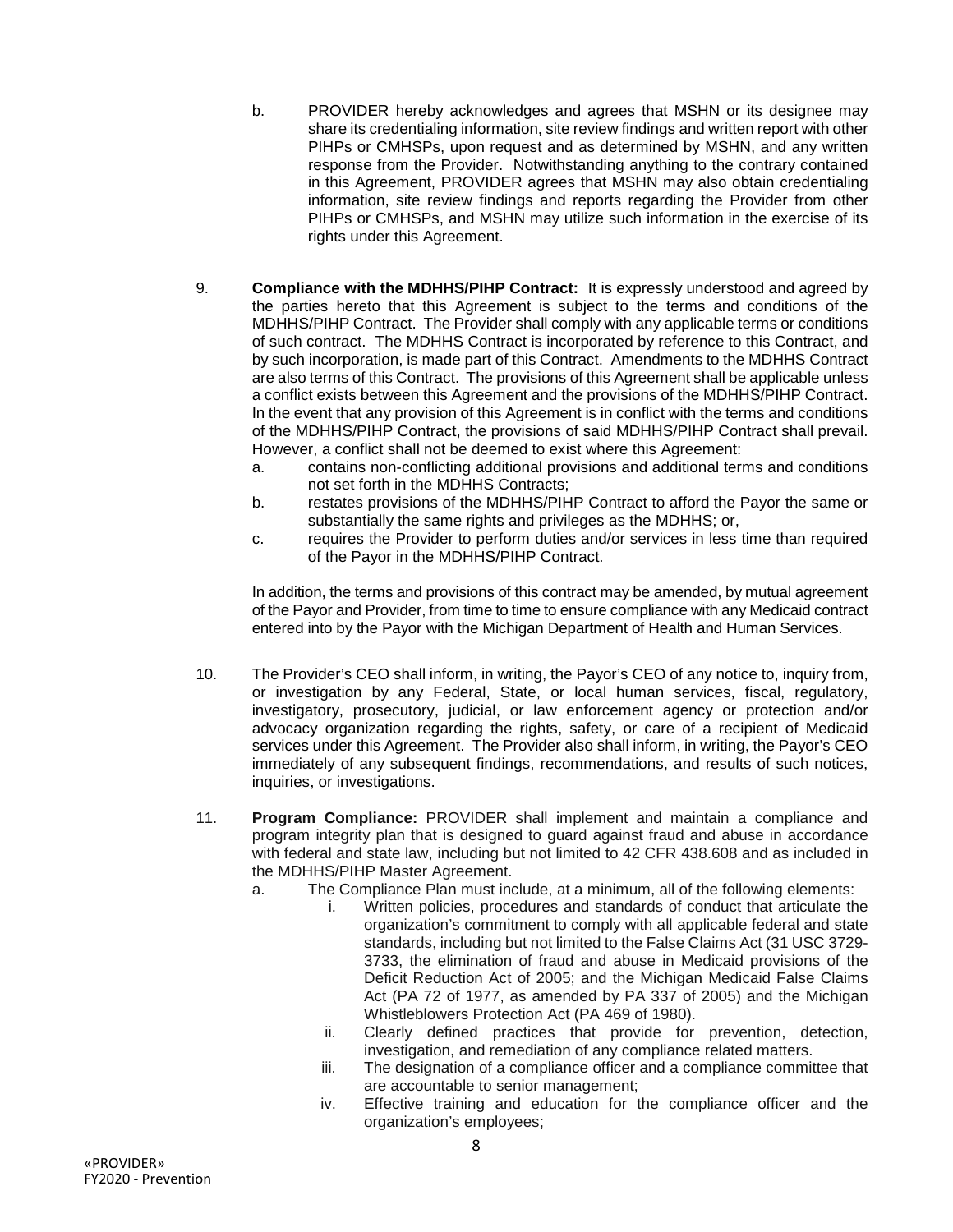b. PROVIDER hereby acknowledges and agrees that MSHN or its designee may share its credentialing information, site review findings and written report with other PIHPs or CMHSPs, upon request and as determined by MSHN, and any written response from the Provider. Notwithstanding anything to the contrary contained in this Agreement, PROVIDER agrees that MSHN may also obtain credentialing information, site review findings and reports regarding the Provider from other PIHPs or CMHSPs, and MSHN may utilize such information in the exercise of its rights under this Agreement.

9. **Compliance with the MDHHS/PIHP Contract:** It is expressly understood and agreed by the parties hereto that this Agreement is subject to the terms and conditions of the MDHHS/PIHP Contract. The Provider shall comply with any applicable terms or conditions of such contract. The MDHHS Contract is incorporated by reference to this Contract, and by such incorporation, is made part of this Contract. Amendments to the MDHHS Contract are also terms of this Contract. The provisions of this Agreement shall be applicable unless a conflict exists between this Agreement and the provisions of the MDHHS/PIHP Contract. In the event that any provision of this Agreement is in conflict with the terms and conditions of the MDHHS/PIHP Contract, the provisions of said MDHHS/PIHP Contract shall prevail. However, a conflict shall not be deemed to exist where this Agreement:
   a. contains non-conflicting additional provisions and additional terms and conditions not set forth in the MDHHS Contracts;
   b. restates provisions of the MDHHS/PIHP Contract to afford the Payor the same or substantially the same rights and privileges as the MDHHS; or,
   c. requires the Provider to perform duties and/or services in less time than required of the Payor in the MDHHS/PIHP Contract.

   In addition, the terms and provisions of this contract may be amended, by mutual agreement of the Payor and Provider, from time to time to ensure compliance with any Medicaid contract entered into by the Payor with the Michigan Department of Health and Human Services.

10. The Provider's CEO shall inform, in writing, the Payor's CEO of any notice to, inquiry from, or investigation by any Federal, State, or local human services, fiscal, regulatory, investigatory, prosecutory, judicial, or law enforcement agency or protection and/or advocacy organization regarding the rights, safety, or care of a recipient of Medicaid services under this Agreement. The Provider also shall inform, in writing, the Payor's CEO immediately of any subsequent findings, recommendations, and results of such notices, inquiries, or investigations.

11. **Program Compliance:** PROVIDER shall implement and maintain a compliance and program integrity plan that is designed to guard against fraud and abuse in accordance with federal and state law, including but not limited to 42 CFR 438.608 and as included in the MDHHS/PIHP Master Agreement.
   a. The Compliance Plan must include, at a minimum, all of the following elements:
      i. Written policies, procedures and standards of conduct that articulate the organization's commitment to comply with all applicable federal and state standards, including but not limited to the False Claims Act (31 USC 3729-3733, the elimination of fraud and abuse in Medicaid provisions of the Deficit Reduction Act of 2005; and the Michigan Medicaid False Claims Act (PA 72 of 1977, as amended by PA 337 of 2005) and the Michigan Whistleblowers Protection Act (PA 469 of 1980).
      ii. Clearly defined practices that provide for prevention, detection, investigation, and remediation of any compliance related matters.
      iii. The designation of a compliance officer and a compliance committee that are accountable to senior management;
      iv. Effective training and education for the compliance officer and the organization's employees;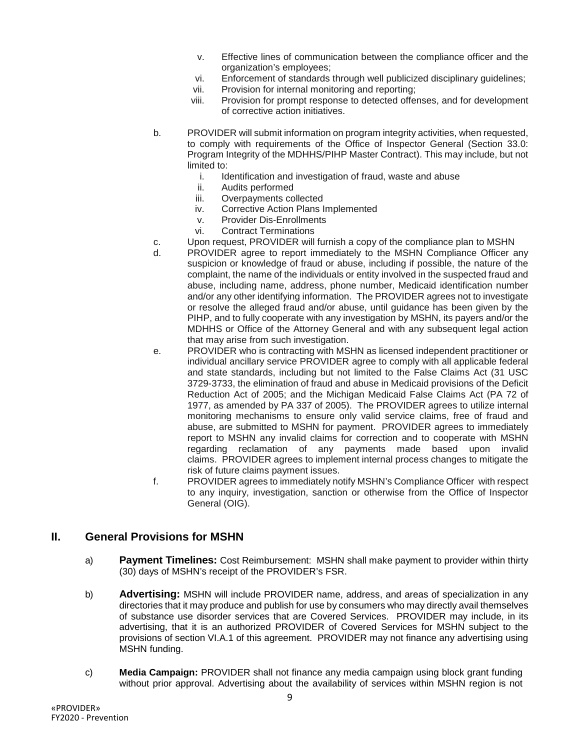- v. Effective lines of communication between the compliance officer and the organization's employees;
- vi. Enforcement of standards through well publicized disciplinary guidelines;
- vii. Provision for internal monitoring and reporting;
- viii. Provision for prompt response to detected offenses, and for development of corrective action initiatives.

b. PROVIDER will submit information on program integrity activities, when requested, to comply with requirements of the Office of Inspector General (Section 33.0: Program Integrity of the MDHHS/PIHP Master Contract). This may include, but not limited to:

- i. Identification and investigation of fraud, waste and abuse
- ii. Audits performed
- iii. Overpayments collected
- iv. Corrective Action Plans Implemented
- v. Provider Dis-Enrollments
- vi. Contract Terminations

c. Upon request, PROVIDER will furnish a copy of the compliance plan to MSHN

d. PROVIDER agree to report immediately to the MSHN Compliance Officer any suspicion or knowledge of fraud or abuse, including if possible, the nature of the complaint, the name of the individuals or entity involved in the suspected fraud and abuse, including name, address, phone number, Medicaid identification number and/or any other identifying information. The PROVIDER agrees not to investigate or resolve the alleged fraud and/or abuse, until guidance has been given by the PIHP, and to fully cooperate with any investigation by MSHN, its payers and/or the MDHHS or Office of the Attorney General and with any subsequent legal action that may arise from such investigation.

e. PROVIDER who is contracting with MSHN as licensed independent practitioner or individual ancillary service PROVIDER agree to comply with all applicable federal and state standards, including but not limited to the False Claims Act (31 USC 3729-3733, the elimination of fraud and abuse in Medicaid provisions of the Deficit Reduction Act of 2005; and the Michigan Medicaid False Claims Act (PA 72 of 1977, as amended by PA 337 of 2005). The PROVIDER agrees to utilize internal monitoring mechanisms to ensure only valid service claims, free of fraud and abuse, are submitted to MSHN for payment. PROVIDER agrees to immediately report to MSHN any invalid claims for correction and to cooperate with MSHN regarding reclamation of any payments made based upon invalid claims. PROVIDER agrees to implement internal process changes to mitigate the risk of future claims payment issues.

f. PROVIDER agrees to immediately notify MSHN's Compliance Officer with respect to any inquiry, investigation, sanction or otherwise from the Office of Inspector General (OIG).

## II. General Provisions for MSHN

a) **Payment Timelines:** Cost Reimbursement: MSHN shall make payment to provider within thirty (30) days of MSHN's receipt of the PROVIDER's FSR.

b) **Advertising:** MSHN will include PROVIDER name, address, and areas of specialization in any directories that it may produce and publish for use by consumers who may directly avail themselves of substance use disorder services that are Covered Services. PROVIDER may include, in its advertising, that it is an authorized PROVIDER of Covered Services for MSHN subject to the provisions of section VI.A.1 of this agreement. PROVIDER may not finance any advertising using MSHN funding.

c) **Media Campaign:** PROVIDER shall not finance any media campaign using block grant funding without prior approval. Advertising about the availability of services within MSHN region is not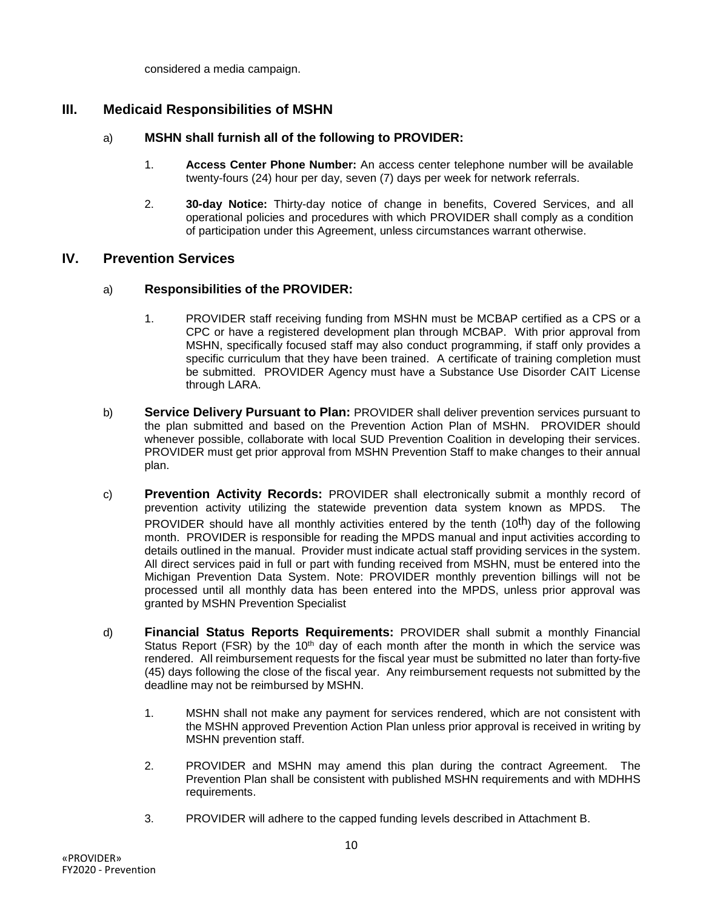considered a media campaign.

## III. Medicaid Responsibilities of MSHN

### a) MSHN shall furnish all of the following to PROVIDER:

1. **Access Center Phone Number:** An access center telephone number will be available twenty-fours (24) hour per day, seven (7) days per week for network referrals.

2. **30-day Notice:** Thirty-day notice of change in benefits, Covered Services, and all operational policies and procedures with which PROVIDER shall comply as a condition of participation under this Agreement, unless circumstances warrant otherwise.

## IV. Prevention Services

### a) Responsibilities of the PROVIDER:

1. PROVIDER staff receiving funding from MSHN must be MCBAP certified as a CPS or a CPC or have a registered development plan through MCBAP. With prior approval from MSHN, specifically focused staff may also conduct programming, if staff only provides a specific curriculum that they have been trained. A certificate of training completion must be submitted. PROVIDER Agency must have a Substance Use Disorder CAIT License through LARA.

b) **Service Delivery Pursuant to Plan:** PROVIDER shall deliver prevention services pursuant to the plan submitted and based on the Prevention Action Plan of MSHN. PROVIDER should whenever possible, collaborate with local SUD Prevention Coalition in developing their services. PROVIDER must get prior approval from MSHN Prevention Staff to make changes to their annual plan.

c) **Prevention Activity Records:** PROVIDER shall electronically submit a monthly record of prevention activity utilizing the statewide prevention data system known as MPDS. The PROVIDER should have all monthly activities entered by the tenth (10th) day of the following month. PROVIDER is responsible for reading the MPDS manual and input activities according to details outlined in the manual. Provider must indicate actual staff providing services in the system. All direct services paid in full or part with funding received from MSHN, must be entered into the Michigan Prevention Data System. Note: PROVIDER monthly prevention billings will not be processed until all monthly data has been entered into the MPDS, unless prior approval was granted by MSHN Prevention Specialist

d) **Financial Status Reports Requirements:** PROVIDER shall submit a monthly Financial Status Report (FSR) by the 10th day of each month after the month in which the service was rendered. All reimbursement requests for the fiscal year must be submitted no later than forty-five (45) days following the close of the fiscal year. Any reimbursement requests not submitted by the deadline may not be reimbursed by MSHN.

1. MSHN shall not make any payment for services rendered, which are not consistent with the MSHN approved Prevention Action Plan unless prior approval is received in writing by MSHN prevention staff.

2. PROVIDER and MSHN may amend this plan during the contract Agreement. The Prevention Plan shall be consistent with published MSHN requirements and with MDHHS requirements.

3. PROVIDER will adhere to the capped funding levels described in Attachment B.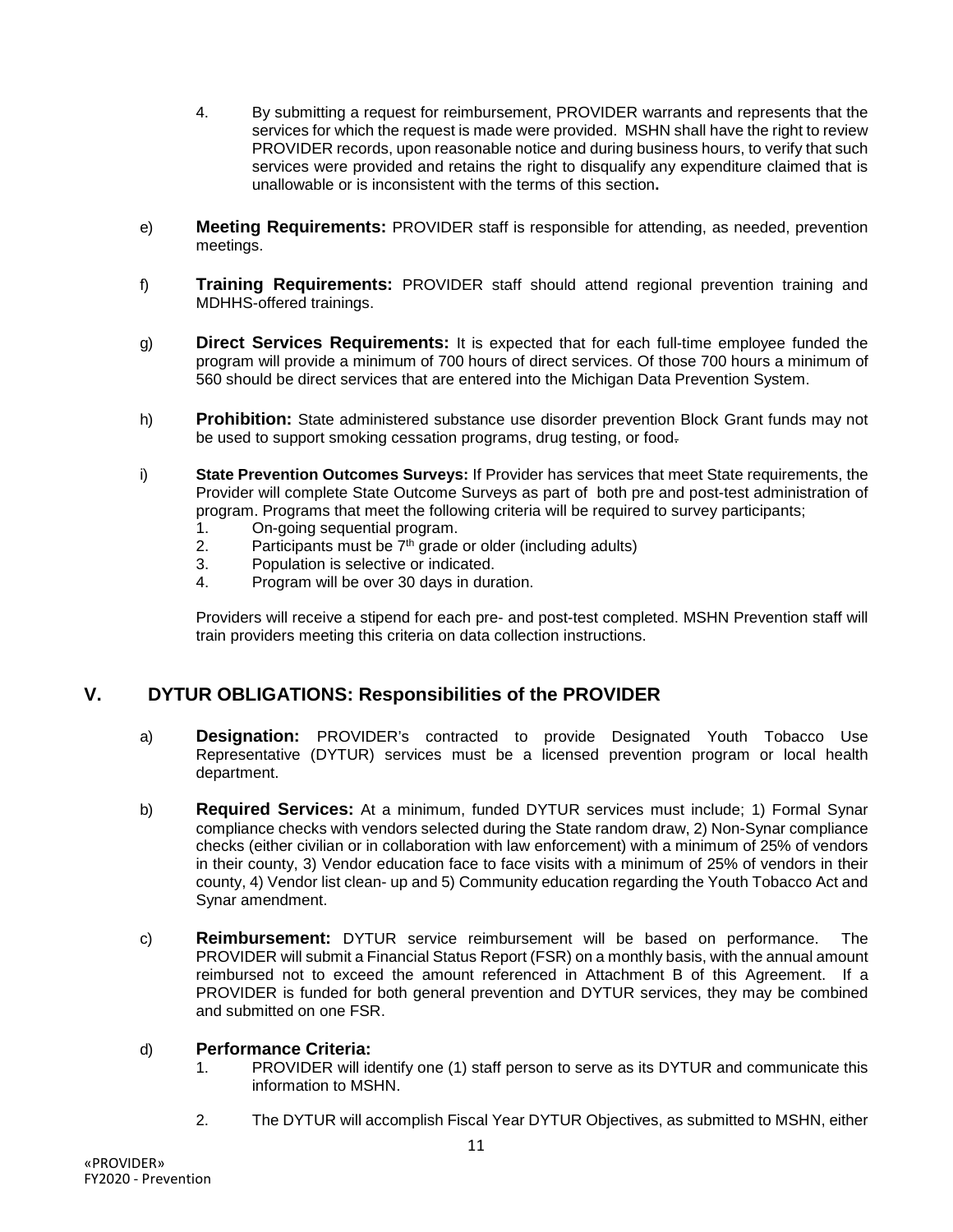4. By submitting a request for reimbursement, PROVIDER warrants and represents that the services for which the request is made were provided. MSHN shall have the right to review PROVIDER records, upon reasonable notice and during business hours, to verify that such services were provided and retains the right to disqualify any expenditure claimed that is unallowable or is inconsistent with the terms of this section**.**

e) **Meeting Requirements:** PROVIDER staff is responsible for attending, as needed, prevention meetings.

f) **Training Requirements:** PROVIDER staff should attend regional prevention training and MDHHS-offered trainings.

g) **Direct Services Requirements:** It is expected that for each full-time employee funded the program will provide a minimum of 700 hours of direct services. Of those 700 hours a minimum of 560 should be direct services that are entered into the Michigan Data Prevention System.

h) **Prohibition:** State administered substance use disorder prevention Block Grant funds may not be used to support smoking cessation programs, drug testing, or food~~.~~

i) **State Prevention Outcomes Surveys:** If Provider has services that meet State requirements, the Provider will complete State Outcome Surveys as part of both pre and post-test administration of program. Programs that meet the following criteria will be required to survey participants;

1. On-going sequential program.
2. Participants must be 7th grade or older (including adults)
3. Population is selective or indicated.
4. Program will be over 30 days in duration.

Providers will receive a stipend for each pre- and post-test completed. MSHN Prevention staff will train providers meeting this criteria on data collection instructions.

## V. DYTUR OBLIGATIONS: Responsibilities of the PROVIDER

a) **Designation:** PROVIDER's contracted to provide Designated Youth Tobacco Use Representative (DYTUR) services must be a licensed prevention program or local health department.

b) **Required Services:** At a minimum, funded DYTUR services must include; 1) Formal Synar compliance checks with vendors selected during the State random draw, 2) Non-Synar compliance checks (either civilian or in collaboration with law enforcement) with a minimum of 25% of vendors in their county, 3) Vendor education face to face visits with a minimum of 25% of vendors in their county, 4) Vendor list clean- up and 5) Community education regarding the Youth Tobacco Act and Synar amendment.

c) **Reimbursement:** DYTUR service reimbursement will be based on performance. The PROVIDER will submit a Financial Status Report (FSR) on a monthly basis, with the annual amount reimbursed not to exceed the amount referenced in Attachment B of this Agreement. If a PROVIDER is funded for both general prevention and DYTUR services, they may be combined and submitted on one FSR.

d) **Performance Criteria:**

1. PROVIDER will identify one (1) staff person to serve as its DYTUR and communicate this information to MSHN.
2. The DYTUR will accomplish Fiscal Year DYTUR Objectives, as submitted to MSHN, either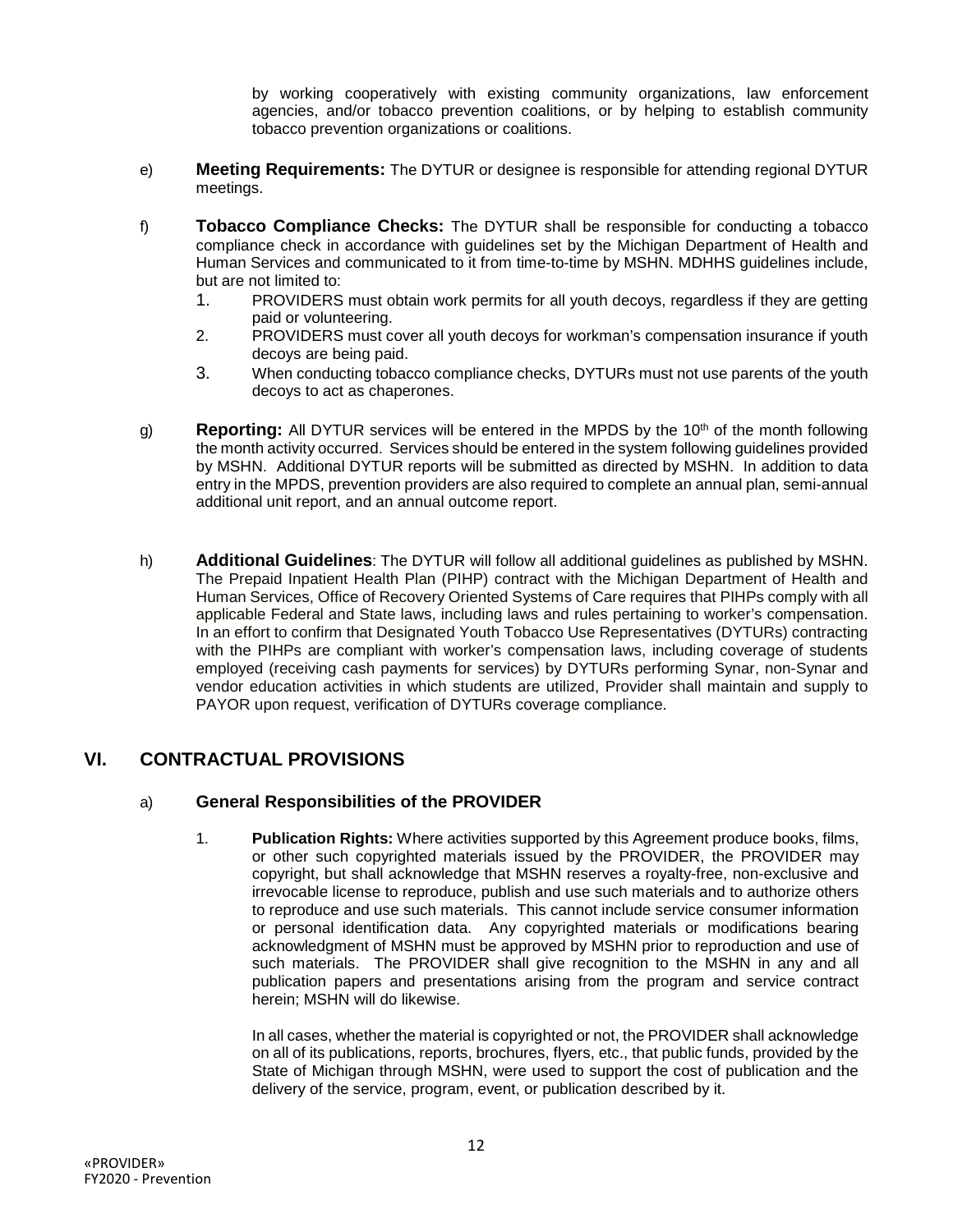by working cooperatively with existing community organizations, law enforcement agencies, and/or tobacco prevention coalitions, or by helping to establish community tobacco prevention organizations or coalitions.

e) **Meeting Requirements:** The DYTUR or designee is responsible for attending regional DYTUR meetings.

f) **Tobacco Compliance Checks:** The DYTUR shall be responsible for conducting a tobacco compliance check in accordance with guidelines set by the Michigan Department of Health and Human Services and communicated to it from time-to-time by MSHN. MDHHS guidelines include, but are not limited to:

1. PROVIDERS must obtain work permits for all youth decoys, regardless if they are getting paid or volunteering.
2. PROVIDERS must cover all youth decoys for workman's compensation insurance if youth decoys are being paid.
3. When conducting tobacco compliance checks, DYTURs must not use parents of the youth decoys to act as chaperones.

g) **Reporting:** All DYTUR services will be entered in the MPDS by the 10th of the month following the month activity occurred. Services should be entered in the system following guidelines provided by MSHN. Additional DYTUR reports will be submitted as directed by MSHN. In addition to data entry in the MPDS, prevention providers are also required to complete an annual plan, semi-annual additional unit report, and an annual outcome report.

h) **Additional Guidelines**: The DYTUR will follow all additional guidelines as published by MSHN. The Prepaid Inpatient Health Plan (PIHP) contract with the Michigan Department of Health and Human Services, Office of Recovery Oriented Systems of Care requires that PIHPs comply with all applicable Federal and State laws, including laws and rules pertaining to worker's compensation. In an effort to confirm that Designated Youth Tobacco Use Representatives (DYTURs) contracting with the PIHPs are compliant with worker's compensation laws, including coverage of students employed (receiving cash payments for services) by DYTURs performing Synar, non-Synar and vendor education activities in which students are utilized, Provider shall maintain and supply to PAYOR upon request, verification of DYTURs coverage compliance.

## VI. CONTRACTUAL PROVISIONS

### a) General Responsibilities of the PROVIDER

1. **Publication Rights:** Where activities supported by this Agreement produce books, films, or other such copyrighted materials issued by the PROVIDER, the PROVIDER may copyright, but shall acknowledge that MSHN reserves a royalty-free, non-exclusive and irrevocable license to reproduce, publish and use such materials and to authorize others to reproduce and use such materials. This cannot include service consumer information or personal identification data. Any copyrighted materials or modifications bearing acknowledgment of MSHN must be approved by MSHN prior to reproduction and use of such materials. The PROVIDER shall give recognition to the MSHN in any and all publication papers and presentations arising from the program and service contract herein; MSHN will do likewise.

   In all cases, whether the material is copyrighted or not, the PROVIDER shall acknowledge on all of its publications, reports, brochures, flyers, etc., that public funds, provided by the State of Michigan through MSHN, were used to support the cost of publication and the delivery of the service, program, event, or publication described by it.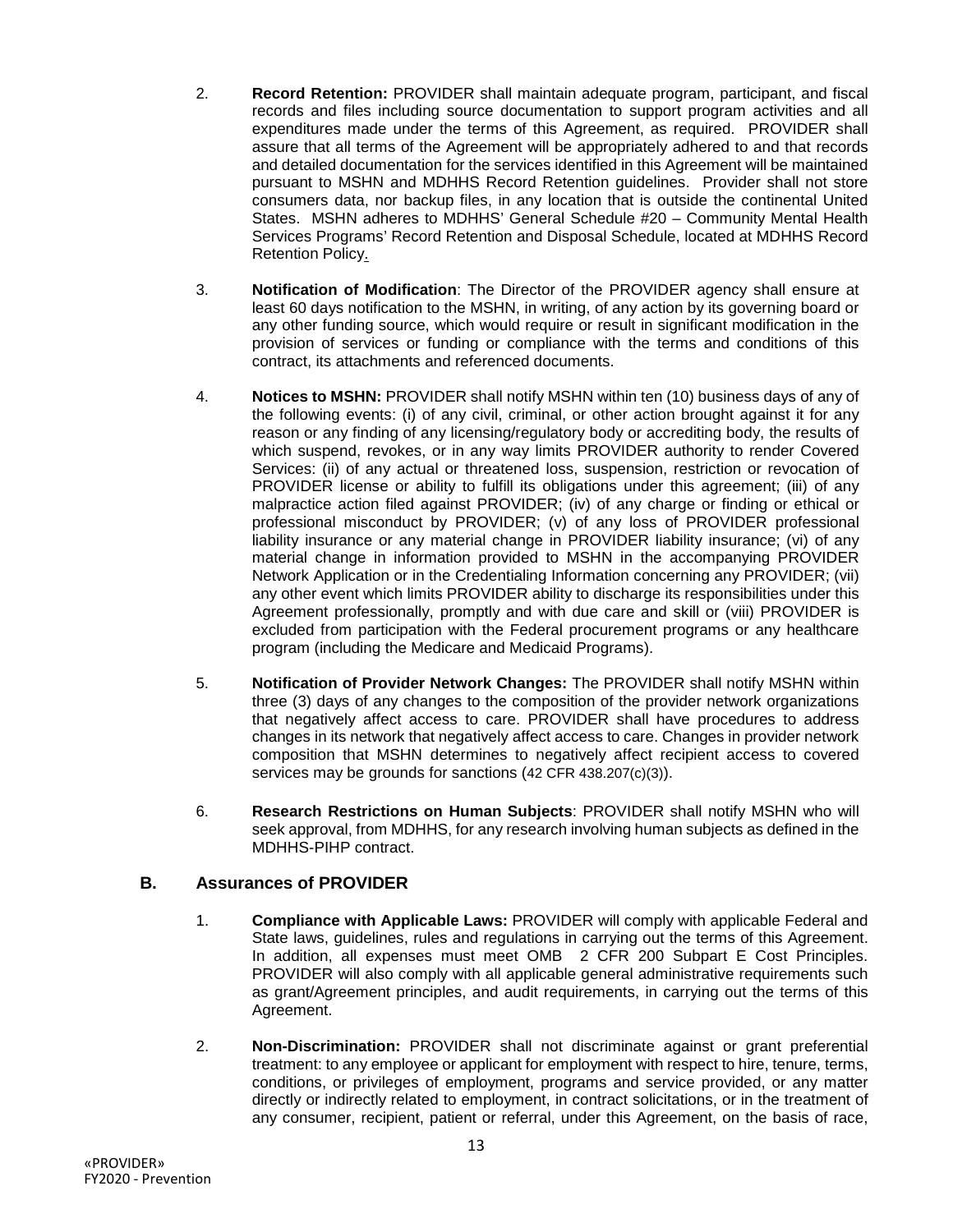2. **Record Retention:** PROVIDER shall maintain adequate program, participant, and fiscal records and files including source documentation to support program activities and all expenditures made under the terms of this Agreement, as required. PROVIDER shall assure that all terms of the Agreement will be appropriately adhered to and that records and detailed documentation for the services identified in this Agreement will be maintained pursuant to MSHN and MDHHS Record Retention guidelines. Provider shall not store consumers data, nor backup files, in any location that is outside the continental United States. MSHN adheres to MDHHS' General Schedule #20 – Community Mental Health Services Programs' Record Retention and Disposal Schedule, located at MDHHS Record Retention Policy.

3. **Notification of Modification**: The Director of the PROVIDER agency shall ensure at least 60 days notification to the MSHN, in writing, of any action by its governing board or any other funding source, which would require or result in significant modification in the provision of services or funding or compliance with the terms and conditions of this contract, its attachments and referenced documents.

4. **Notices to MSHN:** PROVIDER shall notify MSHN within ten (10) business days of any of the following events: (i) of any civil, criminal, or other action brought against it for any reason or any finding of any licensing/regulatory body or accrediting body, the results of which suspend, revokes, or in any way limits PROVIDER authority to render Covered Services: (ii) of any actual or threatened loss, suspension, restriction or revocation of PROVIDER license or ability to fulfill its obligations under this agreement; (iii) of any malpractice action filed against PROVIDER; (iv) of any charge or finding or ethical or professional misconduct by PROVIDER; (v) of any loss of PROVIDER professional liability insurance or any material change in PROVIDER liability insurance; (vi) of any material change in information provided to MSHN in the accompanying PROVIDER Network Application or in the Credentialing Information concerning any PROVIDER; (vii) any other event which limits PROVIDER ability to discharge its responsibilities under this Agreement professionally, promptly and with due care and skill or (viii) PROVIDER is excluded from participation with the Federal procurement programs or any healthcare program (including the Medicare and Medicaid Programs).

5. **Notification of Provider Network Changes:** The PROVIDER shall notify MSHN within three (3) days of any changes to the composition of the provider network organizations that negatively affect access to care. PROVIDER shall have procedures to address changes in its network that negatively affect access to care. Changes in provider network composition that MSHN determines to negatively affect recipient access to covered services may be grounds for sanctions (42 CFR 438.207(c)(3)).

6. **Research Restrictions on Human Subjects**: PROVIDER shall notify MSHN who will seek approval, from MDHHS, for any research involving human subjects as defined in the MDHHS-PIHP contract.

## B. Assurances of PROVIDER

1. **Compliance with Applicable Laws:** PROVIDER will comply with applicable Federal and State laws, guidelines, rules and regulations in carrying out the terms of this Agreement. In addition, all expenses must meet OMB 2 CFR 200 Subpart E Cost Principles. PROVIDER will also comply with all applicable general administrative requirements such as grant/Agreement principles, and audit requirements, in carrying out the terms of this Agreement.

2. **Non-Discrimination:** PROVIDER shall not discriminate against or grant preferential treatment: to any employee or applicant for employment with respect to hire, tenure, terms, conditions, or privileges of employment, programs and service provided, or any matter directly or indirectly related to employment, in contract solicitations, or in the treatment of any consumer, recipient, patient or referral, under this Agreement, on the basis of race,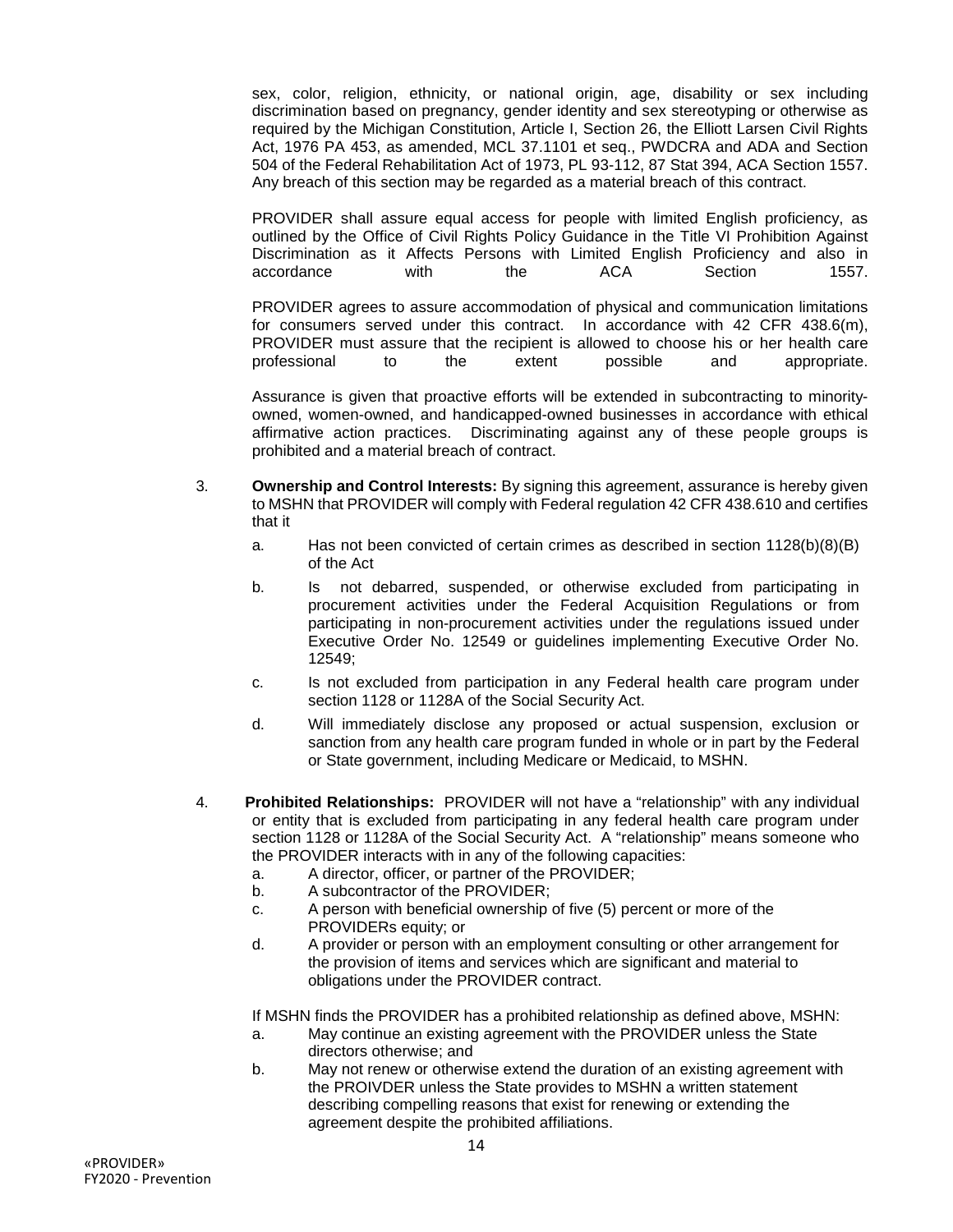sex, color, religion, ethnicity, or national origin, age, disability or sex including discrimination based on pregnancy, gender identity and sex stereotyping or otherwise as required by the Michigan Constitution, Article I, Section 26, the Elliott Larsen Civil Rights Act, 1976 PA 453, as amended, MCL 37.1101 et seq., PWDCRA and ADA and Section 504 of the Federal Rehabilitation Act of 1973, PL 93-112, 87 Stat 394, ACA Section 1557. Any breach of this section may be regarded as a material breach of this contract.

PROVIDER shall assure equal access for people with limited English proficiency, as outlined by the Office of Civil Rights Policy Guidance in the Title VI Prohibition Against Discrimination as it Affects Persons with Limited English Proficiency and also in accordance with the ACA Section 1557.

PROVIDER agrees to assure accommodation of physical and communication limitations for consumers served under this contract. In accordance with 42 CFR 438.6(m), PROVIDER must assure that the recipient is allowed to choose his or her health care professional to the extent possible and appropriate.

Assurance is given that proactive efforts will be extended in subcontracting to minority-owned, women-owned, and handicapped-owned businesses in accordance with ethical affirmative action practices. Discriminating against any of these people groups is prohibited and a material breach of contract.

3. **Ownership and Control Interests:** By signing this agreement, assurance is hereby given to MSHN that PROVIDER will comply with Federal regulation 42 CFR 438.610 and certifies that it

   a. Has not been convicted of certain crimes as described in section 1128(b)(8)(B) of the Act

   b. Is not debarred, suspended, or otherwise excluded from participating in procurement activities under the Federal Acquisition Regulations or from participating in non-procurement activities under the regulations issued under Executive Order No. 12549 or guidelines implementing Executive Order No. 12549;

   c. Is not excluded from participation in any Federal health care program under section 1128 or 1128A of the Social Security Act.

   d. Will immediately disclose any proposed or actual suspension, exclusion or sanction from any health care program funded in whole or in part by the Federal or State government, including Medicare or Medicaid, to MSHN.

4. **Prohibited Relationships:** PROVIDER will not have a "relationship" with any individual or entity that is excluded from participating in any federal health care program under section 1128 or 1128A of the Social Security Act. A "relationship" means someone who the PROVIDER interacts with in any of the following capacities:
   a. A director, officer, or partner of the PROVIDER;
   b. A subcontractor of the PROVIDER;
   c. A person with beneficial ownership of five (5) percent or more of the PROVIDERs equity; or
   d. A provider or person with an employment consulting or other arrangement for the provision of items and services which are significant and material to obligations under the PROVIDER contract.

   If MSHN finds the PROVIDER has a prohibited relationship as defined above, MSHN:
   a. May continue an existing agreement with the PROVIDER unless the State directors otherwise; and
   b. May not renew or otherwise extend the duration of an existing agreement with the PROIVDER unless the State provides to MSHN a written statement describing compelling reasons that exist for renewing or extending the agreement despite the prohibited affiliations.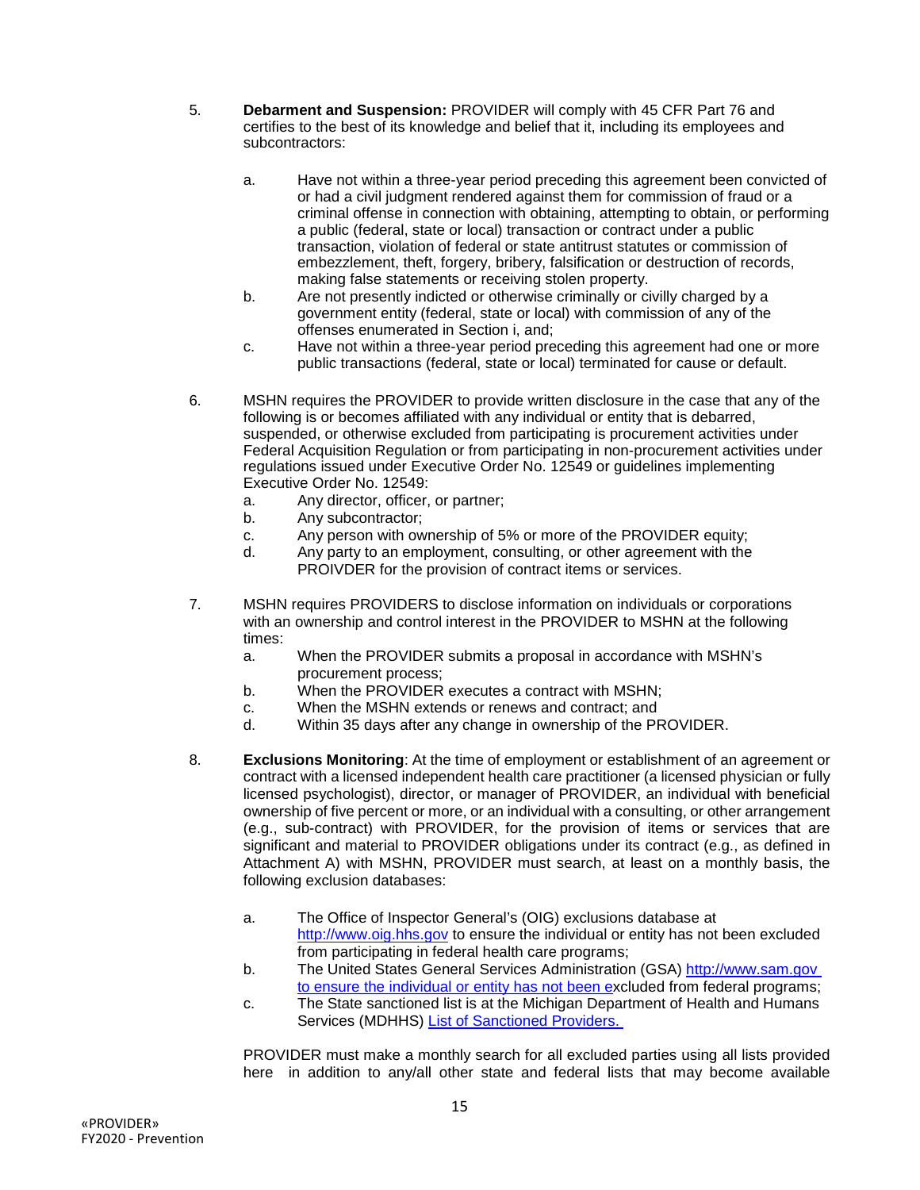5. **Debarment and Suspension:** PROVIDER will comply with 45 CFR Part 76 and certifies to the best of its knowledge and belief that it, including its employees and subcontractors:

   a. Have not within a three-year period preceding this agreement been convicted of or had a civil judgment rendered against them for commission of fraud or a criminal offense in connection with obtaining, attempting to obtain, or performing a public (federal, state or local) transaction or contract under a public transaction, violation of federal or state antitrust statutes or commission of embezzlement, theft, forgery, bribery, falsification or destruction of records, making false statements or receiving stolen property.
   b. Are not presently indicted or otherwise criminally or civilly charged by a government entity (federal, state or local) with commission of any of the offenses enumerated in Section i, and;
   c. Have not within a three-year period preceding this agreement had one or more public transactions (federal, state or local) terminated for cause or default.

6. MSHN requires the PROVIDER to provide written disclosure in the case that any of the following is or becomes affiliated with any individual or entity that is debarred, suspended, or otherwise excluded from participating is procurement activities under Federal Acquisition Regulation or from participating in non-procurement activities under regulations issued under Executive Order No. 12549 or guidelines implementing Executive Order No. 12549:
   a. Any director, officer, or partner;
   b. Any subcontractor;
   c. Any person with ownership of 5% or more of the PROVIDER equity;
   d. Any party to an employment, consulting, or other agreement with the PROIVDER for the provision of contract items or services.

7. MSHN requires PROVIDERS to disclose information on individuals or corporations with an ownership and control interest in the PROVIDER to MSHN at the following times:
   a. When the PROVIDER submits a proposal in accordance with MSHN's procurement process;
   b. When the PROVIDER executes a contract with MSHN;
   c. When the MSHN extends or renews and contract; and
   d. Within 35 days after any change in ownership of the PROVIDER.

8. **Exclusions Monitoring**: At the time of employment or establishment of an agreement or contract with a licensed independent health care practitioner (a licensed physician or fully licensed psychologist), director, or manager of PROVIDER, an individual with beneficial ownership of five percent or more, or an individual with a consulting, or other arrangement (e.g., sub-contract) with PROVIDER, for the provision of items or services that are significant and material to PROVIDER obligations under its contract (e.g., as defined in Attachment A) with MSHN, PROVIDER must search, at least on a monthly basis, the following exclusion databases:

   a. The Office of Inspector General's (OIG) exclusions database at http://www.oig.hhs.gov to ensure the individual or entity has not been excluded from participating in federal health care programs;
   b. The United States General Services Administration (GSA) http://www.sam.gov to ensure the individual or entity has not been excluded from federal programs;
   c. The State sanctioned list is at the Michigan Department of Health and Humans Services (MDHHS) List of Sanctioned Providers.

   PROVIDER must make a monthly search for all excluded parties using all lists provided here in addition to any/all other state and federal lists that may become available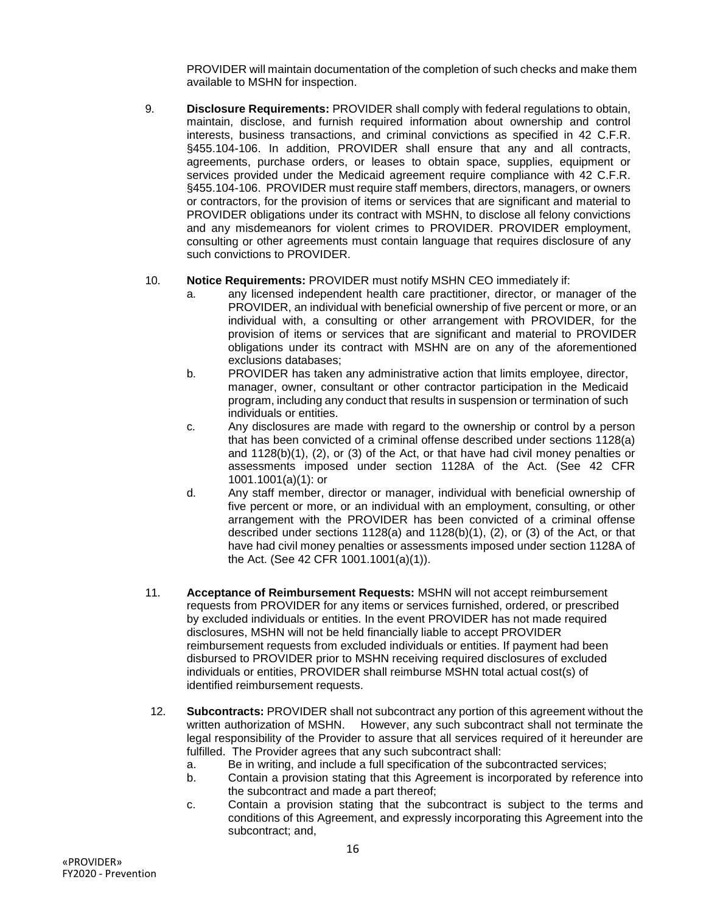PROVIDER will maintain documentation of the completion of such checks and make them available to MSHN for inspection.

9. **Disclosure Requirements:** PROVIDER shall comply with federal regulations to obtain, maintain, disclose, and furnish required information about ownership and control interests, business transactions, and criminal convictions as specified in 42 C.F.R. §455.104-106. In addition, PROVIDER shall ensure that any and all contracts, agreements, purchase orders, or leases to obtain space, supplies, equipment or services provided under the Medicaid agreement require compliance with 42 C.F.R. §455.104-106. PROVIDER must require staff members, directors, managers, or owners or contractors, for the provision of items or services that are significant and material to PROVIDER obligations under its contract with MSHN, to disclose all felony convictions and any misdemeanors for violent crimes to PROVIDER. PROVIDER employment, consulting or other agreements must contain language that requires disclosure of any such convictions to PROVIDER.

10. **Notice Requirements:** PROVIDER must notify MSHN CEO immediately if:
    a. any licensed independent health care practitioner, director, or manager of the PROVIDER, an individual with beneficial ownership of five percent or more, or an individual with, a consulting or other arrangement with PROVIDER, for the provision of items or services that are significant and material to PROVIDER obligations under its contract with MSHN are on any of the aforementioned exclusions databases;
    b. PROVIDER has taken any administrative action that limits employee, director, manager, owner, consultant or other contractor participation in the Medicaid program, including any conduct that results in suspension or termination of such individuals or entities.
    c. Any disclosures are made with regard to the ownership or control by a person that has been convicted of a criminal offense described under sections 1128(a) and 1128(b)(1), (2), or (3) of the Act, or that have had civil money penalties or assessments imposed under section 1128A of the Act. (See 42 CFR 1001.1001(a)(1): or
    d. Any staff member, director or manager, individual with beneficial ownership of five percent or more, or an individual with an employment, consulting, or other arrangement with the PROVIDER has been convicted of a criminal offense described under sections 1128(a) and 1128(b)(1), (2), or (3) of the Act, or that have had civil money penalties or assessments imposed under section 1128A of the Act. (See 42 CFR 1001.1001(a)(1)).

11. **Acceptance of Reimbursement Requests:** MSHN will not accept reimbursement requests from PROVIDER for any items or services furnished, ordered, or prescribed by excluded individuals or entities. In the event PROVIDER has not made required disclosures, MSHN will not be held financially liable to accept PROVIDER reimbursement requests from excluded individuals or entities. If payment had been disbursed to PROVIDER prior to MSHN receiving required disclosures of excluded individuals or entities, PROVIDER shall reimburse MSHN total actual cost(s) of identified reimbursement requests.

12. **Subcontracts:** PROVIDER shall not subcontract any portion of this agreement without the written authorization of MSHN. However, any such subcontract shall not terminate the legal responsibility of the Provider to assure that all services required of it hereunder are fulfilled. The Provider agrees that any such subcontract shall:
    a. Be in writing, and include a full specification of the subcontracted services;
    b. Contain a provision stating that this Agreement is incorporated by reference into the subcontract and made a part thereof;
    c. Contain a provision stating that the subcontract is subject to the terms and conditions of this Agreement, and expressly incorporating this Agreement into the subcontract; and,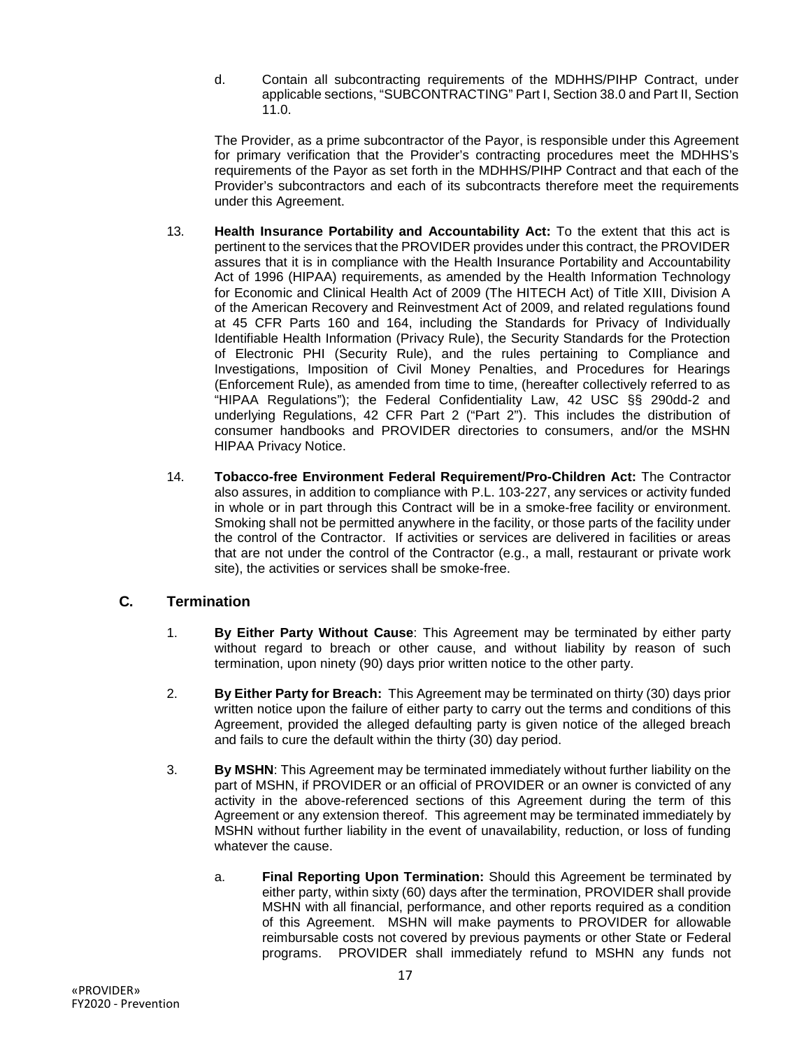d. Contain all subcontracting requirements of the MDHHS/PIHP Contract, under applicable sections, "SUBCONTRACTING" Part I, Section 38.0 and Part II, Section 11.0.

The Provider, as a prime subcontractor of the Payor, is responsible under this Agreement for primary verification that the Provider's contracting procedures meet the MDHHS's requirements of the Payor as set forth in the MDHHS/PIHP Contract and that each of the Provider's subcontractors and each of its subcontracts therefore meet the requirements under this Agreement.

13. **Health Insurance Portability and Accountability Act:** To the extent that this act is pertinent to the services that the PROVIDER provides under this contract, the PROVIDER assures that it is in compliance with the Health Insurance Portability and Accountability Act of 1996 (HIPAA) requirements, as amended by the Health Information Technology for Economic and Clinical Health Act of 2009 (The HITECH Act) of Title XIII, Division A of the American Recovery and Reinvestment Act of 2009, and related regulations found at 45 CFR Parts 160 and 164, including the Standards for Privacy of Individually Identifiable Health Information (Privacy Rule), the Security Standards for the Protection of Electronic PHI (Security Rule), and the rules pertaining to Compliance and Investigations, Imposition of Civil Money Penalties, and Procedures for Hearings (Enforcement Rule), as amended from time to time, (hereafter collectively referred to as "HIPAA Regulations"); the Federal Confidentiality Law, 42 USC §§ 290dd-2 and underlying Regulations, 42 CFR Part 2 ("Part 2"). This includes the distribution of consumer handbooks and PROVIDER directories to consumers, and/or the MSHN HIPAA Privacy Notice.

14. **Tobacco-free Environment Federal Requirement/Pro-Children Act:** The Contractor also assures, in addition to compliance with P.L. 103-227, any services or activity funded in whole or in part through this Contract will be in a smoke-free facility or environment. Smoking shall not be permitted anywhere in the facility, or those parts of the facility under the control of the Contractor. If activities or services are delivered in facilities or areas that are not under the control of the Contractor (e.g., a mall, restaurant or private work site), the activities or services shall be smoke-free.

## C. Termination

1. **By Either Party Without Cause**: This Agreement may be terminated by either party without regard to breach or other cause, and without liability by reason of such termination, upon ninety (90) days prior written notice to the other party.

2. **By Either Party for Breach:** This Agreement may be terminated on thirty (30) days prior written notice upon the failure of either party to carry out the terms and conditions of this Agreement, provided the alleged defaulting party is given notice of the alleged breach and fails to cure the default within the thirty (30) day period.

3. **By MSHN**: This Agreement may be terminated immediately without further liability on the part of MSHN, if PROVIDER or an official of PROVIDER or an owner is convicted of any activity in the above-referenced sections of this Agreement during the term of this Agreement or any extension thereof. This agreement may be terminated immediately by MSHN without further liability in the event of unavailability, reduction, or loss of funding whatever the cause.

   a. **Final Reporting Upon Termination:** Should this Agreement be terminated by either party, within sixty (60) days after the termination, PROVIDER shall provide MSHN with all financial, performance, and other reports required as a condition of this Agreement. MSHN will make payments to PROVIDER for allowable reimbursable costs not covered by previous payments or other State or Federal programs. PROVIDER shall immediately refund to MSHN any funds not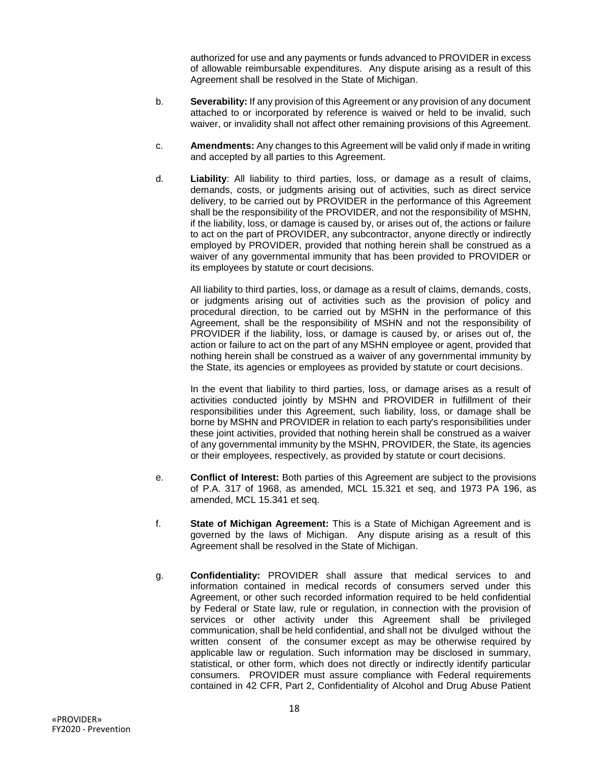authorized for use and any payments or funds advanced to PROVIDER in excess of allowable reimbursable expenditures. Any dispute arising as a result of this Agreement shall be resolved in the State of Michigan.

b. **Severability:** If any provision of this Agreement or any provision of any document attached to or incorporated by reference is waived or held to be invalid, such waiver, or invalidity shall not affect other remaining provisions of this Agreement.

c. **Amendments:** Any changes to this Agreement will be valid only if made in writing and accepted by all parties to this Agreement.

d. **Liability**: All liability to third parties, loss, or damage as a result of claims, demands, costs, or judgments arising out of activities, such as direct service delivery, to be carried out by PROVIDER in the performance of this Agreement shall be the responsibility of the PROVIDER, and not the responsibility of MSHN, if the liability, loss, or damage is caused by, or arises out of, the actions or failure to act on the part of PROVIDER, any subcontractor, anyone directly or indirectly employed by PROVIDER, provided that nothing herein shall be construed as a waiver of any governmental immunity that has been provided to PROVIDER or its employees by statute or court decisions.

All liability to third parties, loss, or damage as a result of claims, demands, costs, or judgments arising out of activities such as the provision of policy and procedural direction, to be carried out by MSHN in the performance of this Agreement, shall be the responsibility of MSHN and not the responsibility of PROVIDER if the liability, loss, or damage is caused by, or arises out of, the action or failure to act on the part of any MSHN employee or agent, provided that nothing herein shall be construed as a waiver of any governmental immunity by the State, its agencies or employees as provided by statute or court decisions.

In the event that liability to third parties, loss, or damage arises as a result of activities conducted jointly by MSHN and PROVIDER in fulfillment of their responsibilities under this Agreement, such liability, loss, or damage shall be borne by MSHN and PROVIDER in relation to each party's responsibilities under these joint activities, provided that nothing herein shall be construed as a waiver of any governmental immunity by the MSHN, PROVIDER, the State, its agencies or their employees, respectively, as provided by statute or court decisions.

e. **Conflict of Interest:** Both parties of this Agreement are subject to the provisions of P.A. 317 of 1968, as amended, MCL 15.321 et seq, and 1973 PA 196, as amended, MCL 15.341 et seq.

f. **State of Michigan Agreement:** This is a State of Michigan Agreement and is governed by the laws of Michigan. Any dispute arising as a result of this Agreement shall be resolved in the State of Michigan.

g. **Confidentiality:** PROVIDER shall assure that medical services to and information contained in medical records of consumers served under this Agreement, or other such recorded information required to be held confidential by Federal or State law, rule or regulation, in connection with the provision of services or other activity under this Agreement shall be privileged communication, shall be held confidential, and shall not be divulged without the written consent of the consumer except as may be otherwise required by applicable law or regulation. Such information may be disclosed in summary, statistical, or other form, which does not directly or indirectly identify particular consumers. PROVIDER must assure compliance with Federal requirements contained in 42 CFR, Part 2, Confidentiality of Alcohol and Drug Abuse Patient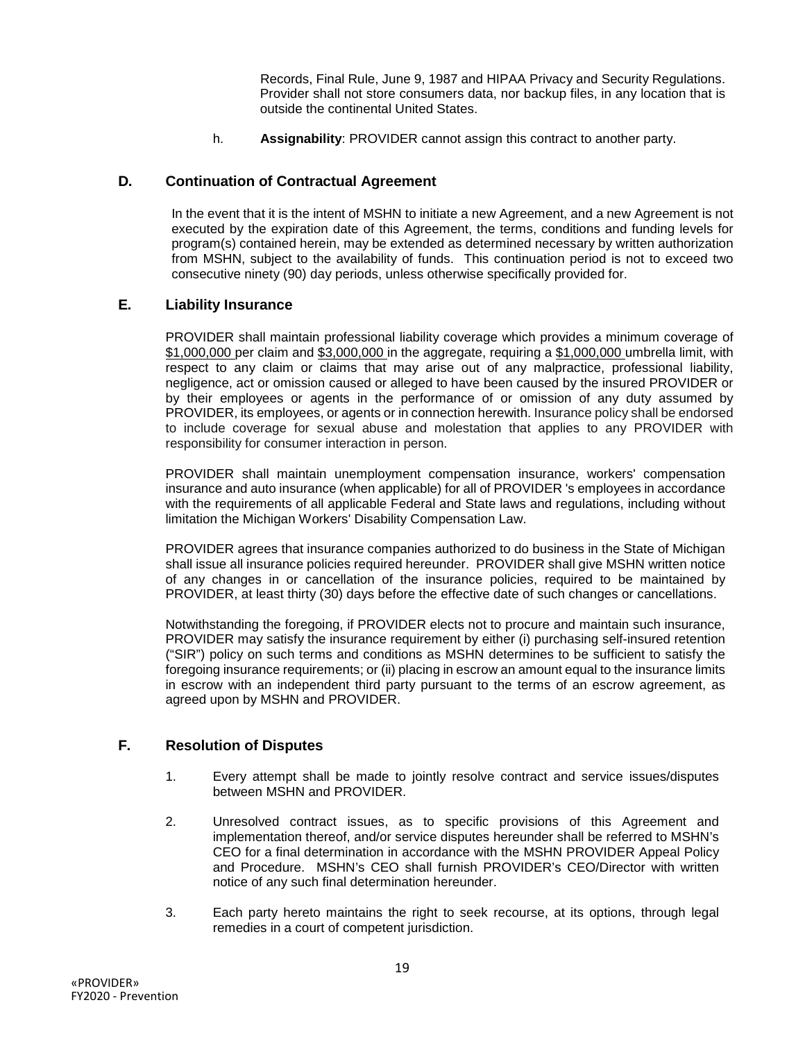Records, Final Rule, June 9, 1987 and HIPAA Privacy and Security Regulations. Provider shall not store consumers data, nor backup files, in any location that is outside the continental United States.

h. **Assignability**: PROVIDER cannot assign this contract to another party.

## D. Continuation of Contractual Agreement

In the event that it is the intent of MSHN to initiate a new Agreement, and a new Agreement is not executed by the expiration date of this Agreement, the terms, conditions and funding levels for program(s) contained herein, may be extended as determined necessary by written authorization from MSHN, subject to the availability of funds. This continuation period is not to exceed two consecutive ninety (90) day periods, unless otherwise specifically provided for.

## E. Liability Insurance

PROVIDER shall maintain professional liability coverage which provides a minimum coverage of $1,000,000 per claim and $3,000,000 in the aggregate, requiring a $1,000,000 umbrella limit, with respect to any claim or claims that may arise out of any malpractice, professional liability, negligence, act or omission caused or alleged to have been caused by the insured PROVIDER or by their employees or agents in the performance of or omission of any duty assumed by PROVIDER, its employees, or agents or in connection herewith. Insurance policy shall be endorsed to include coverage for sexual abuse and molestation that applies to any PROVIDER with responsibility for consumer interaction in person.

PROVIDER shall maintain unemployment compensation insurance, workers' compensation insurance and auto insurance (when applicable) for all of PROVIDER 's employees in accordance with the requirements of all applicable Federal and State laws and regulations, including without limitation the Michigan Workers' Disability Compensation Law.

PROVIDER agrees that insurance companies authorized to do business in the State of Michigan shall issue all insurance policies required hereunder. PROVIDER shall give MSHN written notice of any changes in or cancellation of the insurance policies, required to be maintained by PROVIDER, at least thirty (30) days before the effective date of such changes or cancellations.

Notwithstanding the foregoing, if PROVIDER elects not to procure and maintain such insurance, PROVIDER may satisfy the insurance requirement by either (i) purchasing self-insured retention ("SIR") policy on such terms and conditions as MSHN determines to be sufficient to satisfy the foregoing insurance requirements; or (ii) placing in escrow an amount equal to the insurance limits in escrow with an independent third party pursuant to the terms of an escrow agreement, as agreed upon by MSHN and PROVIDER.

## F. Resolution of Disputes

1. Every attempt shall be made to jointly resolve contract and service issues/disputes between MSHN and PROVIDER.

2. Unresolved contract issues, as to specific provisions of this Agreement and implementation thereof, and/or service disputes hereunder shall be referred to MSHN's CEO for a final determination in accordance with the MSHN PROVIDER Appeal Policy and Procedure. MSHN's CEO shall furnish PROVIDER's CEO/Director with written notice of any such final determination hereunder.

3. Each party hereto maintains the right to seek recourse, at its options, through legal remedies in a court of competent jurisdiction.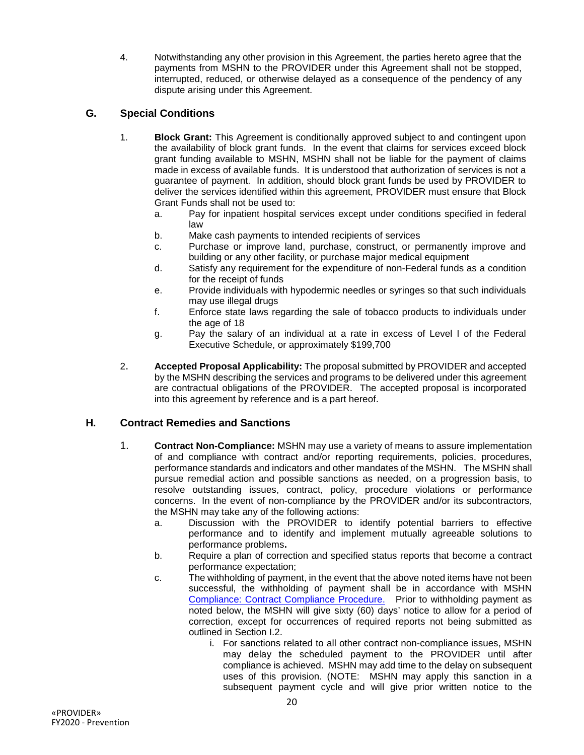4. Notwithstanding any other provision in this Agreement, the parties hereto agree that the payments from MSHN to the PROVIDER under this Agreement shall not be stopped, interrupted, reduced, or otherwise delayed as a consequence of the pendency of any dispute arising under this Agreement.

## G. Special Conditions

1. **Block Grant:** This Agreement is conditionally approved subject to and contingent upon the availability of block grant funds. In the event that claims for services exceed block grant funding available to MSHN, MSHN shall not be liable for the payment of claims made in excess of available funds. It is understood that authorization of services is not a guarantee of payment. In addition, should block grant funds be used by PROVIDER to deliver the services identified within this agreement, PROVIDER must ensure that Block Grant Funds shall not be used to:
   a. Pay for inpatient hospital services except under conditions specified in federal law
   b. Make cash payments to intended recipients of services
   c. Purchase or improve land, purchase, construct, or permanently improve and building or any other facility, or purchase major medical equipment
   d. Satisfy any requirement for the expenditure of non-Federal funds as a condition for the receipt of funds
   e. Provide individuals with hypodermic needles or syringes so that such individuals may use illegal drugs
   f. Enforce state laws regarding the sale of tobacco products to individuals under the age of 18
   g. Pay the salary of an individual at a rate in excess of Level I of the Federal Executive Schedule, or approximately $199,700

2. **Accepted Proposal Applicability:** The proposal submitted by PROVIDER and accepted by the MSHN describing the services and programs to be delivered under this agreement are contractual obligations of the PROVIDER. The accepted proposal is incorporated into this agreement by reference and is a part hereof.

## H. Contract Remedies and Sanctions

1. **Contract Non-Compliance:** MSHN may use a variety of means to assure implementation of and compliance with contract and/or reporting requirements, policies, procedures, performance standards and indicators and other mandates of the MSHN. The MSHN shall pursue remedial action and possible sanctions as needed, on a progression basis, to resolve outstanding issues, contract, policy, procedure violations or performance concerns. In the event of non-compliance by the PROVIDER and/or its subcontractors, the MSHN may take any of the following actions:
   a. Discussion with the PROVIDER to identify potential barriers to effective performance and to identify and implement mutually agreeable solutions to performance problems**.**
   b. Require a plan of correction and specified status reports that become a contract performance expectation;
   c. The withholding of payment, in the event that the above noted items have not been successful, the withholding of payment shall be in accordance with MSHN Compliance: Contract Compliance Procedure. Prior to withholding payment as noted below, the MSHN will give sixty (60) days' notice to allow for a period of correction, except for occurrences of required reports not being submitted as outlined in Section I.2.
      i. For sanctions related to all other contract non-compliance issues, MSHN may delay the scheduled payment to the PROVIDER until after compliance is achieved. MSHN may add time to the delay on subsequent uses of this provision. (NOTE: MSHN may apply this sanction in a subsequent payment cycle and will give prior written notice to the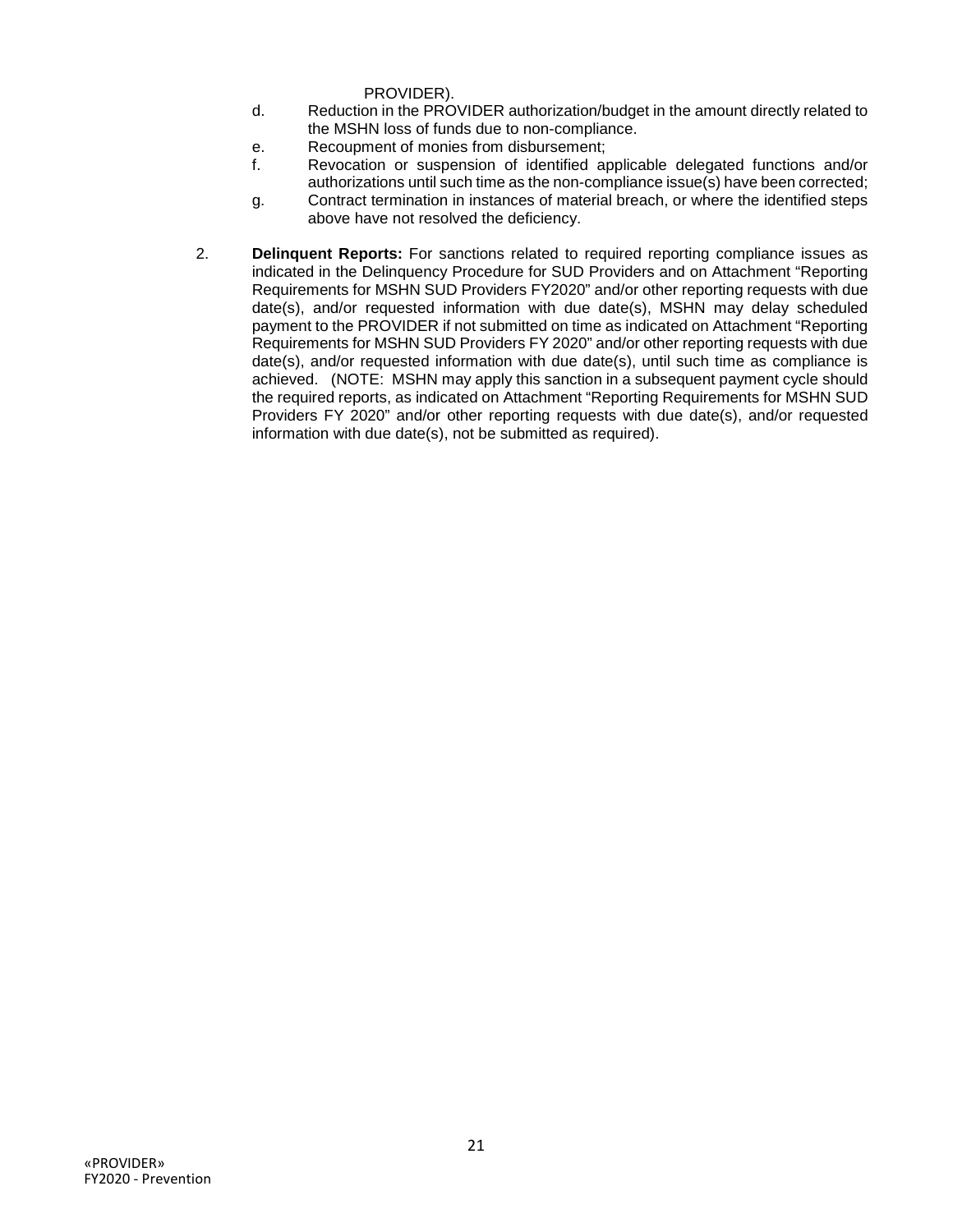PROVIDER).

d. Reduction in the PROVIDER authorization/budget in the amount directly related to the MSHN loss of funds due to non-compliance.

e. Recoupment of monies from disbursement;

f. Revocation or suspension of identified applicable delegated functions and/or authorizations until such time as the non-compliance issue(s) have been corrected;

g. Contract termination in instances of material breach, or where the identified steps above have not resolved the deficiency.

2. **Delinquent Reports:** For sanctions related to required reporting compliance issues as indicated in the Delinquency Procedure for SUD Providers and on Attachment "Reporting Requirements for MSHN SUD Providers FY2020" and/or other reporting requests with due date(s), and/or requested information with due date(s), MSHN may delay scheduled payment to the PROVIDER if not submitted on time as indicated on Attachment "Reporting Requirements for MSHN SUD Providers FY 2020" and/or other reporting requests with due date(s), and/or requested information with due date(s), until such time as compliance is achieved. (NOTE: MSHN may apply this sanction in a subsequent payment cycle should the required reports, as indicated on Attachment "Reporting Requirements for MSHN SUD Providers FY 2020" and/or other reporting requests with due date(s), and/or requested information with due date(s), not be submitted as required).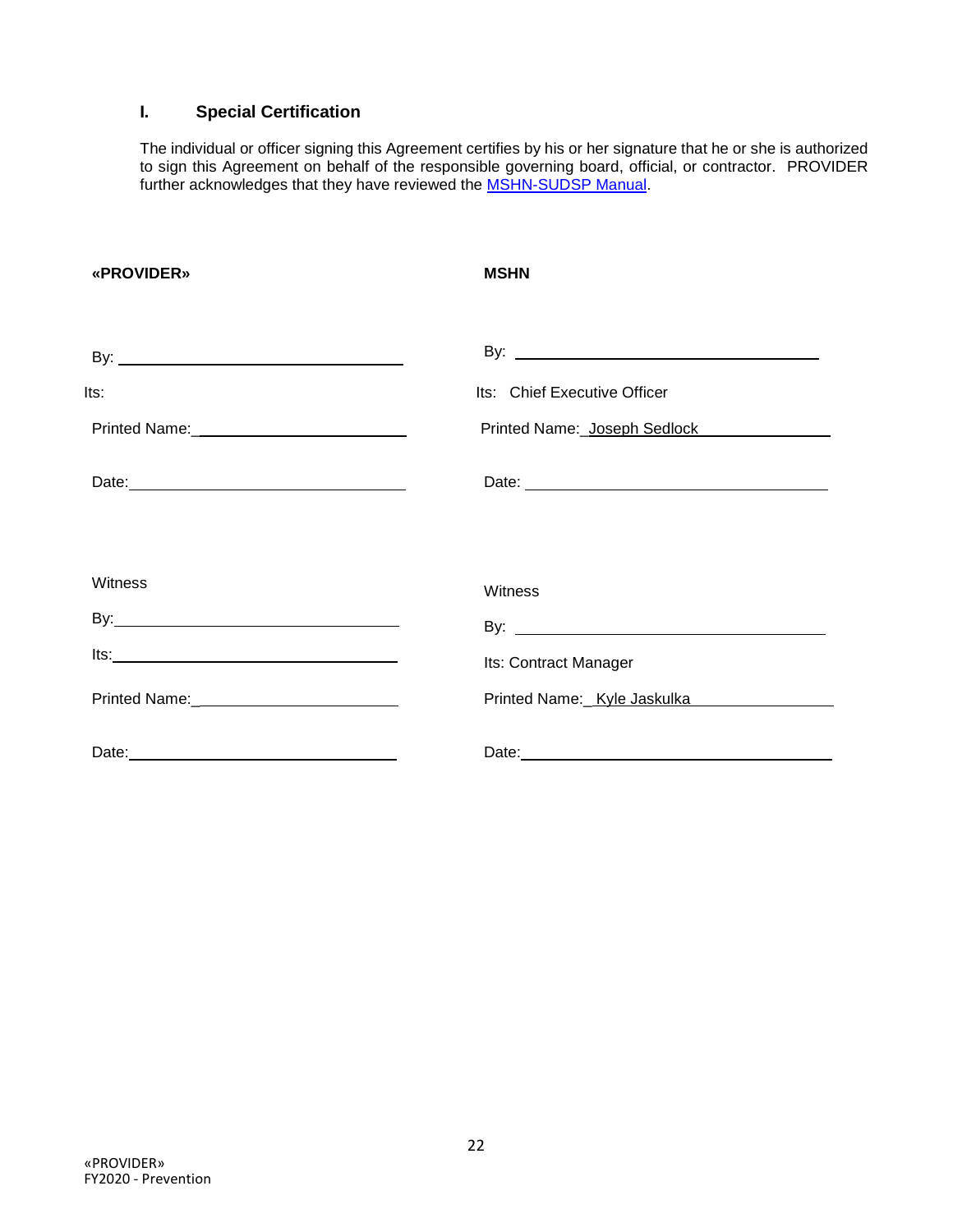### I. Special Certification

The individual or officer signing this Agreement certifies by his or her signature that he or she is authorized to sign this Agreement on behalf of the responsible governing board, official, or contractor. PROVIDER further acknowledges that they have reviewed the [MSHN-SUDSP Manual](MSHN-SUDSP Manual).

| **«PROVIDER»** | **MSHN** |
|---|---|
| By: ______________________________ | By: ______________________________ |
| Its: | Its: Chief Executive Officer |
| Printed Name: ______________________ | Printed Name: Joseph Sedlock |
| Date: ______________________________ | Date: ______________________________ |
| Witness | Witness |
| By: ______________________________ | By: ______________________________ |
| Its: ______________________________ | Its: Contract Manager |
| Printed Name: ______________________ | Printed Name: Kyle Jaskulka |
| Date: ______________________________ | Date: ______________________________ |

«PROVIDER»
FY2020 - Prevention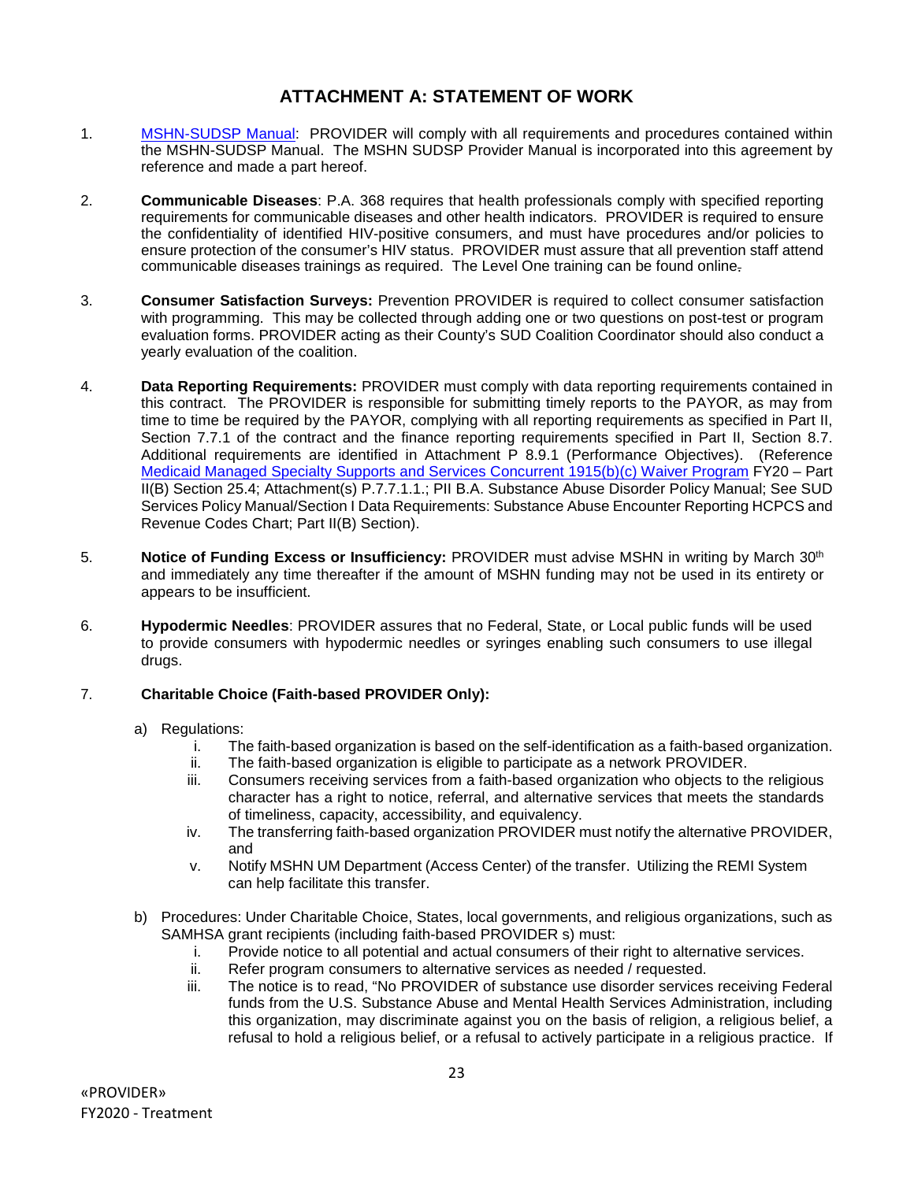## ATTACHMENT A: STATEMENT OF WORK

1. MSHN-SUDSP Manual: PROVIDER will comply with all requirements and procedures contained within the MSHN-SUDSP Manual. The MSHN SUDSP Provider Manual is incorporated into this agreement by reference and made a part hereof.

2. **Communicable Diseases**: P.A. 368 requires that health professionals comply with specified reporting requirements for communicable diseases and other health indicators. PROVIDER is required to ensure the confidentiality of identified HIV-positive consumers, and must have procedures and/or policies to ensure protection of the consumer's HIV status. PROVIDER must assure that all prevention staff attend communicable diseases trainings as required. The Level One training can be found online.

3. **Consumer Satisfaction Surveys:** Prevention PROVIDER is required to collect consumer satisfaction with programming. This may be collected through adding one or two questions on post-test or program evaluation forms. PROVIDER acting as their County's SUD Coalition Coordinator should also conduct a yearly evaluation of the coalition.

4. **Data Reporting Requirements:** PROVIDER must comply with data reporting requirements contained in this contract. The PROVIDER is responsible for submitting timely reports to the PAYOR, as may from time to time be required by the PAYOR, complying with all reporting requirements as specified in Part II, Section 7.7.1 of the contract and the finance reporting requirements specified in Part II, Section 8.7. Additional requirements are identified in Attachment P 8.9.1 (Performance Objectives). (Reference Medicaid Managed Specialty Supports and Services Concurrent 1915(b)(c) Waiver Program FY20 – Part II(B) Section 25.4; Attachment(s) P.7.7.1.1.; PII B.A. Substance Abuse Disorder Policy Manual; See SUD Services Policy Manual/Section I Data Requirements: Substance Abuse Encounter Reporting HCPCS and Revenue Codes Chart; Part II(B) Section).

5. **Notice of Funding Excess or Insufficiency:** PROVIDER must advise MSHN in writing by March 30th and immediately any time thereafter if the amount of MSHN funding may not be used in its entirety or appears to be insufficient.

6. **Hypodermic Needles**: PROVIDER assures that no Federal, State, or Local public funds will be used to provide consumers with hypodermic needles or syringes enabling such consumers to use illegal drugs.

7. **Charitable Choice (Faith-based PROVIDER Only):**

   a) Regulations:
      i. The faith-based organization is based on the self-identification as a faith-based organization.
      ii. The faith-based organization is eligible to participate as a network PROVIDER.
      iii. Consumers receiving services from a faith-based organization who objects to the religious character has a right to notice, referral, and alternative services that meets the standards of timeliness, capacity, accessibility, and equivalency.
      iv. The transferring faith-based organization PROVIDER must notify the alternative PROVIDER, and
      v. Notify MSHN UM Department (Access Center) of the transfer. Utilizing the REMI System can help facilitate this transfer.

   b) Procedures: Under Charitable Choice, States, local governments, and religious organizations, such as SAMHSA grant recipients (including faith-based PROVIDER s) must:
      i. Provide notice to all potential and actual consumers of their right to alternative services.
      ii. Refer program consumers to alternative services as needed / requested.
      iii. The notice is to read, "No PROVIDER of substance use disorder services receiving Federal funds from the U.S. Substance Abuse and Mental Health Services Administration, including this organization, may discriminate against you on the basis of religion, a religious belief, a refusal to hold a religious belief, or a refusal to actively participate in a religious practice. If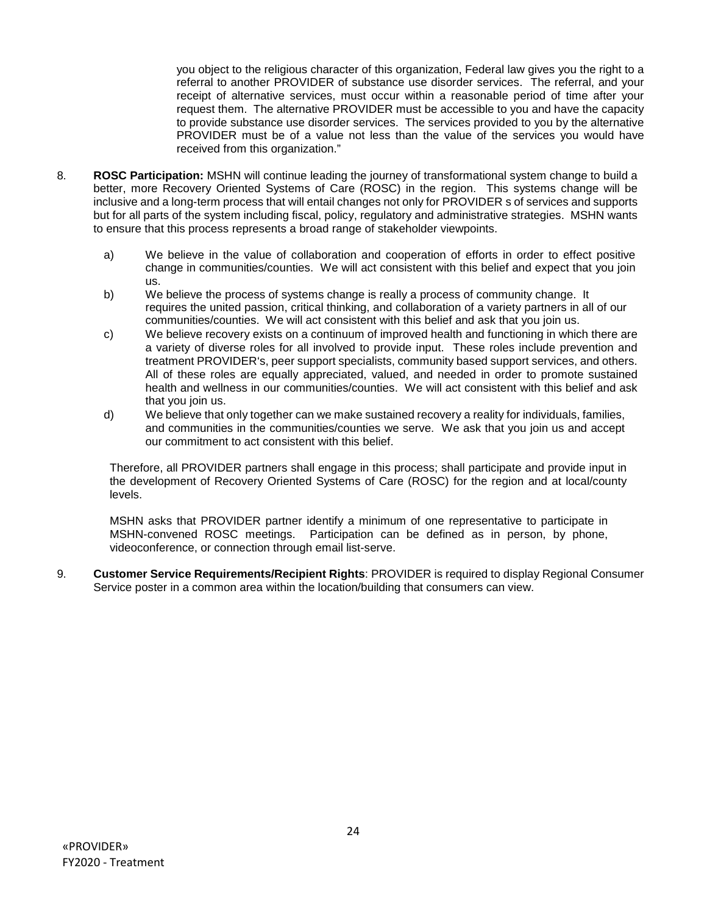you object to the religious character of this organization, Federal law gives you the right to a referral to another PROVIDER of substance use disorder services. The referral, and your receipt of alternative services, must occur within a reasonable period of time after your request them. The alternative PROVIDER must be accessible to you and have the capacity to provide substance use disorder services. The services provided to you by the alternative PROVIDER must be of a value not less than the value of the services you would have received from this organization."

8. **ROSC Participation:** MSHN will continue leading the journey of transformational system change to build a better, more Recovery Oriented Systems of Care (ROSC) in the region. This systems change will be inclusive and a long-term process that will entail changes not only for PROVIDER s of services and supports but for all parts of the system including fiscal, policy, regulatory and administrative strategies. MSHN wants to ensure that this process represents a broad range of stakeholder viewpoints.

   a) We believe in the value of collaboration and cooperation of efforts in order to effect positive change in communities/counties. We will act consistent with this belief and expect that you join us.
   b) We believe the process of systems change is really a process of community change. It requires the united passion, critical thinking, and collaboration of a variety partners in all of our communities/counties. We will act consistent with this belief and ask that you join us.
   c) We believe recovery exists on a continuum of improved health and functioning in which there are a variety of diverse roles for all involved to provide input. These roles include prevention and treatment PROVIDER's, peer support specialists, community based support services, and others. All of these roles are equally appreciated, valued, and needed in order to promote sustained health and wellness in our communities/counties. We will act consistent with this belief and ask that you join us.
   d) We believe that only together can we make sustained recovery a reality for individuals, families, and communities in the communities/counties we serve. We ask that you join us and accept our commitment to act consistent with this belief.

   Therefore, all PROVIDER partners shall engage in this process; shall participate and provide input in the development of Recovery Oriented Systems of Care (ROSC) for the region and at local/county levels.

   MSHN asks that PROVIDER partner identify a minimum of one representative to participate in MSHN-convened ROSC meetings. Participation can be defined as in person, by phone, videoconference, or connection through email list-serve.

9. **Customer Service Requirements/Recipient Rights**: PROVIDER is required to display Regional Consumer Service poster in a common area within the location/building that consumers can view.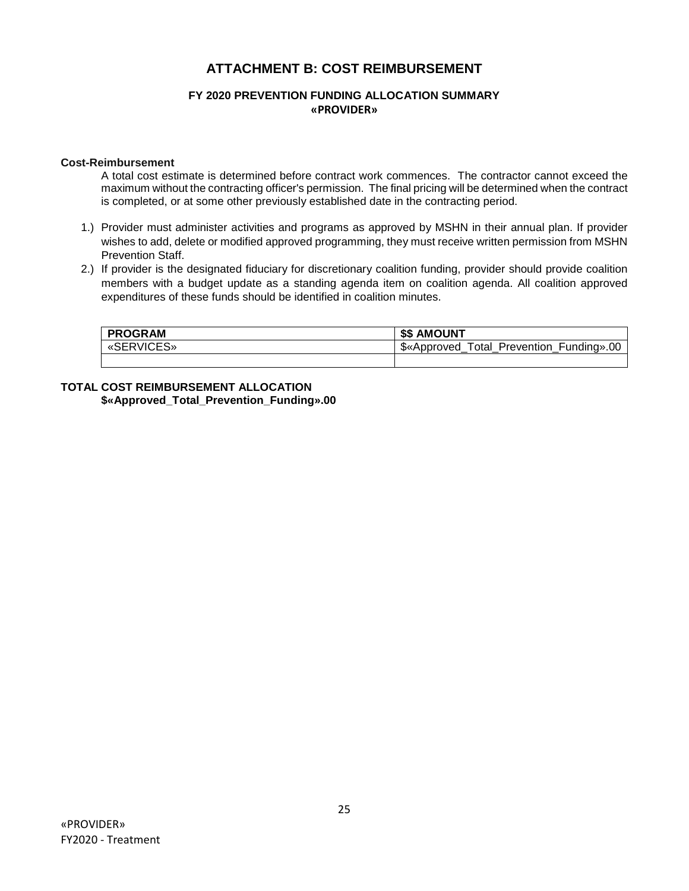# ATTACHMENT B: COST REIMBURSEMENT

### FY 2020 PREVENTION FUNDING ALLOCATION SUMMARY
### «PROVIDER»

**Cost-Reimbursement**

A total cost estimate is determined before contract work commences. The contractor cannot exceed the maximum without the contracting officer's permission. The final pricing will be determined when the contract is completed, or at some other previously established date in the contracting period.

1.) Provider must administer activities and programs as approved by MSHN in their annual plan. If provider wishes to add, delete or modified approved programming, they must receive written permission from MSHN Prevention Staff.
2.) If provider is the designated fiduciary for discretionary coalition funding, provider should provide coalition members with a budget update as a standing agenda item on coalition agenda. All coalition approved expenditures of these funds should be identified in coalition minutes.

| PROGRAM | $$ AMOUNT |
|---|---|
| «SERVICES» | $«Approved_Total_Prevention_Funding».00 |
| | |

**TOTAL COST REIMBURSEMENT ALLOCATION**
**$«Approved_Total_Prevention_Funding».00**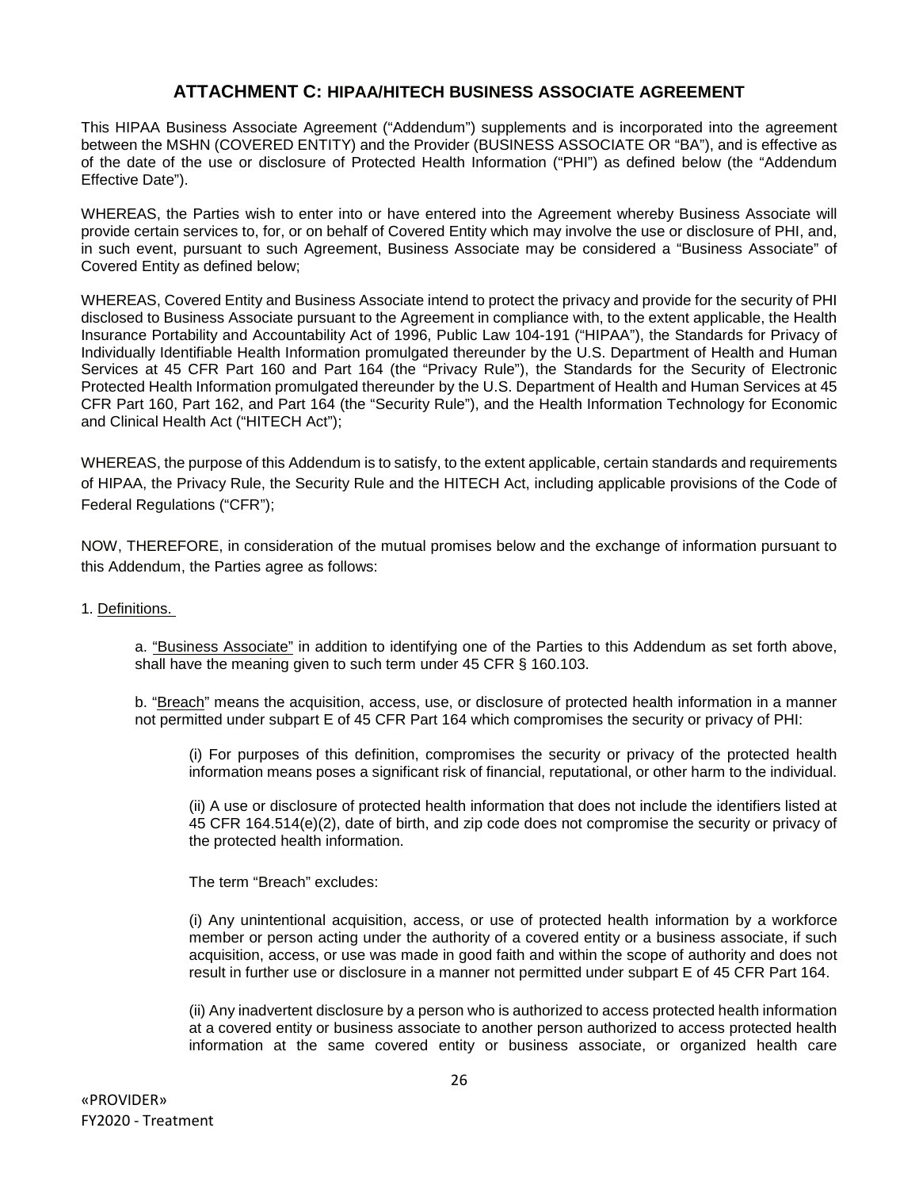## ATTACHMENT C: HIPAA/HITECH BUSINESS ASSOCIATE AGREEMENT

This HIPAA Business Associate Agreement ("Addendum") supplements and is incorporated into the agreement between the MSHN (COVERED ENTITY) and the Provider (BUSINESS ASSOCIATE OR "BA"), and is effective as of the date of the use or disclosure of Protected Health Information ("PHI") as defined below (the "Addendum Effective Date").

WHEREAS, the Parties wish to enter into or have entered into the Agreement whereby Business Associate will provide certain services to, for, or on behalf of Covered Entity which may involve the use or disclosure of PHI, and, in such event, pursuant to such Agreement, Business Associate may be considered a "Business Associate" of Covered Entity as defined below;

WHEREAS, Covered Entity and Business Associate intend to protect the privacy and provide for the security of PHI disclosed to Business Associate pursuant to the Agreement in compliance with, to the extent applicable, the Health Insurance Portability and Accountability Act of 1996, Public Law 104-191 ("HIPAA"), the Standards for Privacy of Individually Identifiable Health Information promulgated thereunder by the U.S. Department of Health and Human Services at 45 CFR Part 160 and Part 164 (the "Privacy Rule"), the Standards for the Security of Electronic Protected Health Information promulgated thereunder by the U.S. Department of Health and Human Services at 45 CFR Part 160, Part 162, and Part 164 (the "Security Rule"), and the Health Information Technology for Economic and Clinical Health Act ("HITECH Act");

WHEREAS, the purpose of this Addendum is to satisfy, to the extent applicable, certain standards and requirements of HIPAA, the Privacy Rule, the Security Rule and the HITECH Act, including applicable provisions of the Code of Federal Regulations ("CFR");

NOW, THEREFORE, in consideration of the mutual promises below and the exchange of information pursuant to this Addendum, the Parties agree as follows:

1. Definitions.

a. "Business Associate" in addition to identifying one of the Parties to this Addendum as set forth above, shall have the meaning given to such term under 45 CFR § 160.103.

b. "Breach" means the acquisition, access, use, or disclosure of protected health information in a manner not permitted under subpart E of 45 CFR Part 164 which compromises the security or privacy of PHI:

(i) For purposes of this definition, compromises the security or privacy of the protected health information means poses a significant risk of financial, reputational, or other harm to the individual.

(ii) A use or disclosure of protected health information that does not include the identifiers listed at 45 CFR 164.514(e)(2), date of birth, and zip code does not compromise the security or privacy of the protected health information.

The term "Breach" excludes:

(i) Any unintentional acquisition, access, or use of protected health information by a workforce member or person acting under the authority of a covered entity or a business associate, if such acquisition, access, or use was made in good faith and within the scope of authority and does not result in further use or disclosure in a manner not permitted under subpart E of 45 CFR Part 164.

(ii) Any inadvertent disclosure by a person who is authorized to access protected health information at a covered entity or business associate to another person authorized to access protected health information at the same covered entity or business associate, or organized health care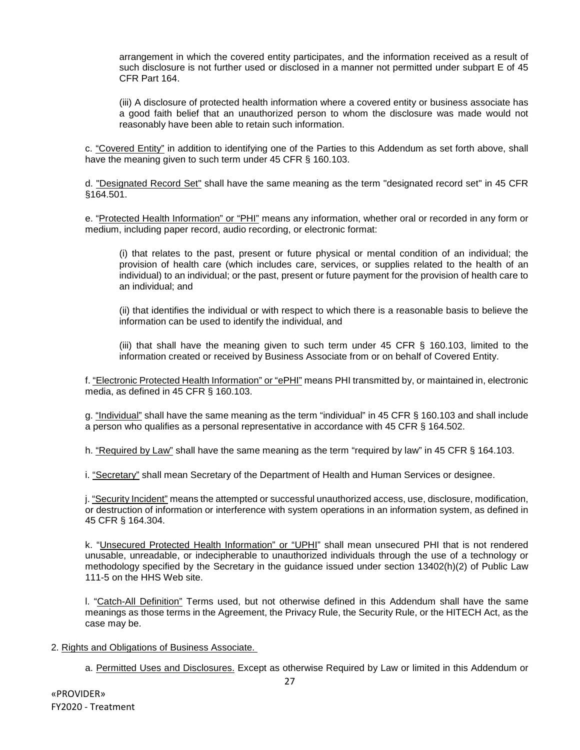arrangement in which the covered entity participates, and the information received as a result of such disclosure is not further used or disclosed in a manner not permitted under subpart E of 45 CFR Part 164.

(iii) A disclosure of protected health information where a covered entity or business associate has a good faith belief that an unauthorized person to whom the disclosure was made would not reasonably have been able to retain such information.

c. <u>"Covered Entity"</u> in addition to identifying one of the Parties to this Addendum as set forth above, shall have the meaning given to such term under 45 CFR § 160.103.

d. <u>"Designated Record Set"</u> shall have the same meaning as the term "designated record set" in 45 CFR §164.501.

e. "<u>Protected Health Information" or "PHI"</u> means any information, whether oral or recorded in any form or medium, including paper record, audio recording, or electronic format:

(i) that relates to the past, present or future physical or mental condition of an individual; the provision of health care (which includes care, services, or supplies related to the health of an individual) to an individual; or the past, present or future payment for the provision of health care to an individual; and

(ii) that identifies the individual or with respect to which there is a reasonable basis to believe the information can be used to identify the individual, and

(iii) that shall have the meaning given to such term under 45 CFR § 160.103, limited to the information created or received by Business Associate from or on behalf of Covered Entity.

f. <u>"Electronic Protected Health Information" or "ePHI"</u> means PHI transmitted by, or maintained in, electronic media, as defined in 45 CFR § 160.103.

g. <u>"Individual"</u> shall have the same meaning as the term "individual" in 45 CFR § 160.103 and shall include a person who qualifies as a personal representative in accordance with 45 CFR § 164.502.

h. <u>"Required by Law"</u> shall have the same meaning as the term "required by law" in 45 CFR § 164.103.

i. <u>"Secretary"</u> shall mean Secretary of the Department of Health and Human Services or designee.

j. <u>"Security Incident"</u> means the attempted or successful unauthorized access, use, disclosure, modification, or destruction of information or interference with system operations in an information system, as defined in 45 CFR § 164.304.

k. "<u>Unsecured Protected Health Information" or "UPHI</u>" shall mean unsecured PHI that is not rendered unusable, unreadable, or indecipherable to unauthorized individuals through the use of a technology or methodology specified by the Secretary in the guidance issued under section 13402(h)(2) of Public Law 111-5 on the HHS Web site.

l. "<u>Catch-All Definition"</u> Terms used, but not otherwise defined in this Addendum shall have the same meanings as those terms in the Agreement, the Privacy Rule, the Security Rule, or the HITECH Act, as the case may be.

2. <u>Rights and Obligations of Business Associate.</u>

a. <u>Permitted Uses and Disclosures.</u> Except as otherwise Required by Law or limited in this Addendum or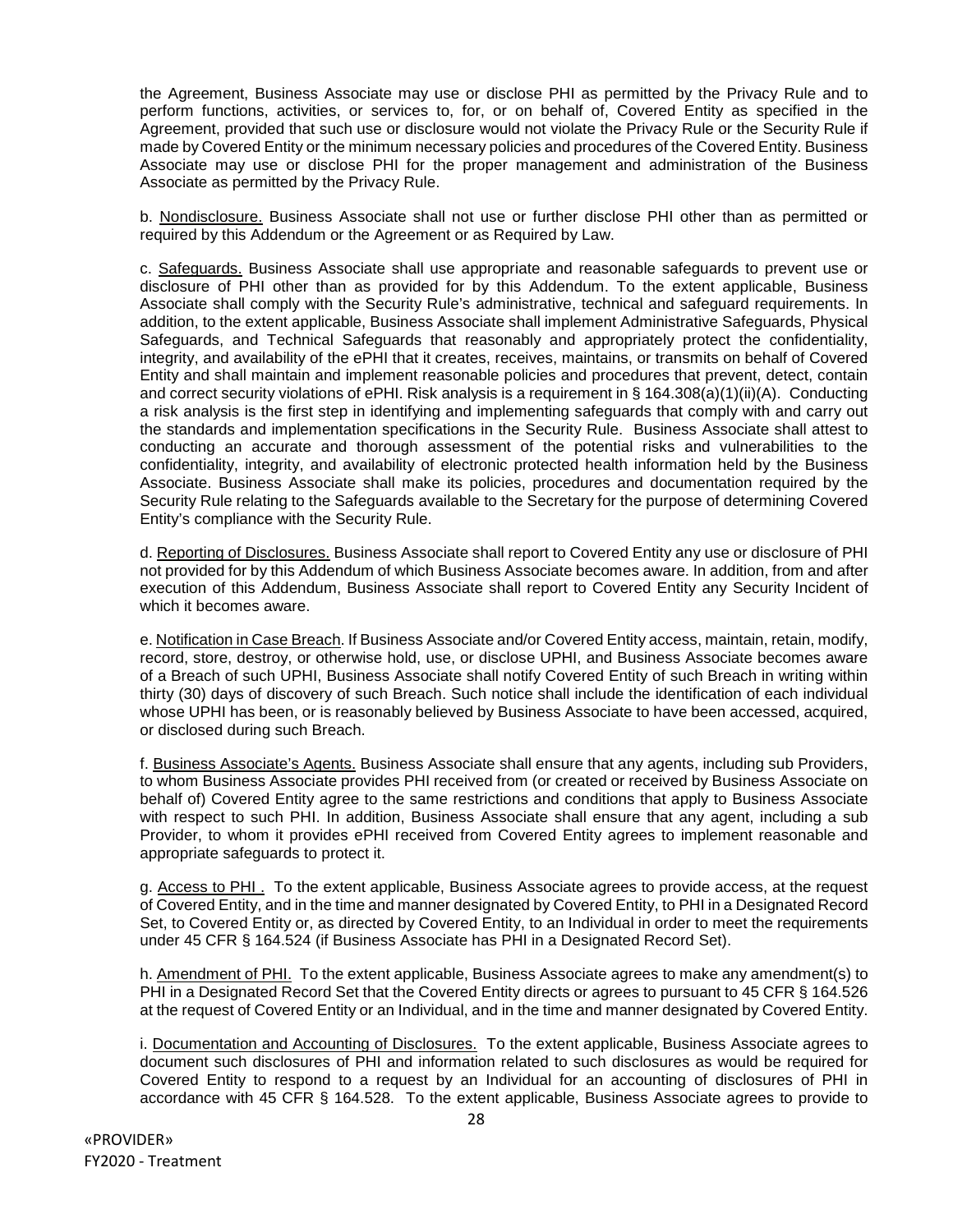the Agreement, Business Associate may use or disclose PHI as permitted by the Privacy Rule and to perform functions, activities, or services to, for, or on behalf of, Covered Entity as specified in the Agreement, provided that such use or disclosure would not violate the Privacy Rule or the Security Rule if made by Covered Entity or the minimum necessary policies and procedures of the Covered Entity. Business Associate may use or disclose PHI for the proper management and administration of the Business Associate as permitted by the Privacy Rule.

b. Nondisclosure. Business Associate shall not use or further disclose PHI other than as permitted or required by this Addendum or the Agreement or as Required by Law.

c. Safeguards. Business Associate shall use appropriate and reasonable safeguards to prevent use or disclosure of PHI other than as provided for by this Addendum. To the extent applicable, Business Associate shall comply with the Security Rule's administrative, technical and safeguard requirements. In addition, to the extent applicable, Business Associate shall implement Administrative Safeguards, Physical Safeguards, and Technical Safeguards that reasonably and appropriately protect the confidentiality, integrity, and availability of the ePHI that it creates, receives, maintains, or transmits on behalf of Covered Entity and shall maintain and implement reasonable policies and procedures that prevent, detect, contain and correct security violations of ePHI. Risk analysis is a requirement in § 164.308(a)(1)(ii)(A). Conducting a risk analysis is the first step in identifying and implementing safeguards that comply with and carry out the standards and implementation specifications in the Security Rule. Business Associate shall attest to conducting an accurate and thorough assessment of the potential risks and vulnerabilities to the confidentiality, integrity, and availability of electronic protected health information held by the Business Associate. Business Associate shall make its policies, procedures and documentation required by the Security Rule relating to the Safeguards available to the Secretary for the purpose of determining Covered Entity's compliance with the Security Rule.

d. Reporting of Disclosures. Business Associate shall report to Covered Entity any use or disclosure of PHI not provided for by this Addendum of which Business Associate becomes aware. In addition, from and after execution of this Addendum, Business Associate shall report to Covered Entity any Security Incident of which it becomes aware.

e. Notification in Case Breach. If Business Associate and/or Covered Entity access, maintain, retain, modify, record, store, destroy, or otherwise hold, use, or disclose UPHI, and Business Associate becomes aware of a Breach of such UPHI, Business Associate shall notify Covered Entity of such Breach in writing within thirty (30) days of discovery of such Breach. Such notice shall include the identification of each individual whose UPHI has been, or is reasonably believed by Business Associate to have been accessed, acquired, or disclosed during such Breach.

f. Business Associate's Agents. Business Associate shall ensure that any agents, including sub Providers, to whom Business Associate provides PHI received from (or created or received by Business Associate on behalf of) Covered Entity agree to the same restrictions and conditions that apply to Business Associate with respect to such PHI. In addition, Business Associate shall ensure that any agent, including a sub Provider, to whom it provides ePHI received from Covered Entity agrees to implement reasonable and appropriate safeguards to protect it.

g. Access to PHI . To the extent applicable, Business Associate agrees to provide access, at the request of Covered Entity, and in the time and manner designated by Covered Entity, to PHI in a Designated Record Set, to Covered Entity or, as directed by Covered Entity, to an Individual in order to meet the requirements under 45 CFR § 164.524 (if Business Associate has PHI in a Designated Record Set).

h. Amendment of PHI. To the extent applicable, Business Associate agrees to make any amendment(s) to PHI in a Designated Record Set that the Covered Entity directs or agrees to pursuant to 45 CFR § 164.526 at the request of Covered Entity or an Individual, and in the time and manner designated by Covered Entity.

i. Documentation and Accounting of Disclosures. To the extent applicable, Business Associate agrees to document such disclosures of PHI and information related to such disclosures as would be required for Covered Entity to respond to a request by an Individual for an accounting of disclosures of PHI in accordance with 45 CFR § 164.528. To the extent applicable, Business Associate agrees to provide to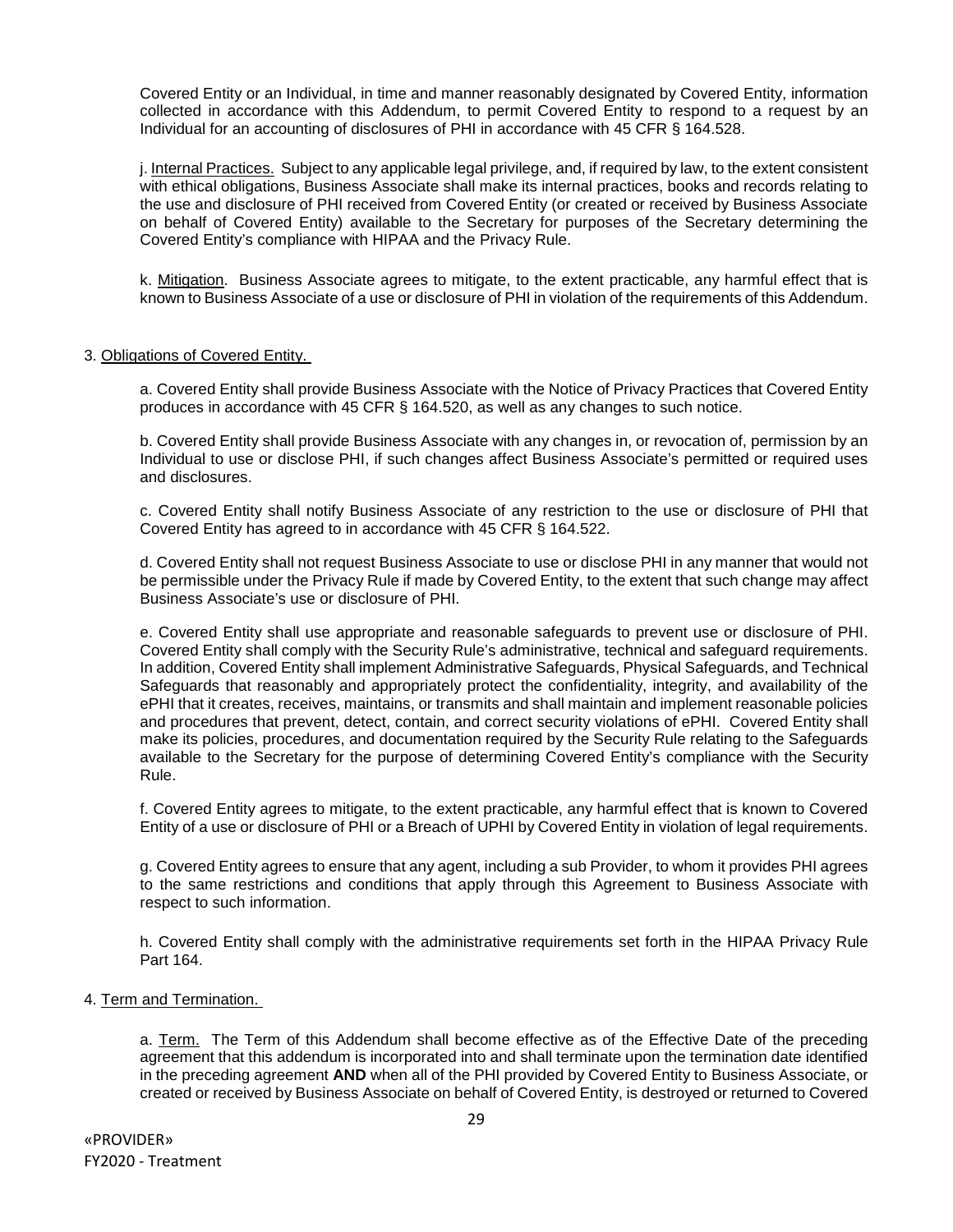Covered Entity or an Individual, in time and manner reasonably designated by Covered Entity, information collected in accordance with this Addendum, to permit Covered Entity to respond to a request by an Individual for an accounting of disclosures of PHI in accordance with 45 CFR § 164.528.

j. Internal Practices. Subject to any applicable legal privilege, and, if required by law, to the extent consistent with ethical obligations, Business Associate shall make its internal practices, books and records relating to the use and disclosure of PHI received from Covered Entity (or created or received by Business Associate on behalf of Covered Entity) available to the Secretary for purposes of the Secretary determining the Covered Entity's compliance with HIPAA and the Privacy Rule.

k. Mitigation. Business Associate agrees to mitigate, to the extent practicable, any harmful effect that is known to Business Associate of a use or disclosure of PHI in violation of the requirements of this Addendum.

3. Obligations of Covered Entity.

a. Covered Entity shall provide Business Associate with the Notice of Privacy Practices that Covered Entity produces in accordance with 45 CFR § 164.520, as well as any changes to such notice.

b. Covered Entity shall provide Business Associate with any changes in, or revocation of, permission by an Individual to use or disclose PHI, if such changes affect Business Associate's permitted or required uses and disclosures.

c. Covered Entity shall notify Business Associate of any restriction to the use or disclosure of PHI that Covered Entity has agreed to in accordance with 45 CFR § 164.522.

d. Covered Entity shall not request Business Associate to use or disclose PHI in any manner that would not be permissible under the Privacy Rule if made by Covered Entity, to the extent that such change may affect Business Associate's use or disclosure of PHI.

e. Covered Entity shall use appropriate and reasonable safeguards to prevent use or disclosure of PHI. Covered Entity shall comply with the Security Rule's administrative, technical and safeguard requirements. In addition, Covered Entity shall implement Administrative Safeguards, Physical Safeguards, and Technical Safeguards that reasonably and appropriately protect the confidentiality, integrity, and availability of the ePHI that it creates, receives, maintains, or transmits and shall maintain and implement reasonable policies and procedures that prevent, detect, contain, and correct security violations of ePHI. Covered Entity shall make its policies, procedures, and documentation required by the Security Rule relating to the Safeguards available to the Secretary for the purpose of determining Covered Entity's compliance with the Security Rule.

f. Covered Entity agrees to mitigate, to the extent practicable, any harmful effect that is known to Covered Entity of a use or disclosure of PHI or a Breach of UPHI by Covered Entity in violation of legal requirements.

g. Covered Entity agrees to ensure that any agent, including a sub Provider, to whom it provides PHI agrees to the same restrictions and conditions that apply through this Agreement to Business Associate with respect to such information.

h. Covered Entity shall comply with the administrative requirements set forth in the HIPAA Privacy Rule Part 164.

4. Term and Termination.

a. Term. The Term of this Addendum shall become effective as of the Effective Date of the preceding agreement that this addendum is incorporated into and shall terminate upon the termination date identified in the preceding agreement **AND** when all of the PHI provided by Covered Entity to Business Associate, or created or received by Business Associate on behalf of Covered Entity, is destroyed or returned to Covered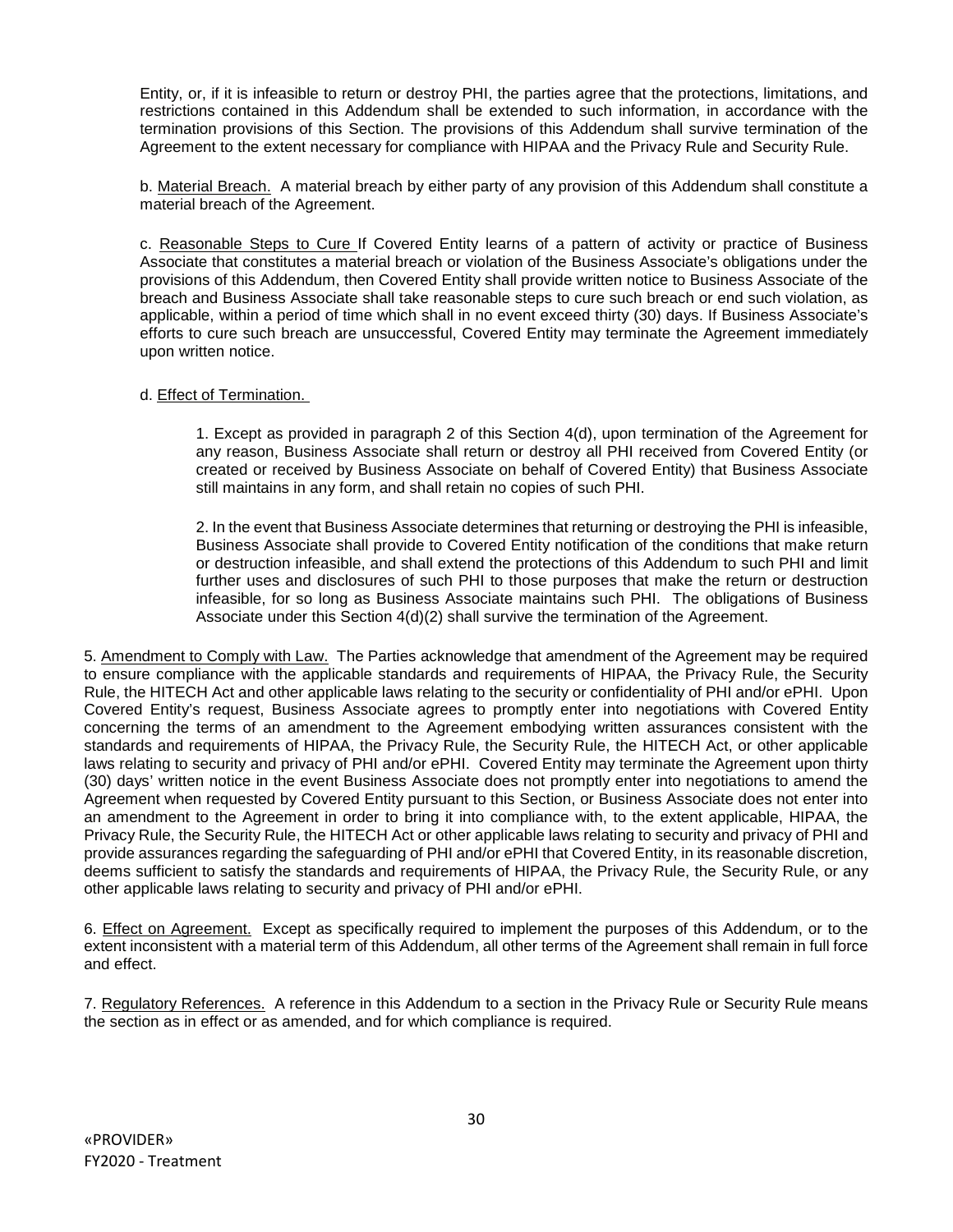Entity, or, if it is infeasible to return or destroy PHI, the parties agree that the protections, limitations, and restrictions contained in this Addendum shall be extended to such information, in accordance with the termination provisions of this Section. The provisions of this Addendum shall survive termination of the Agreement to the extent necessary for compliance with HIPAA and the Privacy Rule and Security Rule.

b. Material Breach. A material breach by either party of any provision of this Addendum shall constitute a material breach of the Agreement.

c. Reasonable Steps to Cure If Covered Entity learns of a pattern of activity or practice of Business Associate that constitutes a material breach or violation of the Business Associate's obligations under the provisions of this Addendum, then Covered Entity shall provide written notice to Business Associate of the breach and Business Associate shall take reasonable steps to cure such breach or end such violation, as applicable, within a period of time which shall in no event exceed thirty (30) days. If Business Associate's efforts to cure such breach are unsuccessful, Covered Entity may terminate the Agreement immediately upon written notice.

d. Effect of Termination.

1. Except as provided in paragraph 2 of this Section 4(d), upon termination of the Agreement for any reason, Business Associate shall return or destroy all PHI received from Covered Entity (or created or received by Business Associate on behalf of Covered Entity) that Business Associate still maintains in any form, and shall retain no copies of such PHI.

2. In the event that Business Associate determines that returning or destroying the PHI is infeasible, Business Associate shall provide to Covered Entity notification of the conditions that make return or destruction infeasible, and shall extend the protections of this Addendum to such PHI and limit further uses and disclosures of such PHI to those purposes that make the return or destruction infeasible, for so long as Business Associate maintains such PHI. The obligations of Business Associate under this Section 4(d)(2) shall survive the termination of the Agreement.

5. Amendment to Comply with Law. The Parties acknowledge that amendment of the Agreement may be required to ensure compliance with the applicable standards and requirements of HIPAA, the Privacy Rule, the Security Rule, the HITECH Act and other applicable laws relating to the security or confidentiality of PHI and/or ePHI. Upon Covered Entity's request, Business Associate agrees to promptly enter into negotiations with Covered Entity concerning the terms of an amendment to the Agreement embodying written assurances consistent with the standards and requirements of HIPAA, the Privacy Rule, the Security Rule, the HITECH Act, or other applicable laws relating to security and privacy of PHI and/or ePHI. Covered Entity may terminate the Agreement upon thirty (30) days' written notice in the event Business Associate does not promptly enter into negotiations to amend the Agreement when requested by Covered Entity pursuant to this Section, or Business Associate does not enter into an amendment to the Agreement in order to bring it into compliance with, to the extent applicable, HIPAA, the Privacy Rule, the Security Rule, the HITECH Act or other applicable laws relating to security and privacy of PHI and provide assurances regarding the safeguarding of PHI and/or ePHI that Covered Entity, in its reasonable discretion, deems sufficient to satisfy the standards and requirements of HIPAA, the Privacy Rule, the Security Rule, or any other applicable laws relating to security and privacy of PHI and/or ePHI.

6. Effect on Agreement. Except as specifically required to implement the purposes of this Addendum, or to the extent inconsistent with a material term of this Addendum, all other terms of the Agreement shall remain in full force and effect.

7. Regulatory References. A reference in this Addendum to a section in the Privacy Rule or Security Rule means the section as in effect or as amended, and for which compliance is required.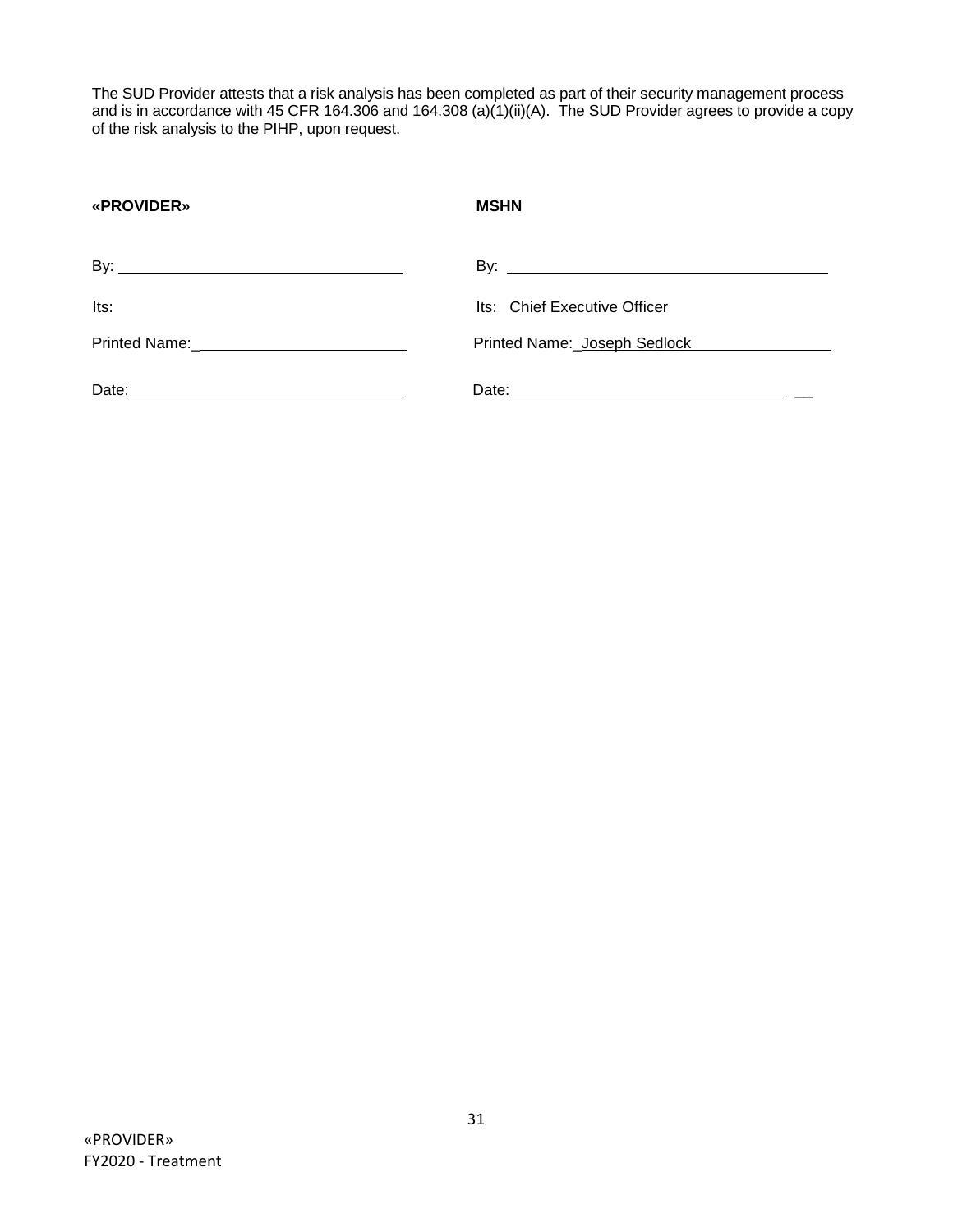The SUD Provider attests that a risk analysis has been completed as part of their security management process and is in accordance with 45 CFR 164.306 and 164.308 (a)(1)(ii)(A). The SUD Provider agrees to provide a copy of the risk analysis to the PIHP, upon request.

| «PROVIDER» | MSHN |
| --- | --- |
| By: ______________________________ | By: ______________________________ |
| Its: | Its: Chief Executive Officer |
| Printed Name: _______________________ | Printed Name: Joseph Sedlock |
| Date: ______________________________ | Date: ______________________________ |

«PROVIDER»
FY2020 - Treatment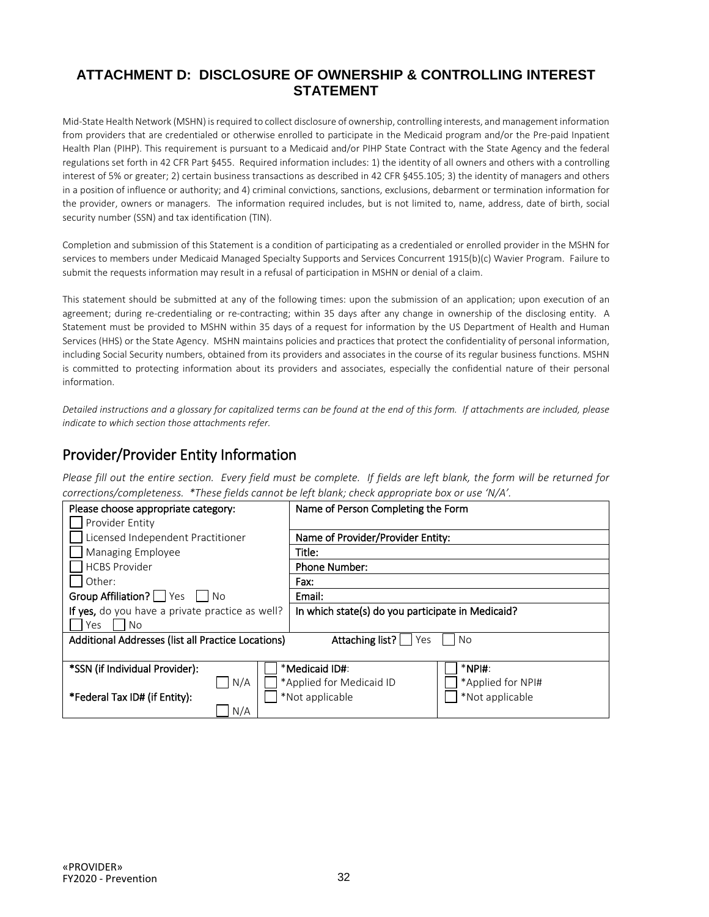# ATTACHMENT D: DISCLOSURE OF OWNERSHIP & CONTROLLING INTEREST STATEMENT

Mid-State Health Network (MSHN) is required to collect disclosure of ownership, controlling interests, and management information from providers that are credentialed or otherwise enrolled to participate in the Medicaid program and/or the Pre-paid Inpatient Health Plan (PIHP). This requirement is pursuant to a Medicaid and/or PIHP State Contract with the State Agency and the federal regulations set forth in 42 CFR Part §455. Required information includes: 1) the identity of all owners and others with a controlling interest of 5% or greater; 2) certain business transactions as described in 42 CFR §455.105; 3) the identity of managers and others in a position of influence or authority; and 4) criminal convictions, sanctions, exclusions, debarment or termination information for the provider, owners or managers. The information required includes, but is not limited to, name, address, date of birth, social security number (SSN) and tax identification (TIN).

Completion and submission of this Statement is a condition of participating as a credentialed or enrolled provider in the MSHN for services to members under Medicaid Managed Specialty Supports and Services Concurrent 1915(b)(c) Wavier Program. Failure to submit the requests information may result in a refusal of participation in MSHN or denial of a claim.

This statement should be submitted at any of the following times: upon the submission of an application; upon execution of an agreement; during re-credentialing or re-contracting; within 35 days after any change in ownership of the disclosing entity. A Statement must be provided to MSHN within 35 days of a request for information by the US Department of Health and Human Services (HHS) or the State Agency. MSHN maintains policies and practices that protect the confidentiality of personal information, including Social Security numbers, obtained from its providers and associates in the course of its regular business functions. MSHN is committed to protecting information about its providers and associates, especially the confidential nature of their personal information.

*Detailed instructions and a glossary for capitalized terms can be found at the end of this form. If attachments are included, please indicate to which section those attachments refer.*

## Provider/Provider Entity Information

*Please fill out the entire section. Every field must be complete. If fields are left blank, the form will be returned for corrections/completeness. *These fields cannot be left blank; check appropriate box or use 'N/A'.*

| | |
|---|---|
| **Please choose appropriate category:**<br>☐ Provider Entity | **Name of Person Completing the Form** |
| ☐ Licensed Independent Practitioner | **Name of Provider/Provider Entity:** |
| ☐ Managing Employee | **Title:** |
| ☐ HCBS Provider | **Phone Number:** |
| ☐ Other: | **Fax:** |
| **Group Affiliation?** ☐ Yes ☐ No | **Email:** |
| **If yes,** do you have a private practice as well?<br>☐ Yes ☐ No | **In which state(s) do you participate in Medicaid?** |
| **Additional Addresses (list all Practice Locations)** | **Attaching list?** ☐ Yes ☐ No |

| | | |
|---|---|---|
| **\*SSN (if Individual Provider):**<br>☐ N/A<br>**\*Federal Tax ID# (if Entity):**<br>☐ N/A | ☐ \***Medicaid ID#**:<br>☐ \*Applied for Medicaid ID<br>☐ \*Not applicable | ☐ \***NPI#**:<br>☐ \*Applied for NPI#<br>☐ \*Not applicable |

«PROVIDER»
FY2020 - Prevention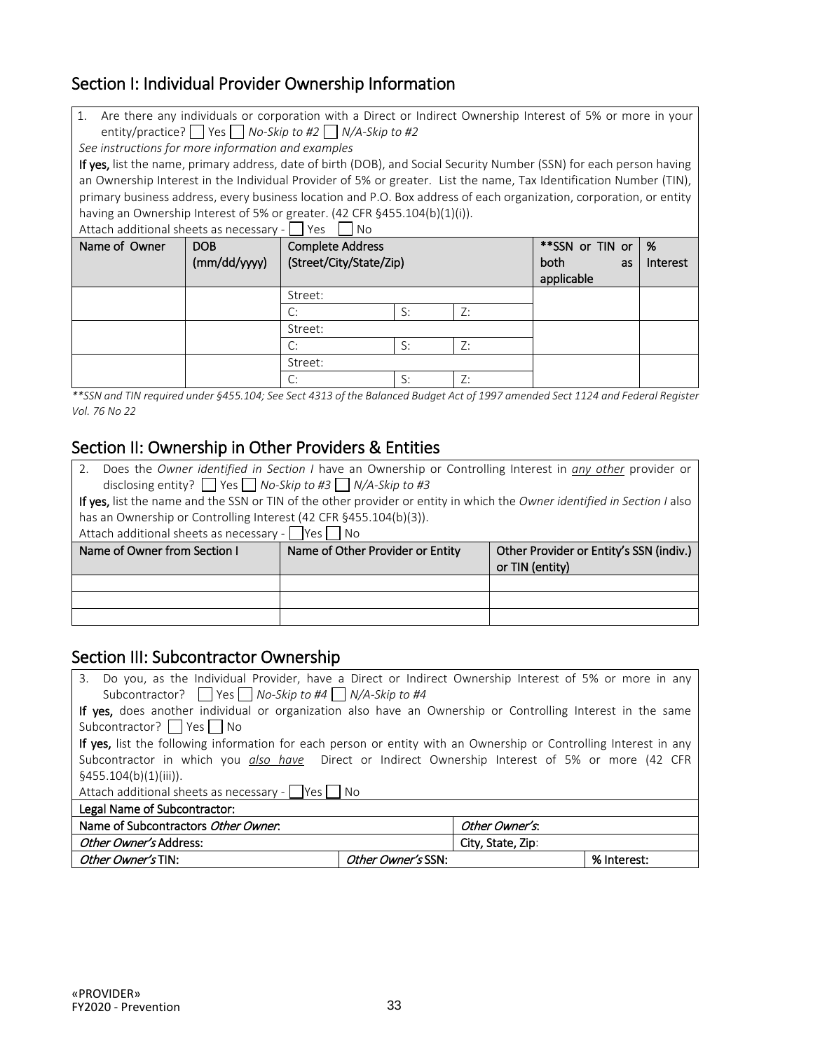## Section I: Individual Provider Ownership Information

1. Are there any individuals or corporation with a Direct or Indirect Ownership Interest of 5% or more in your entity/practice? ☐ Yes ☐ *No-Skip to #2* ☐ *N/A-Skip to #2*

*See instructions for more information and examples*

**If yes,** list the name, primary address, date of birth (DOB), and Social Security Number (SSN) for each person having an Ownership Interest in the Individual Provider of 5% or greater. List the name, Tax Identification Number (TIN), primary business address, every business location and P.O. Box address of each organization, corporation, or entity having an Ownership Interest of 5% or greater. (42 CFR §455.104(b)(1)(i)).

Attach additional sheets as necessary - ☐ Yes ☐ No

| Name of Owner | DOB (mm/dd/yyyy) | Complete Address (Street/City/State/Zip) | | | **SSN or TIN or both as applicable | % Interest |
|---|---|---|---|---|---|---|
| | | Street: | | | | |
| | | C: | S: | Z: | | |
| | | Street: | | | | |
| | | C: | S: | Z: | | |
| | | Street: | | | | |
| | | C: | S: | Z: | | |

*\*\*SSN and TIN required under §455.104; See Sect 4313 of the Balanced Budget Act of 1997 amended Sect 1124 and Federal Register Vol. 76 No 22*

## Section II: Ownership in Other Providers & Entities

2. Does the *Owner identified in Section I* have an Ownership or Controlling Interest in ***any other*** provider or disclosing entity? ☐ Yes ☐ *No-Skip to #3* ☐ *N/A-Skip to #3*

**If yes,** list the name and the SSN or TIN of the other provider or entity in which the *Owner identified in Section I* also has an Ownership or Controlling Interest (42 CFR §455.104(b)(3)).

Attach additional sheets as necessary - ☐ Yes ☐ No

| Name of Owner from Section I | Name of Other Provider or Entity | Other Provider or Entity's SSN (indiv.) or TIN (entity) |
|---|---|---|
| | | |
| | | |
| | | |

## Section III: Subcontractor Ownership

3. Do you, as the Individual Provider, have a Direct or Indirect Ownership Interest of 5% or more in any Subcontractor? ☐ Yes ☐ *No-Skip to #4* ☐ *N/A-Skip to #4*

**If yes,** does another individual or organization also have an Ownership or Controlling Interest in the same Subcontractor? ☐ Yes ☐ No

**If yes,** list the following information for each person or entity with an Ownership or Controlling Interest in any Subcontractor in which you ***also have*** Direct or Indirect Ownership Interest of 5% or more (42 CFR §455.104(b)(1)(iii)).

Attach additional sheets as necessary - ☐ Yes ☐ No

| | | | |
|---|---|---|---|
| **Legal Name of Subcontractor:** | | | |
| **Name of Subcontractors *Other Owner*:** | | ***Other Owner's*:** | |
| ***Other Owner's* Address:** | | **City, State, Zip:** | |
| ***Other Owner's* TIN:** | ***Other Owner's* SSN:** | | **% Interest:** |

«PROVIDER»
FY2020 - Prevention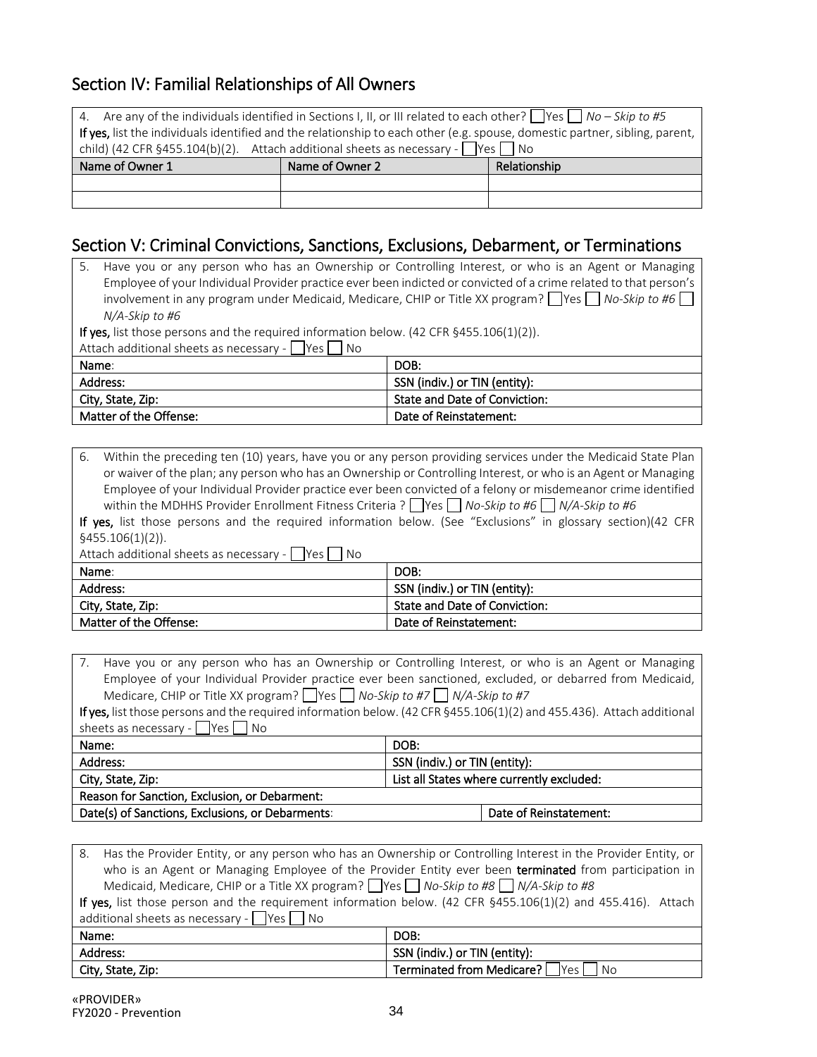## Section IV: Familial Relationships of All Owners

4. Are any of the individuals identified in Sections I, II, or III related to each other? ☐ Yes ☐ *No – Skip to #5*

**If yes,** list the individuals identified and the relationship to each other (e.g. spouse, domestic partner, sibling, parent, child) (42 CFR §455.104(b)(2). Attach additional sheets as necessary - ☐ Yes ☐ No

| Name of Owner 1 | Name of Owner 2 | Relationship |
|---|---|---|
| | | |
| | | |

## Section V: Criminal Convictions, Sanctions, Exclusions, Debarment, or Terminations

5. Have you or any person who has an Ownership or Controlling Interest, or who is an Agent or Managing Employee of your Individual Provider practice ever been indicted or convicted of a crime related to that person's involvement in any program under Medicaid, Medicare, CHIP or Title XX program? ☐ Yes ☐ *No-Skip to #6* ☐ *N/A-Skip to #6*

**If yes,** list those persons and the required information below. (42 CFR §455.106(1)(2)).

Attach additional sheets as necessary - ☐ Yes ☐ No

| | |
|---|---|
| Name: | DOB: |
| Address: | SSN (indiv.) or TIN (entity): |
| City, State, Zip: | State and Date of Conviction: |
| Matter of the Offense: | Date of Reinstatement: |

6. Within the preceding ten (10) years, have you or any person providing services under the Medicaid State Plan or waiver of the plan; any person who has an Ownership or Controlling Interest, or who is an Agent or Managing Employee of your Individual Provider practice ever been convicted of a felony or misdemeanor crime identified within the MDHHS Provider Enrollment Fitness Criteria ? ☐ Yes ☐ *No-Skip to #6* ☐ *N/A-Skip to #6*

**If yes,** list those persons and the required information below. (See "Exclusions" in glossary section)(42 CFR §455.106(1)(2)).

Attach additional sheets as necessary - ☐ Yes ☐ No

| | |
|---|---|
| Name: | DOB: |
| Address: | SSN (indiv.) or TIN (entity): |
| City, State, Zip: | State and Date of Conviction: |
| Matter of the Offense: | Date of Reinstatement: |

7. Have you or any person who has an Ownership or Controlling Interest, or who is an Agent or Managing Employee of your Individual Provider practice ever been sanctioned, excluded, or debarred from Medicaid, Medicare, CHIP or Title XX program? ☐ Yes ☐ *No-Skip to #7* ☐ *N/A-Skip to #7*

**If yes,** list those persons and the required information below. (42 CFR §455.106(1)(2) and 455.436). Attach additional sheets as necessary - ☐ Yes ☐ No

| | | |
|---|---|---|
| Name: | DOB: | |
| Address: | SSN (indiv.) or TIN (entity): | |
| City, State, Zip: | List all States where currently excluded: | |
| Reason for Sanction, Exclusion, or Debarment: | | |
| Date(s) of Sanctions, Exclusions, or Debarments: | | Date of Reinstatement: |

8. Has the Provider Entity, or any person who has an Ownership or Controlling Interest in the Provider Entity, or who is an Agent or Managing Employee of the Provider Entity ever been **terminated** from participation in Medicaid, Medicare, CHIP or a Title XX program? ☐ Yes ☐ *No-Skip to #8* ☐ *N/A-Skip to #8*

**If yes,** list those person and the requirement information below. (42 CFR §455.106(1)(2) and 455.416). Attach additional sheets as necessary - ☐ Yes ☐ No

| | |
|---|---|
| Name: | DOB: |
| Address: | SSN (indiv.) or TIN (entity): |
| City, State, Zip: | Terminated from Medicare? ☐ Yes ☐ No |

«PROVIDER»
FY2020 - Prevention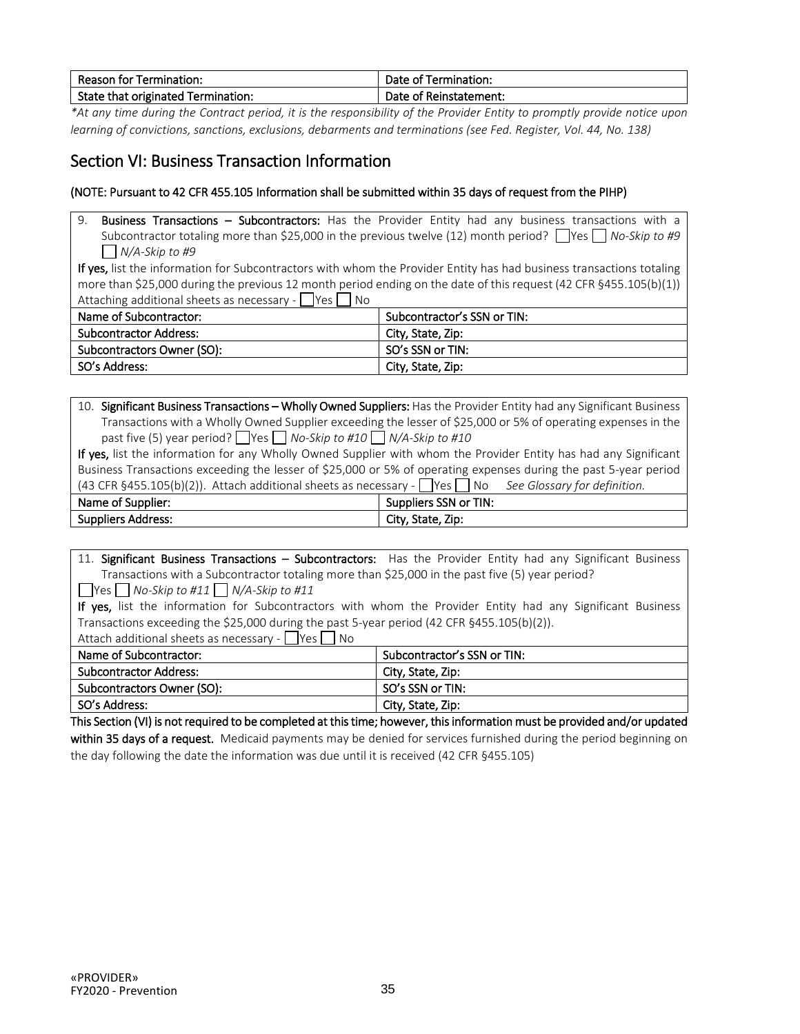| Reason for Termination: | Date of Termination: |
|---|---|
| State that originated Termination: | Date of Reinstatement: |

*\*At any time during the Contract period, it is the responsibility of the Provider Entity to promptly provide notice upon learning of convictions, sanctions, exclusions, debarments and terminations (see Fed. Register, Vol. 44, No. 138)*

## Section VI: Business Transaction Information

**(NOTE: Pursuant to 42 CFR 455.105 Information shall be submitted within 35 days of request from the PIHP)**

9. **Business Transactions – Subcontractors:** Has the Provider Entity had any business transactions with a Subcontractor totaling more than $25,000 in the previous twelve (12) month period? ☐ Yes ☐ *No-Skip to #9* ☐ *N/A-Skip to #9*

**If yes,** list the information for Subcontractors with whom the Provider Entity has had business transactions totaling more than $25,000 during the previous 12 month period ending on the date of this request (42 CFR §455.105(b)(1)) Attaching additional sheets as necessary - ☐ Yes ☐ No

| Name of Subcontractor: | Subcontractor's SSN or TIN: |
|---|---|
| Subcontractor Address: | City, State, Zip: |
| Subcontractors Owner (SO): | SO's SSN or TIN: |
| SO's Address: | City, State, Zip: |

10. **Significant Business Transactions – Wholly Owned Suppliers:** Has the Provider Entity had any Significant Business Transactions with a Wholly Owned Supplier exceeding the lesser of $25,000 or 5% of operating expenses in the past five (5) year period? ☐ Yes ☐ *No-Skip to #10* ☐ *N/A-Skip to #10*

**If yes,** list the information for any Wholly Owned Supplier with whom the Provider Entity has had any Significant Business Transactions exceeding the lesser of $25,000 or 5% of operating expenses during the past 5-year period (43 CFR §455.105(b)(2)). Attach additional sheets as necessary - ☐ Yes ☐ No *See Glossary for definition.*

| Name of Supplier: | Suppliers SSN or TIN: |
|---|---|
| Suppliers Address: | City, State, Zip: |

11. **Significant Business Transactions – Subcontractors:** Has the Provider Entity had any Significant Business Transactions with a Subcontractor totaling more than $25,000 in the past five (5) year period?

☐ Yes ☐ *No-Skip to #11* ☐ *N/A-Skip to #11*

**If yes,** list the information for Subcontractors with whom the Provider Entity had any Significant Business Transactions exceeding the $25,000 during the past 5-year period (42 CFR §455.105(b)(2)).
Attach additional sheets as necessary - ☐ Yes ☐ No

| Name of Subcontractor: | Subcontractor's SSN or TIN: |
|---|---|
| Subcontractor Address: | City, State, Zip: |
| Subcontractors Owner (SO): | SO's SSN or TIN: |
| SO's Address: | City, State, Zip: |

**This Section (VI) is not required to be completed at this time; however, this information must be provided and/or updated within 35 days of a request.** Medicaid payments may be denied for services furnished during the period beginning on the day following the date the information was due until it is received (42 CFR §455.105)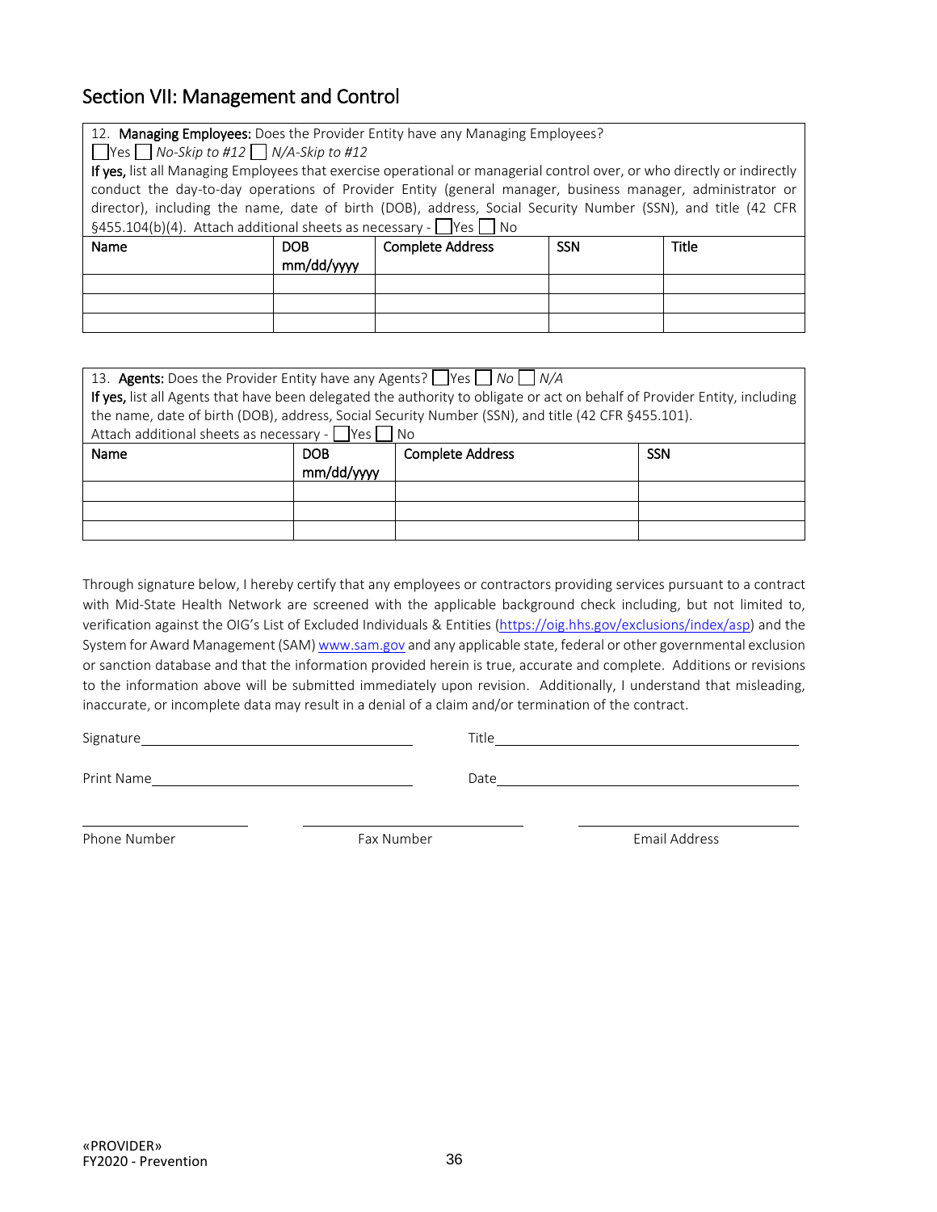## Section VII: Management and Control

12. **Managing Employees:** Does the Provider Entity have any Managing Employees?
☐ Yes ☐ *No-Skip to #12* ☐ *N/A-Skip to #12*
**If yes,** list all Managing Employees that exercise operational or managerial control over, or who directly or indirectly conduct the day-to-day operations of Provider Entity (general manager, business manager, administrator or director), including the name, date of birth (DOB), address, Social Security Number (SSN), and title (42 CFR §455.104(b)(4). Attach additional sheets as necessary - ☐ Yes ☐ No

| Name | DOB mm/dd/yyyy | Complete Address | SSN | Title |
|---|---|---|---|---|
| | | | | |
| | | | | |
| | | | | |

13. **Agents:** Does the Provider Entity have any Agents? ☐ Yes ☐ *No* ☐ *N/A*
**If yes,** list all Agents that have been delegated the authority to obligate or act on behalf of Provider Entity, including the name, date of birth (DOB), address, Social Security Number (SSN), and title (42 CFR §455.101).
Attach additional sheets as necessary - ☐ Yes ☐ No

| Name | DOB mm/dd/yyyy | Complete Address | SSN |
|---|---|---|---|
| | | | |
| | | | |
| | | | |

Through signature below, I hereby certify that any employees or contractors providing services pursuant to a contract with Mid-State Health Network are screened with the applicable background check including, but not limited to, verification against the OIG's List of Excluded Individuals & Entities (https://oig.hhs.gov/exclusions/index/asp) and the System for Award Management (SAM) www.sam.gov and any applicable state, federal or other governmental exclusion or sanction database and that the information provided herein is true, accurate and complete. Additions or revisions to the information above will be submitted immediately upon revision. Additionally, I understand that misleading, inaccurate, or incomplete data may result in a denial of a claim and/or termination of the contract.

Signature\_\_\_\_\_\_\_\_\_\_\_\_\_\_\_\_\_\_\_\_\_\_\_\_ Title\_\_\_\_\_\_\_\_\_\_\_\_\_\_\_\_\_\_\_\_\_\_\_\_

Print Name\_\_\_\_\_\_\_\_\_\_\_\_\_\_\_\_\_\_\_\_\_\_\_\_ Date\_\_\_\_\_\_\_\_\_\_\_\_\_\_\_\_\_\_\_\_\_\_\_\_

\_\_\_\_\_\_\_\_\_\_\_\_\_\_\_\_ \_\_\_\_\_\_\_\_\_\_\_\_\_\_\_\_ \_\_\_\_\_\_\_\_\_\_\_\_\_\_\_\_
Phone Number Fax Number Email Address

«PROVIDER»
FY2020 - Prevention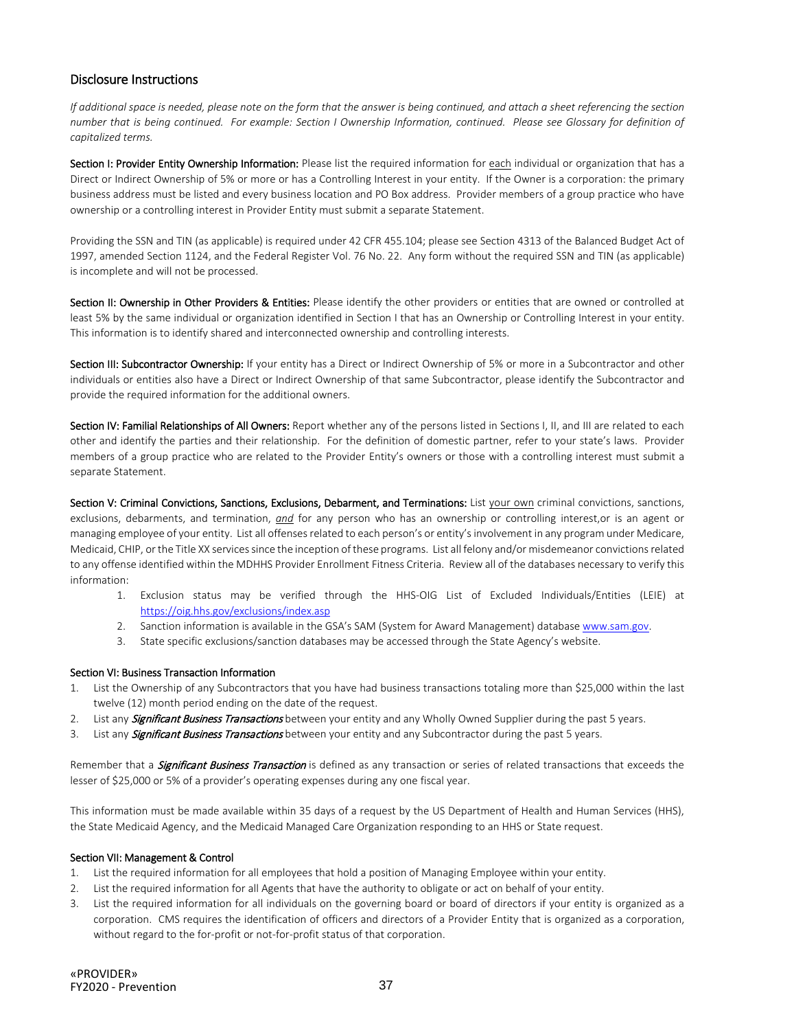## Disclosure Instructions

*If additional space is needed, please note on the form that the answer is being continued, and attach a sheet referencing the section number that is being continued. For example: Section I Ownership Information, continued. Please see Glossary for definition of capitalized terms.*

**Section I: Provider Entity Ownership Information:** Please list the required information for each individual or organization that has a Direct or Indirect Ownership of 5% or more or has a Controlling Interest in your entity. If the Owner is a corporation: the primary business address must be listed and every business location and PO Box address. Provider members of a group practice who have ownership or a controlling interest in Provider Entity must submit a separate Statement.

Providing the SSN and TIN (as applicable) is required under 42 CFR 455.104; please see Section 4313 of the Balanced Budget Act of 1997, amended Section 1124, and the Federal Register Vol. 76 No. 22. Any form without the required SSN and TIN (as applicable) is incomplete and will not be processed.

**Section II: Ownership in Other Providers & Entities:** Please identify the other providers or entities that are owned or controlled at least 5% by the same individual or organization identified in Section I that has an Ownership or Controlling Interest in your entity. This information is to identify shared and interconnected ownership and controlling interests.

**Section III: Subcontractor Ownership:** If your entity has a Direct or Indirect Ownership of 5% or more in a Subcontractor and other individuals or entities also have a Direct or Indirect Ownership of that same Subcontractor, please identify the Subcontractor and provide the required information for the additional owners.

**Section IV: Familial Relationships of All Owners:** Report whether any of the persons listed in Sections I, II, and III are related to each other and identify the parties and their relationship. For the definition of domestic partner, refer to your state's laws. Provider members of a group practice who are related to the Provider Entity's owners or those with a controlling interest must submit a separate Statement.

**Section V: Criminal Convictions, Sanctions, Exclusions, Debarment, and Terminations:** List your own criminal convictions, sanctions, exclusions, debarments, and termination, ***and*** for any person who has an ownership or controlling interest,or is an agent or managing employee of your entity. List all offenses related to each person's or entity's involvement in any program under Medicare, Medicaid, CHIP, or the Title XX services since the inception of these programs. List all felony and/or misdemeanor convictions related to any offense identified within the MDHHS Provider Enrollment Fitness Criteria. Review all of the databases necessary to verify this information:

1. Exclusion status may be verified through the HHS-OIG List of Excluded Individuals/Entities (LEIE) at https://oig.hhs.gov/exclusions/index.asp
2. Sanction information is available in the GSA's SAM (System for Award Management) database www.sam.gov.
3. State specific exclusions/sanction databases may be accessed through the State Agency's website.

**Section VI: Business Transaction Information**

1. List the Ownership of any Subcontractors that you have had business transactions totaling more than $25,000 within the last twelve (12) month period ending on the date of the request.
2. List any ***Significant Business Transactions*** between your entity and any Wholly Owned Supplier during the past 5 years.
3. List any ***Significant Business Transactions*** between your entity and any Subcontractor during the past 5 years.

Remember that a ***Significant Business Transaction*** is defined as any transaction or series of related transactions that exceeds the lesser of $25,000 or 5% of a provider's operating expenses during any one fiscal year.

This information must be made available within 35 days of a request by the US Department of Health and Human Services (HHS), the State Medicaid Agency, and the Medicaid Managed Care Organization responding to an HHS or State request.

**Section VII: Management & Control**

1. List the required information for all employees that hold a position of Managing Employee within your entity.
2. List the required information for all Agents that have the authority to obligate or act on behalf of your entity.
3. List the required information for all individuals on the governing board or board of directors if your entity is organized as a corporation. CMS requires the identification of officers and directors of a Provider Entity that is organized as a corporation, without regard to the for-profit or not-for-profit status of that corporation.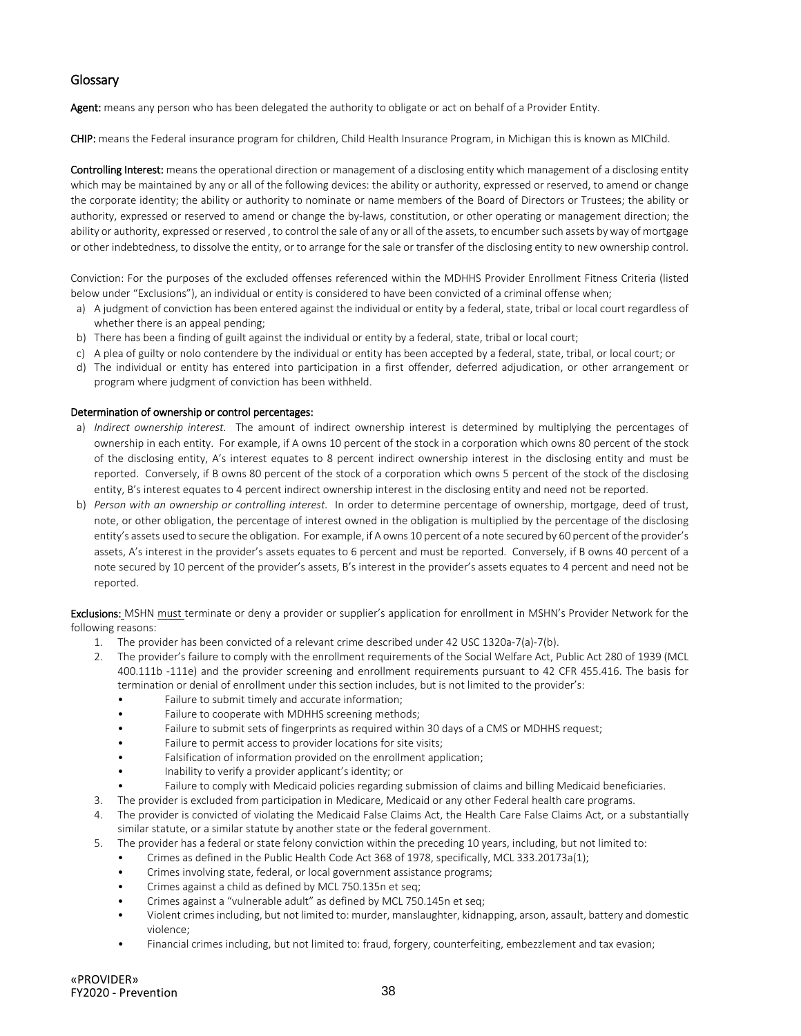## Glossary

**Agent:** means any person who has been delegated the authority to obligate or act on behalf of a Provider Entity.

**CHIP:** means the Federal insurance program for children, Child Health Insurance Program, in Michigan this is known as MIChild.

**Controlling Interest:** means the operational direction or management of a disclosing entity which management of a disclosing entity which may be maintained by any or all of the following devices: the ability or authority, expressed or reserved, to amend or change the corporate identity; the ability or authority to nominate or name members of the Board of Directors or Trustees; the ability or authority, expressed or reserved to amend or change the by-laws, constitution, or other operating or management direction; the ability or authority, expressed or reserved , to control the sale of any or all of the assets, to encumber such assets by way of mortgage or other indebtedness, to dissolve the entity, or to arrange for the sale or transfer of the disclosing entity to new ownership control.

Conviction: For the purposes of the excluded offenses referenced within the MDHHS Provider Enrollment Fitness Criteria (listed below under "Exclusions"), an individual or entity is considered to have been convicted of a criminal offense when;

a) A judgment of conviction has been entered against the individual or entity by a federal, state, tribal or local court regardless of whether there is an appeal pending;
b) There has been a finding of guilt against the individual or entity by a federal, state, tribal or local court;
c) A plea of guilty or nolo contendere by the individual or entity has been accepted by a federal, state, tribal, or local court; or
d) The individual or entity has entered into participation in a first offender, deferred adjudication, or other arrangement or program where judgment of conviction has been withheld.

**Determination of ownership or control percentages:**

a) *Indirect ownership interest.* The amount of indirect ownership interest is determined by multiplying the percentages of ownership in each entity. For example, if A owns 10 percent of the stock in a corporation which owns 80 percent of the stock of the disclosing entity, A's interest equates to 8 percent indirect ownership interest in the disclosing entity and must be reported. Conversely, if B owns 80 percent of the stock of a corporation which owns 5 percent of the stock of the disclosing entity, B's interest equates to 4 percent indirect ownership interest in the disclosing entity and need not be reported.
b) *Person with an ownership or controlling interest.* In order to determine percentage of ownership, mortgage, deed of trust, note, or other obligation, the percentage of interest owned in the obligation is multiplied by the percentage of the disclosing entity's assets used to secure the obligation. For example, if A owns 10 percent of a note secured by 60 percent of the provider's assets, A's interest in the provider's assets equates to 6 percent and must be reported. Conversely, if B owns 40 percent of a note secured by 10 percent of the provider's assets, B's interest in the provider's assets equates to 4 percent and need not be reported.

**Exclusions:** MSHN must terminate or deny a provider or supplier's application for enrollment in MSHN's Provider Network for the following reasons:

1. The provider has been convicted of a relevant crime described under 42 USC 1320a-7(a)-7(b).
2. The provider's failure to comply with the enrollment requirements of the Social Welfare Act, Public Act 280 of 1939 (MCL 400.111b -111e) and the provider screening and enrollment requirements pursuant to 42 CFR 455.416. The basis for termination or denial of enrollment under this section includes, but is not limited to the provider's:
   - Failure to submit timely and accurate information;
   - Failure to cooperate with MDHHS screening methods;
   - Failure to submit sets of fingerprints as required within 30 days of a CMS or MDHHS request;
   - Failure to permit access to provider locations for site visits;
   - Falsification of information provided on the enrollment application;
   - Inability to verify a provider applicant's identity; or
   - Failure to comply with Medicaid policies regarding submission of claims and billing Medicaid beneficiaries.
3. The provider is excluded from participation in Medicare, Medicaid or any other Federal health care programs.
4. The provider is convicted of violating the Medicaid False Claims Act, the Health Care False Claims Act, or a substantially similar statute, or a similar statute by another state or the federal government.
5. The provider has a federal or state felony conviction within the preceding 10 years, including, but not limited to:
   - Crimes as defined in the Public Health Code Act 368 of 1978, specifically, MCL 333.20173a(1);
   - Crimes involving state, federal, or local government assistance programs;
   - Crimes against a child as defined by MCL 750.135n et seq;
   - Crimes against a "vulnerable adult" as defined by MCL 750.145n et seq;
   - Violent crimes including, but not limited to: murder, manslaughter, kidnapping, arson, assault, battery and domestic violence;
   - Financial crimes including, but not limited to: fraud, forgery, counterfeiting, embezzlement and tax evasion;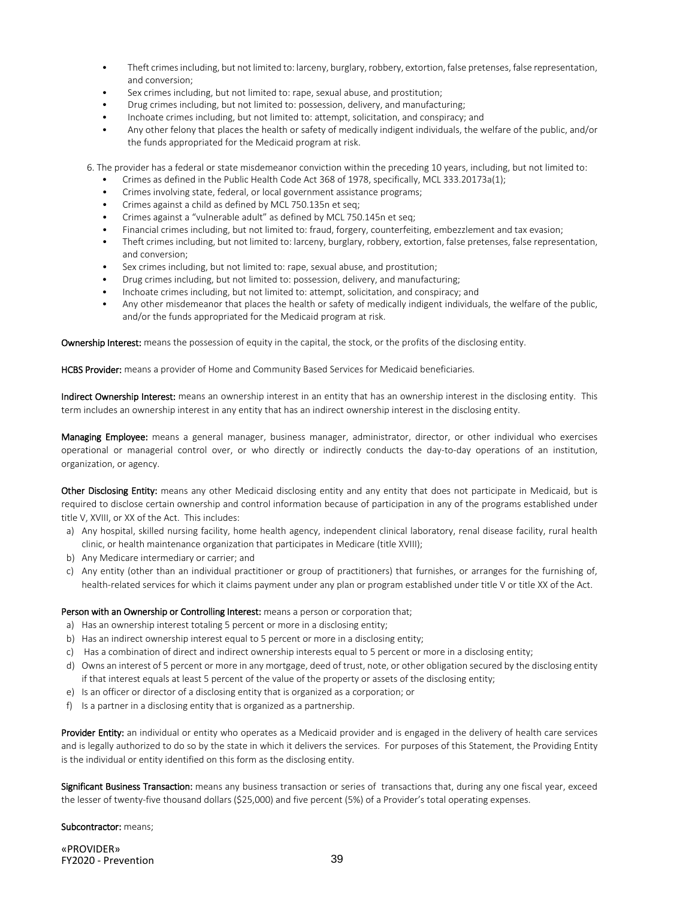- Theft crimes including, but not limited to: larceny, burglary, robbery, extortion, false pretenses, false representation, and conversion;
- Sex crimes including, but not limited to: rape, sexual abuse, and prostitution;
- Drug crimes including, but not limited to: possession, delivery, and manufacturing;
- Inchoate crimes including, but not limited to: attempt, solicitation, and conspiracy; and
- Any other felony that places the health or safety of medically indigent individuals, the welfare of the public, and/or the funds appropriated for the Medicaid program at risk.

6. The provider has a federal or state misdemeanor conviction within the preceding 10 years, including, but not limited to:
   - Crimes as defined in the Public Health Code Act 368 of 1978, specifically, MCL 333.20173a(1);
   - Crimes involving state, federal, or local government assistance programs;
   - Crimes against a child as defined by MCL 750.135n et seq;
   - Crimes against a "vulnerable adult" as defined by MCL 750.145n et seq;
   - Financial crimes including, but not limited to: fraud, forgery, counterfeiting, embezzlement and tax evasion;
   - Theft crimes including, but not limited to: larceny, burglary, robbery, extortion, false pretenses, false representation, and conversion;
   - Sex crimes including, but not limited to: rape, sexual abuse, and prostitution;
   - Drug crimes including, but not limited to: possession, delivery, and manufacturing;
   - Inchoate crimes including, but not limited to: attempt, solicitation, and conspiracy; and
   - Any other misdemeanor that places the health or safety of medically indigent individuals, the welfare of the public, and/or the funds appropriated for the Medicaid program at risk.

**Ownership Interest:** means the possession of equity in the capital, the stock, or the profits of the disclosing entity.

**HCBS Provider:** means a provider of Home and Community Based Services for Medicaid beneficiaries.

**Indirect Ownership Interest:** means an ownership interest in an entity that has an ownership interest in the disclosing entity. This term includes an ownership interest in any entity that has an indirect ownership interest in the disclosing entity.

**Managing Employee:** means a general manager, business manager, administrator, director, or other individual who exercises operational or managerial control over, or who directly or indirectly conducts the day-to-day operations of an institution, organization, or agency.

**Other Disclosing Entity:** means any other Medicaid disclosing entity and any entity that does not participate in Medicaid, but is required to disclose certain ownership and control information because of participation in any of the programs established under title V, XVIII, or XX of the Act. This includes:

a) Any hospital, skilled nursing facility, home health agency, independent clinical laboratory, renal disease facility, rural health clinic, or health maintenance organization that participates in Medicare (title XVIII);
b) Any Medicare intermediary or carrier; and
c) Any entity (other than an individual practitioner or group of practitioners) that furnishes, or arranges for the furnishing of, health-related services for which it claims payment under any plan or program established under title V or title XX of the Act.

**Person with an Ownership or Controlling Interest:** means a person or corporation that;

a) Has an ownership interest totaling 5 percent or more in a disclosing entity;
b) Has an indirect ownership interest equal to 5 percent or more in a disclosing entity;
c) Has a combination of direct and indirect ownership interests equal to 5 percent or more in a disclosing entity;
d) Owns an interest of 5 percent or more in any mortgage, deed of trust, note, or other obligation secured by the disclosing entity if that interest equals at least 5 percent of the value of the property or assets of the disclosing entity;
e) Is an officer or director of a disclosing entity that is organized as a corporation; or
f) Is a partner in a disclosing entity that is organized as a partnership.

**Provider Entity:** an individual or entity who operates as a Medicaid provider and is engaged in the delivery of health care services and is legally authorized to do so by the state in which it delivers the services. For purposes of this Statement, the Providing Entity is the individual or entity identified on this form as the disclosing entity.

**Significant Business Transaction:** means any business transaction or series of transactions that, during any one fiscal year, exceed the lesser of twenty-five thousand dollars ($25,000) and five percent (5%) of a Provider's total operating expenses.

**Subcontractor:** means;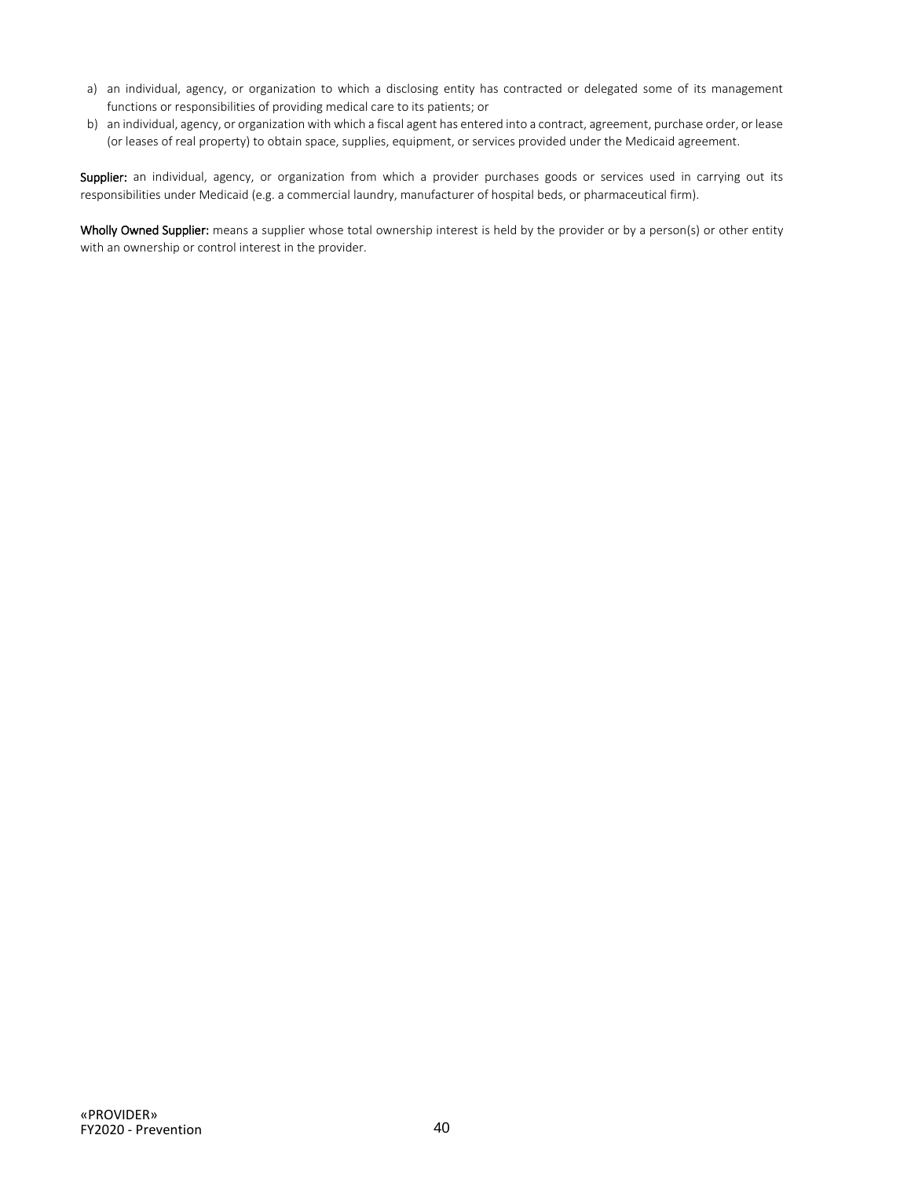a) an individual, agency, or organization to which a disclosing entity has contracted or delegated some of its management functions or responsibilities of providing medical care to its patients; or
b) an individual, agency, or organization with which a fiscal agent has entered into a contract, agreement, purchase order, or lease (or leases of real property) to obtain space, supplies, equipment, or services provided under the Medicaid agreement.

**Supplier:** an individual, agency, or organization from which a provider purchases goods or services used in carrying out its responsibilities under Medicaid (e.g. a commercial laundry, manufacturer of hospital beds, or pharmaceutical firm).

**Wholly Owned Supplier:** means a supplier whose total ownership interest is held by the provider or by a person(s) or other entity with an ownership or control interest in the provider.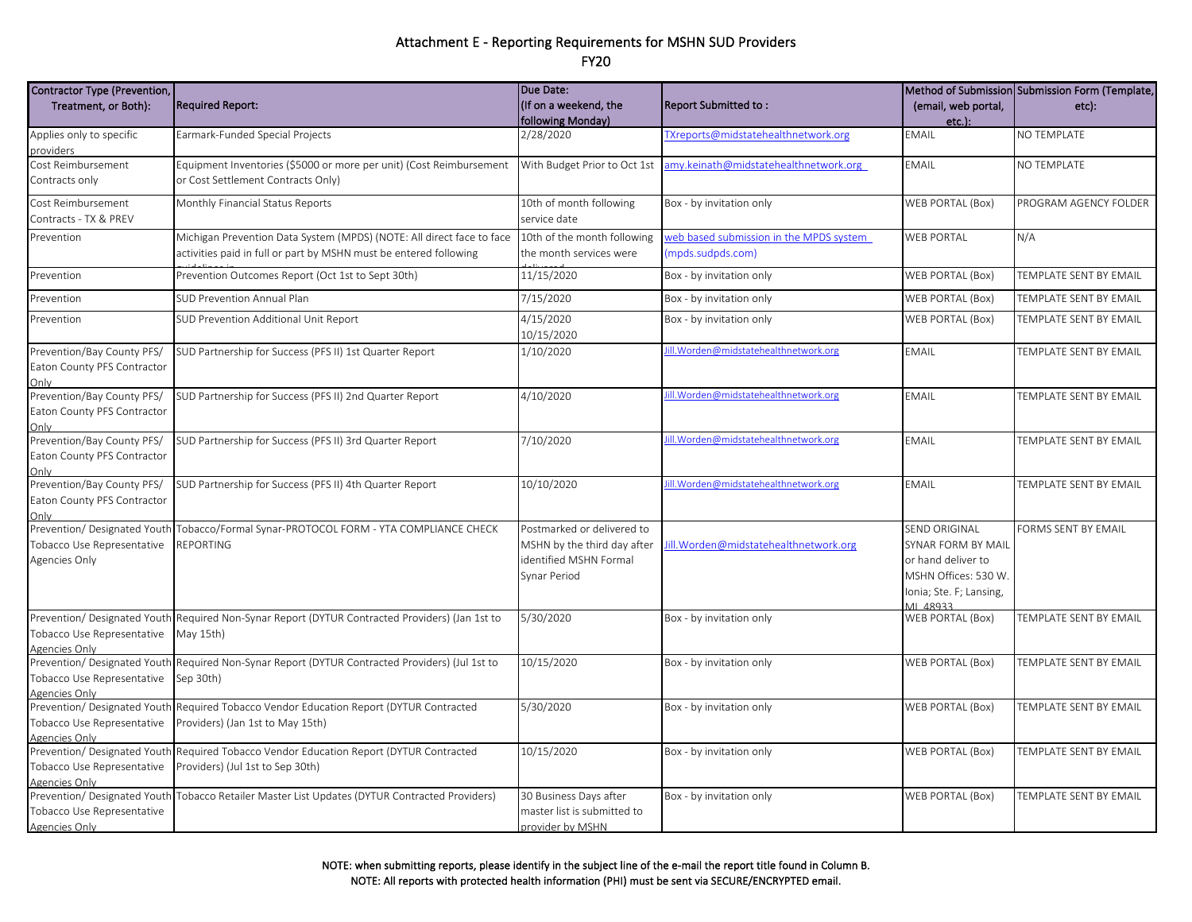# Attachment E - Reporting Requirements for MSHN SUD Providers

## FY20

| Contractor Type (Prevention, Treatment, or Both): | Required Report: | Due Date: (If on a weekend, the following Monday) | Report Submitted to : | Method of Submission (email, web portal, etc.): | Submission Form (Template, etc): |
|---|---|---|---|---|---|
| Applies only to specific providers | Earmark-Funded Special Projects | 2/28/2020 | TXreports@midstatehealthnetwork.org | EMAIL | NO TEMPLATE |
| Cost Reimbursement Contracts only | Equipment Inventories ($5000 or more per unit) (Cost Reimbursement or Cost Settlement Contracts Only) | With Budget Prior to Oct 1st | amy.keinath@midstatehealthnetwork.org | EMAIL | NO TEMPLATE |
| Cost Reimbursement Contracts - TX & PREV | Monthly Financial Status Reports | 10th of month following service date | Box - by invitation only | WEB PORTAL (Box) | PROGRAM AGENCY FOLDER |
| Prevention | Michigan Prevention Data System (MPDS) (NOTE: All direct face to face activities paid in full or part by MSHN must be entered following guidelines in | 10th of the month following the month services were delivered | web based submission in the MPDS system (mpds.sudpds.com) | WEB PORTAL | N/A |
| Prevention | Prevention Outcomes Report (Oct 1st to Sept 30th) | 11/15/2020 | Box - by invitation only | WEB PORTAL (Box) | TEMPLATE SENT BY EMAIL |
| Prevention | SUD Prevention Annual Plan | 7/15/2020 | Box - by invitation only | WEB PORTAL (Box) | TEMPLATE SENT BY EMAIL |
| Prevention | SUD Prevention Additional Unit Report | 4/15/2020<br>10/15/2020 | Box - by invitation only | WEB PORTAL (Box) | TEMPLATE SENT BY EMAIL |
| Prevention/Bay County PFS/ Eaton County PFS Contractor Only | SUD Partnership for Success (PFS II) 1st Quarter Report | 1/10/2020 | Jill.Worden@midstatehealthnetwork.org | EMAIL | TEMPLATE SENT BY EMAIL |
| Prevention/Bay County PFS/ Eaton County PFS Contractor Only | SUD Partnership for Success (PFS II) 2nd Quarter Report | 4/10/2020 | Jill.Worden@midstatehealthnetwork.org | EMAIL | TEMPLATE SENT BY EMAIL |
| Prevention/Bay County PFS/ Eaton County PFS Contractor Only | SUD Partnership for Success (PFS II) 3rd Quarter Report | 7/10/2020 | Jill.Worden@midstatehealthnetwork.org | EMAIL | TEMPLATE SENT BY EMAIL |
| Prevention/Bay County PFS/ Eaton County PFS Contractor Only | SUD Partnership for Success (PFS II) 4th Quarter Report | 10/10/2020 | Jill.Worden@midstatehealthnetwork.org | EMAIL | TEMPLATE SENT BY EMAIL |
| Prevention/ Designated Youth Tobacco Use Representative Agencies Only | Tobacco/Formal Synar-PROTOCOL FORM - YTA COMPLIANCE CHECK REPORTING | Postmarked or delivered to MSHN by the third day after identified MSHN Formal Synar Period | Jill.Worden@midstatehealthnetwork.org | SEND ORIGINAL SYNAR FORM BY MAIL or hand deliver to MSHN Offices: 530 W. Ionia; Ste. F; Lansing, MI 48933 | FORMS SENT BY EMAIL |
| Prevention/ Designated Youth Tobacco Use Representative Agencies Only | Required Non-Synar Report (DYTUR Contracted Providers) (Jan 1st to May 15th) | 5/30/2020 | Box - by invitation only | WEB PORTAL (Box) | TEMPLATE SENT BY EMAIL |
| Prevention/ Designated Youth Tobacco Use Representative Agencies Only | Required Non-Synar Report (DYTUR Contracted Providers) (Jul 1st to Sep 30th) | 10/15/2020 | Box - by invitation only | WEB PORTAL (Box) | TEMPLATE SENT BY EMAIL |
| Prevention/ Designated Youth Tobacco Use Representative Agencies Only | Required Tobacco Vendor Education Report (DYTUR Contracted Providers) (Jan 1st to May 15th) | 5/30/2020 | Box - by invitation only | WEB PORTAL (Box) | TEMPLATE SENT BY EMAIL |
| Prevention/ Designated Youth Tobacco Use Representative Agencies Only | Required Tobacco Vendor Education Report (DYTUR Contracted Providers) (Jul 1st to Sep 30th) | 10/15/2020 | Box - by invitation only | WEB PORTAL (Box) | TEMPLATE SENT BY EMAIL |
| Prevention/ Designated Youth Tobacco Use Representative Agencies Only | Tobacco Retailer Master List Updates (DYTUR Contracted Providers) | 30 Business Days after master list is submitted to provider by MSHN | Box - by invitation only | WEB PORTAL (Box) | TEMPLATE SENT BY EMAIL |

NOTE: when submitting reports, please identify in the subject line of the e-mail the report title found in Column B.

NOTE: All reports with protected health information (PHI) must be sent via SECURE/ENCRYPTED email.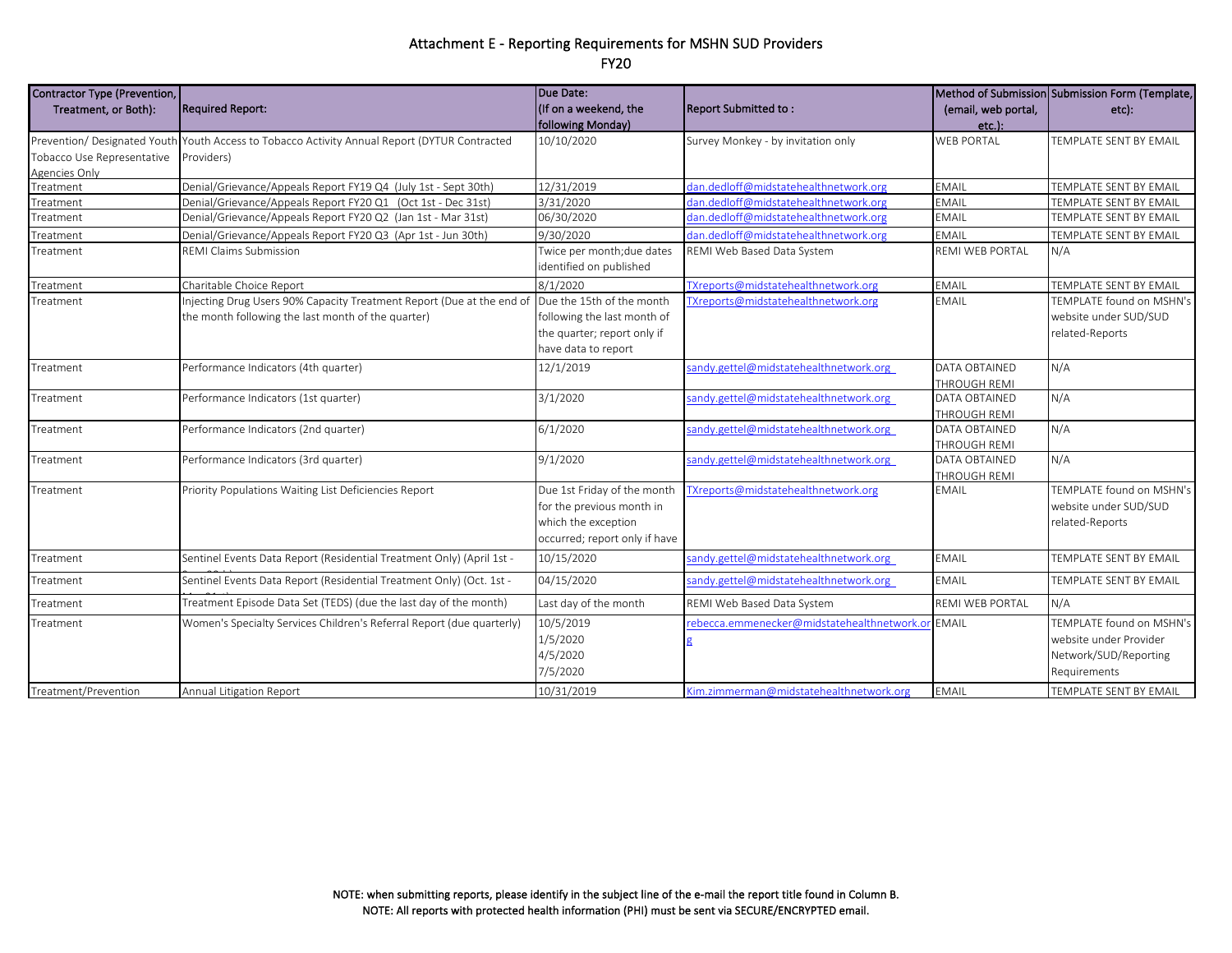# Attachment E - Reporting Requirements for MSHN SUD Providers

## FY20

| Contractor Type (Prevention, Treatment, or Both): | Required Report: | Due Date: (If on a weekend, the following Monday) | Report Submitted to : | Method of Submission (email, web portal, etc.): | Submission Form (Template, etc): |
|---|---|---|---|---|---|
| Prevention/ Designated Youth Tobacco Use Representative Agencies Only | Youth Access to Tobacco Activity Annual Report (DYTUR Contracted Providers) | 10/10/2020 | Survey Monkey - by invitation only | WEB PORTAL | TEMPLATE SENT BY EMAIL |
| Treatment | Denial/Grievance/Appeals Report FY19 Q4 (July 1st - Sept 30th) | 12/31/2019 | dan.dedloff@midstatehealthnetwork.org | EMAIL | TEMPLATE SENT BY EMAIL |
| Treatment | Denial/Grievance/Appeals Report FY20 Q1 (Oct 1st - Dec 31st) | 3/31/2020 | dan.dedloff@midstatehealthnetwork.org | EMAIL | TEMPLATE SENT BY EMAIL |
| Treatment | Denial/Grievance/Appeals Report FY20 Q2 (Jan 1st - Mar 31st) | 06/30/2020 | dan.dedloff@midstatehealthnetwork.org | EMAIL | TEMPLATE SENT BY EMAIL |
| Treatment | Denial/Grievance/Appeals Report FY20 Q3 (Apr 1st - Jun 30th) | 9/30/2020 | dan.dedloff@midstatehealthnetwork.org | EMAIL | TEMPLATE SENT BY EMAIL |
| Treatment | REMI Claims Submission | Twice per month;due dates identified on published | REMI Web Based Data System | REMI WEB PORTAL | N/A |
| Treatment | Charitable Choice Report | 8/1/2020 | TXreports@midstatehealthnetwork.org | EMAIL | TEMPLATE SENT BY EMAIL |
| Treatment | Injecting Drug Users 90% Capacity Treatment Report (Due at the end of the month following the last month of the quarter) | Due the 15th of the month following the last month of the quarter; report only if have data to report | TXreports@midstatehealthnetwork.org | EMAIL | TEMPLATE found on MSHN's website under SUD/SUD related-Reports |
| Treatment | Performance Indicators (4th quarter) | 12/1/2019 | sandy.gettel@midstatehealthnetwork.org | DATA OBTAINED THROUGH REMI | N/A |
| Treatment | Performance Indicators (1st quarter) | 3/1/2020 | sandy.gettel@midstatehealthnetwork.org | DATA OBTAINED THROUGH REMI | N/A |
| Treatment | Performance Indicators (2nd quarter) | 6/1/2020 | sandy.gettel@midstatehealthnetwork.org | DATA OBTAINED THROUGH REMI | N/A |
| Treatment | Performance Indicators (3rd quarter) | 9/1/2020 | sandy.gettel@midstatehealthnetwork.org | DATA OBTAINED THROUGH REMI | N/A |
| Treatment | Priority Populations Waiting List Deficiencies Report | Due 1st Friday of the month for the previous month in which the exception occurred; report only if have | TXreports@midstatehealthnetwork.org | EMAIL | TEMPLATE found on MSHN's website under SUD/SUD related-Reports |
| Treatment | Sentinel Events Data Report (Residential Treatment Only) (April 1st - | 10/15/2020 | sandy.gettel@midstatehealthnetwork.org | EMAIL | TEMPLATE SENT BY EMAIL |
| Treatment | Sentinel Events Data Report (Residential Treatment Only) (Oct. 1st - | 04/15/2020 | sandy.gettel@midstatehealthnetwork.org | EMAIL | TEMPLATE SENT BY EMAIL |
| Treatment | Treatment Episode Data Set (TEDS) (due the last day of the month) | Last day of the month | REMI Web Based Data System | REMI WEB PORTAL | N/A |
| Treatment | Women's Specialty Services Children's Referral Report (due quarterly) | 10/5/2019<br>1/5/2020<br>4/5/2020<br>7/5/2020 | rebecca.emmenecker@midstatehealthnetwork.org | EMAIL | TEMPLATE found on MSHN's website under Provider Network/SUD/Reporting Requirements |
| Treatment/Prevention | Annual Litigation Report | 10/31/2019 | Kim.zimmerman@midstatehealthnetwork.org | EMAIL | TEMPLATE SENT BY EMAIL |

NOTE: when submitting reports, please identify in the subject line of the e-mail the report title found in Column B.

NOTE: All reports with protected health information (PHI) must be sent via SECURE/ENCRYPTED email.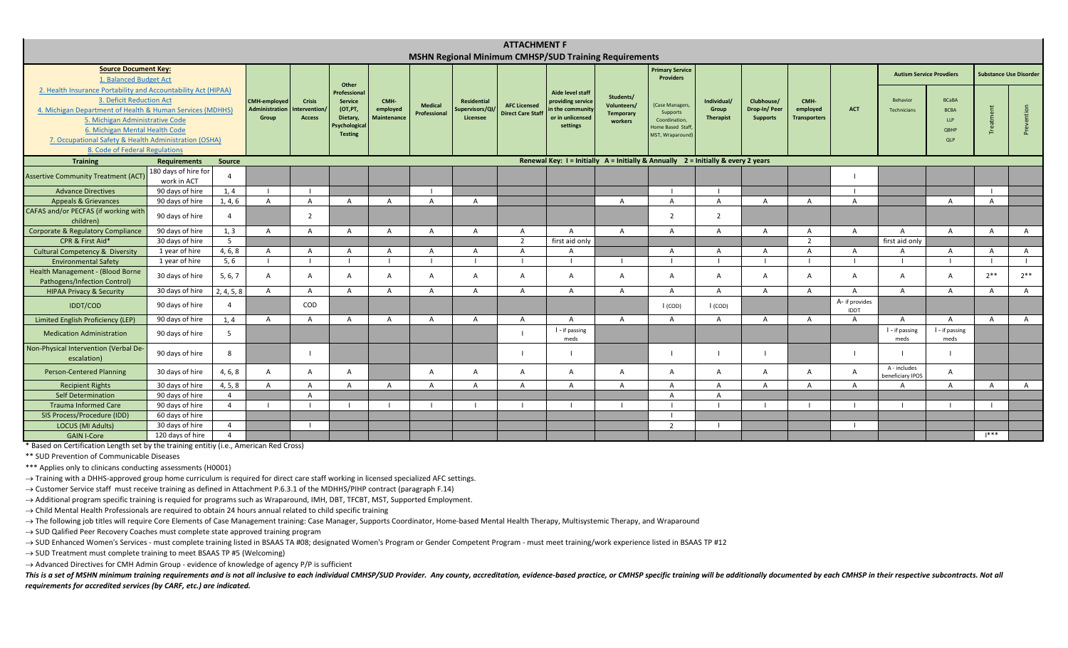# ATTACHMENT F

## MSHN Regional Minimum CMHSP/SUD Training Requirements

**Source Document Key:**

1. Balanced Budget Act
2. Health Insurance Portability and Accountability Act (HIPAA)
3. Deficit Reduction Act
4. Michigan Department of Health & Human Services (MDHHS)
5. Michigan Administrative Code
6. Michigan Mental Health Code
7. Occupational Safety & Health Administration (OSHA)
8. Code of Federal Regulations

**Renewal Key:** I = Initially A = Initially & Annually 2 = Initially & every 2 years

| Training | Requirements | Source | CMH-employed Administration Group | Crisis Intervention/ Access | Other Professional Service (OT,PT, Dietary, Psychological Testing) | CMH-employed Maintenance | Medical Professional | Residential Supervisors/QI/ Licensee | AFC Licensed Direct Care Staff | Aide level staff providing service in the community or in unlicensed settings | Students/ Volunteers/ Temporary workers | Primary Service Providers (Case Managers, Supports Coordination, Home Based Staff, MST, Wraparound) | Individual/ Group Therapist | Clubhouse/ Drop-In/ Peer Supports | CMH-employed Transporters | ACT | Autism Service Providers: Behavior Technicians | Autism Service Providers: BCaBA, BCBA, LLP, QBHP, QLP | Substance Use Disorder: Treatment | Substance Use Disorder: Prevention |
|---|---|---|---|---|---|---|---|---|---|---|---|---|---|---|---|---|---|---|---|---|
| Assertive Community Treatment (ACT) | 180 days of hire for work in ACT | 4 | | | | | | | | | | | | | | I | | | | |
| Advance Directives | 90 days of hire | 1, 4 | I | I | | | I | | | | | I | I | | | I | | | I | |
| Appeals & Grievances | 90 days of hire | 1, 4, 6 | A | A | A | A | A | A | | | A | A | A | A | A | A | | A | A | |
| CAFAS and/or PECFAS (if working with children) | 90 days of hire | 4 | | 2 | | | | | | | | 2 | 2 | | | | | | | |
| Corporate & Regulatory Compliance | 90 days of hire | 1, 3 | A | A | A | A | A | A | A | A | A | A | A | A | A | A | A | A | A | A |
| CPR & First Aid* | 30 days of hire | 5 | | | | | | | 2 | first aid only | | | | | 2 | | first aid only | | | |
| Cultural Competency & Diversity | 1 year of hire | 4, 6, 8 | A | A | A | A | A | A | A | A | | A | A | A | A | A | A | A | A | A |
| Environmental Safety | 1 year of hire | 5, 6 | I | I | I | I | I | I | I | I | I | I | I | I | I | I | I | I | I | I |
| Health Management - (Blood Borne Pathogens/Infection Control) | 30 days of hire | 5, 6, 7 | A | A | A | A | A | A | A | A | A | A | A | A | A | A | A | A | 2** | 2** |
| HIPAA Privacy & Security | 30 days of hire | 2, 4, 5, 8 | A | A | A | A | A | A | A | A | A | A | A | A | A | A | A | A | A | A |
| IDDT/COD | 90 days of hire | 4 | | COD | | | | | | | | I (COD) | I (COD) | | | A- if provides IDDT | | | | |
| Limited English Proficiency (LEP) | 90 days of hire | 1, 4 | A | A | A | A | A | A | A | A | A | A | A | A | A | A | A | A | A | A |
| Medication Administration | 90 days of hire | 5 | | | | | | | I | I - if passing meds | | | | | | | I - if passing meds | I - if passing meds | | |
| Non-Physical Intervention (Verbal De-escalation) | 90 days of hire | 8 | | I | | | | | I | I | | I | I | I | | I | I | I | | |
| Person-Centered Planning | 30 days of hire | 4, 6, 8 | A | A | A | | A | A | A | A | A | A | A | A | A | A | A - includes beneficiary IPOS | A | | |
| Recipient Rights | 30 days of hire | 4, 5, 8 | A | A | A | A | A | A | A | A | A | A | A | A | A | A | A | A | A | A |
| Self Determination | 90 days of hire | 4 | | A | | | | | | | | A | A | | | | | | | |
| Trauma Informed Care | 90 days of hire | 4 | I | I | I | I | I | I | I | I | I | I | I | I | I | I | I | I | I | |
| SIS Process/Procedure (IDD) | 60 days of hire | | | | | | | | | | | I | | | | | | | | |
| LOCUS (MI Adults) | 30 days of hire | 4 | | I | | | | | | | | 2 | I | | | I | | | | |
| GAIN I-Core | 120 days of hire | 4 | | | | | | | | | | | | | | | | | I*** | |

\* Based on Certification Length set by the training entitiy (i.e., American Red Cross)

\** SUD Prevention of Communicable Diseases

\*** Applies only to clinicans conducting assessments (H0001)

→ Training with a DHHS-approved group home curriculum is required for direct care staff working in licensed specialized AFC settings.

→ Customer Service staff must receive training as defined in Attachment P.6.3.1 of the MDHHS/PIHP contract (paragraph F.14)

→ Additional program specific training is requied for programs such as Wraparound, IMH, DBT, TFCBT, MST, Supported Employment.

→ Child Mental Health Professionals are required to obtain 24 hours annual related to child specific training

→ The following job titles will require Core Elements of Case Management training: Case Manager, Supports Coordinator, Home-based Mental Health Therapy, Multisystemic Therapy, and Wraparound

→ SUD Qalified Peer Recovery Coaches must complete state approved training program

→ SUD Enhanced Women's Services - must complete training listed in BSAAS TA #08; designated Women's Program or Gender Competent Program - must meet training/work experience listed in BSAAS TP #12

→ SUD Treatment must complete training to meet BSAAS TP #5 (Welcoming)

→ Advanced Directives for CMH Admin Group - evidence of knowledge of agency P/P is sufficient

*This is a set of MSHN minimum training requirements and is not all inclusive to each individual CMHSP/SUD Provider. Any county, accreditation, evidence-based practice, or CMHSP specific training will be additionally documented by each CMHSP in their respective subcontracts. Not all requirements for accredited services (by CARF, etc.) are indicated.*